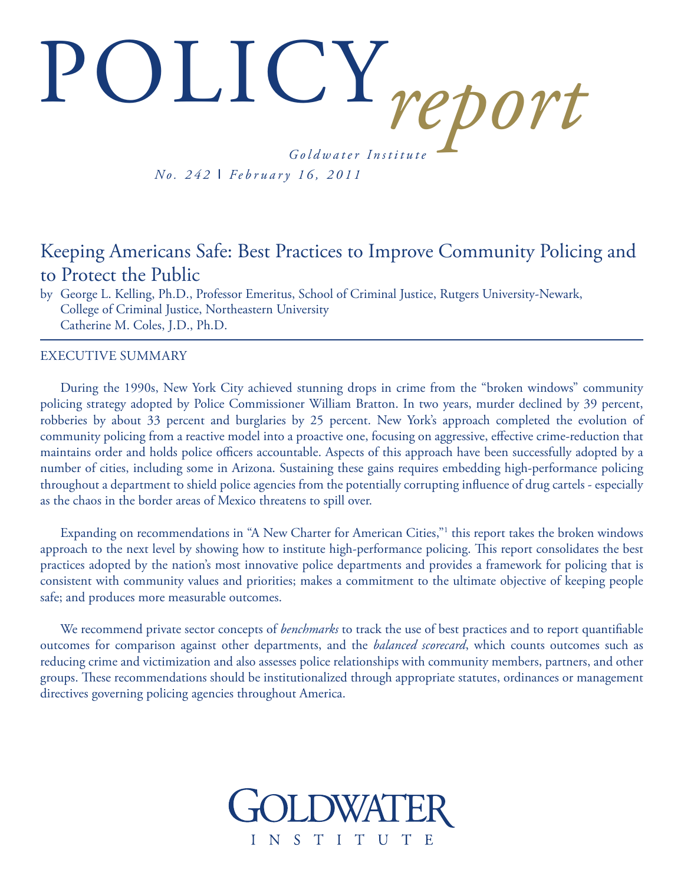# POLICY *report*

*Goldwater Institute*

*No. 242 | February 16, 2011*

## Keeping Americans Safe: Best Practices to Improve Community Policing and to Protect the Public

by George L. Kelling, Ph.D., Professor Emeritus, School of Criminal Justice, Rutgers University-Newark, College of Criminal Justice, Northeastern University
Catherine M. Coles, J.D., Ph.D.

---

### EXECUTIVE SUMMARY

During the 1990s, New York City achieved stunning drops in crime from the "broken windows" community policing strategy adopted by Police Commissioner William Bratton. In two years, murder declined by 39 percent, robberies by about 33 percent and burglaries by 25 percent. New York's approach completed the evolution of community policing from a reactive model into a proactive one, focusing on aggressive, effective crime-reduction that maintains order and holds police officers accountable. Aspects of this approach have been successfully adopted by a number of cities, including some in Arizona. Sustaining these gains requires embedding high-performance policing throughout a department to shield police agencies from the potentially corrupting influence of drug cartels - especially as the chaos in the border areas of Mexico threatens to spill over.

Expanding on recommendations in "A New Charter for American Cities,"[1] this report takes the broken windows approach to the next level by showing how to institute high-performance policing. This report consolidates the best practices adopted by the nation's most innovative police departments and provides a framework for policing that is consistent with community values and priorities; makes a commitment to the ultimate objective of keeping people safe; and produces more measurable outcomes.

We recommend private sector concepts of *benchmarks* to track the use of best practices and to report quantifiable outcomes for comparison against other departments, and the *balanced scorecard*, which counts outcomes such as reducing crime and victimization and also assesses police relationships with community members, partners, and other groups. These recommendations should be institutionalized through appropriate statutes, ordinances or management directives governing policing agencies throughout America.

GOLDWATER INSTITUTE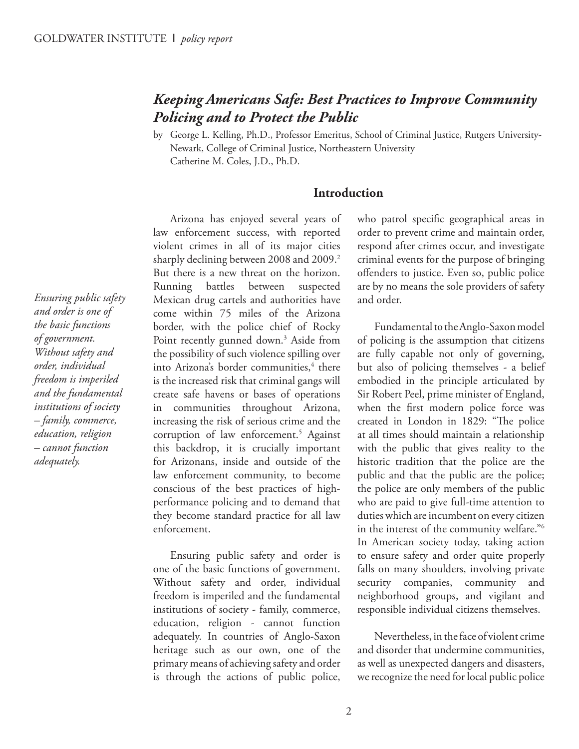# *Keeping Americans Safe: Best Practices to Improve Community Policing and to Protect the Public*

by George L. Kelling, Ph.D., Professor Emeritus, School of Criminal Justice, Rutgers University-Newark, College of Criminal Justice, Northeastern University
Catherine M. Coles, J.D., Ph.D.

## Introduction

*Ensuring public safety and order is one of the basic functions of government. Without safety and order, individual freedom is imperiled and the fundamental institutions of society – family, commerce, education, religion – cannot function adequately.*

Arizona has enjoyed several years of law enforcement success, with reported violent crimes in all of its major cities sharply declining between 2008 and 2009.[2] But there is a new threat on the horizon. Running battles between suspected Mexican drug cartels and authorities have come within 75 miles of the Arizona border, with the police chief of Rocky Point recently gunned down.[3] Aside from the possibility of such violence spilling over into Arizona's border communities,[4] there is the increased risk that criminal gangs will create safe havens or bases of operations in communities throughout Arizona, increasing the risk of serious crime and the corruption of law enforcement.[5] Against this backdrop, it is crucially important for Arizonans, inside and outside of the law enforcement community, to become conscious of the best practices of high-performance policing and to demand that they become standard practice for all law enforcement.

Ensuring public safety and order is one of the basic functions of government. Without safety and order, individual freedom is imperiled and the fundamental institutions of society - family, commerce, education, religion - cannot function adequately. In countries of Anglo-Saxon heritage such as our own, one of the primary means of achieving safety and order is through the actions of public police, who patrol specific geographical areas in order to prevent crime and maintain order, respond after crimes occur, and investigate criminal events for the purpose of bringing offenders to justice. Even so, public police are by no means the sole providers of safety and order.

Fundamental to the Anglo-Saxon model of policing is the assumption that citizens are fully capable not only of governing, but also of policing themselves - a belief embodied in the principle articulated by Sir Robert Peel, prime minister of England, when the first modern police force was created in London in 1829: "The police at all times should maintain a relationship with the public that gives reality to the historic tradition that the police are the public and that the public are the police; the police are only members of the public who are paid to give full-time attention to duties which are incumbent on every citizen in the interest of the community welfare."[6] In American society today, taking action to ensure safety and order quite properly falls on many shoulders, involving private security companies, community and neighborhood groups, and vigilant and responsible individual citizens themselves.

Nevertheless, in the face of violent crime and disorder that undermine communities, as well as unexpected dangers and disasters, we recognize the need for local public police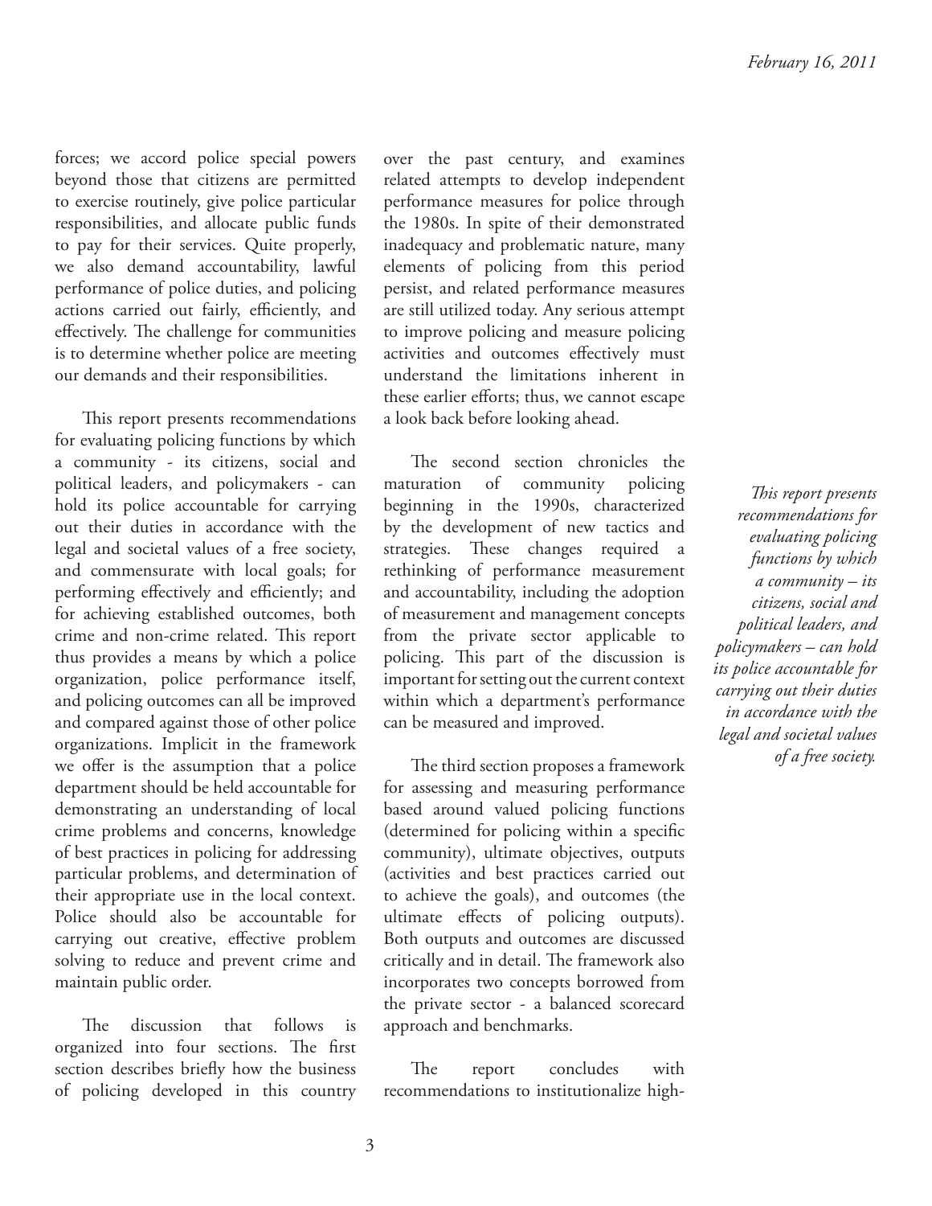forces; we accord police special powers beyond those that citizens are permitted to exercise routinely, give police particular responsibilities, and allocate public funds to pay for their services. Quite properly, we also demand accountability, lawful performance of police duties, and policing actions carried out fairly, efficiently, and effectively. The challenge for communities is to determine whether police are meeting our demands and their responsibilities.

This report presents recommendations for evaluating policing functions by which a community - its citizens, social and political leaders, and policymakers - can hold its police accountable for carrying out their duties in accordance with the legal and societal values of a free society, and commensurate with local goals; for performing effectively and efficiently; and for achieving established outcomes, both crime and non-crime related. This report thus provides a means by which a police organization, police performance itself, and policing outcomes can all be improved and compared against those of other police organizations. Implicit in the framework we offer is the assumption that a police department should be held accountable for demonstrating an understanding of local crime problems and concerns, knowledge of best practices in policing for addressing particular problems, and determination of their appropriate use in the local context. Police should also be accountable for carrying out creative, effective problem solving to reduce and prevent crime and maintain public order.

The discussion that follows is organized into four sections. The first section describes briefly how the business of policing developed in this country over the past century, and examines related attempts to develop independent performance measures for police through the 1980s. In spite of their demonstrated inadequacy and problematic nature, many elements of policing from this period persist, and related performance measures are still utilized today. Any serious attempt to improve policing and measure policing activities and outcomes effectively must understand the limitations inherent in these earlier efforts; thus, we cannot escape a look back before looking ahead.

The second section chronicles the maturation of community policing beginning in the 1990s, characterized by the development of new tactics and strategies. These changes required a rethinking of performance measurement and accountability, including the adoption of measurement and management concepts from the private sector applicable to policing. This part of the discussion is important for setting out the current context within which a department's performance can be measured and improved.

The third section proposes a framework for assessing and measuring performance based around valued policing functions (determined for policing within a specific community), ultimate objectives, outputs (activities and best practices carried out to achieve the goals), and outcomes (the ultimate effects of policing outputs). Both outputs and outcomes are discussed critically and in detail. The framework also incorporates two concepts borrowed from the private sector - a balanced scorecard approach and benchmarks.

The report concludes with recommendations to institutionalize high-

*This report presents recommendations for evaluating policing functions by which a community – its citizens, social and political leaders, and policymakers – can hold its police accountable for carrying out their duties in accordance with the legal and societal values of a free society.*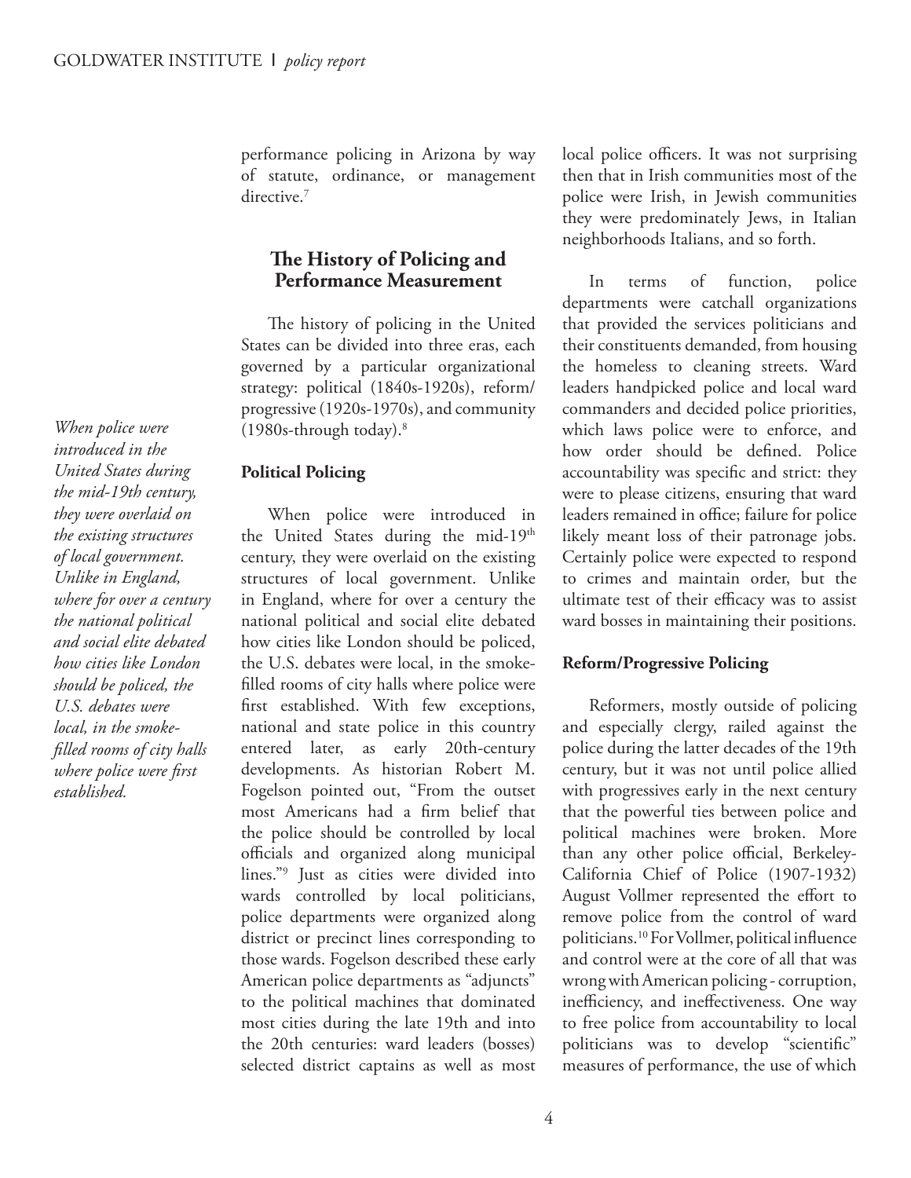performance policing in Arizona by way of statute, ordinance, or management directive.[7]

## The History of Policing and Performance Measurement

The history of policing in the United States can be divided into three eras, each governed by a particular organizational strategy: political (1840s-1920s), reform/progressive (1920s-1970s), and community (1980s-through today).[8]

*When police were introduced in the United States during the mid-19th century, they were overlaid on the existing structures of local government. Unlike in England, where for over a century the national political and social elite debated how cities like London should be policed, the U.S. debates were local, in the smoke-filled rooms of city halls where police were first established.*

### Political Policing

When police were introduced in the United States during the mid-19th century, they were overlaid on the existing structures of local government. Unlike in England, where for over a century the national political and social elite debated how cities like London should be policed, the U.S. debates were local, in the smoke-filled rooms of city halls where police were first established. With few exceptions, national and state police in this country entered later, as early 20th-century developments. As historian Robert M. Fogelson pointed out, "From the outset most Americans had a firm belief that the police should be controlled by local officials and organized along municipal lines."[9] Just as cities were divided into wards controlled by local politicians, police departments were organized along district or precinct lines corresponding to those wards. Fogelson described these early American police departments as "adjuncts" to the political machines that dominated most cities during the late 19th and into the 20th centuries: ward leaders (bosses) selected district captains as well as most local police officers. It was not surprising then that in Irish communities most of the police were Irish, in Jewish communities they were predominately Jews, in Italian neighborhoods Italians, and so forth.

In terms of function, police departments were catchall organizations that provided the services politicians and their constituents demanded, from housing the homeless to cleaning streets. Ward leaders handpicked police and local ward commanders and decided police priorities, which laws police were to enforce, and how order should be defined. Police accountability was specific and strict: they were to please citizens, ensuring that ward leaders remained in office; failure for police likely meant loss of their patronage jobs. Certainly police were expected to respond to crimes and maintain order, but the ultimate test of their efficacy was to assist ward bosses in maintaining their positions.

### Reform/Progressive Policing

Reformers, mostly outside of policing and especially clergy, railed against the police during the latter decades of the 19th century, but it was not until police allied with progressives early in the next century that the powerful ties between police and political machines were broken. More than any other police official, Berkeley-California Chief of Police (1907-1932) August Vollmer represented the effort to remove police from the control of ward politicians.[10] For Vollmer, political influence and control were at the core of all that was wrong with American policing - corruption, inefficiency, and ineffectiveness. One way to free police from accountability to local politicians was to develop "scientific" measures of performance, the use of which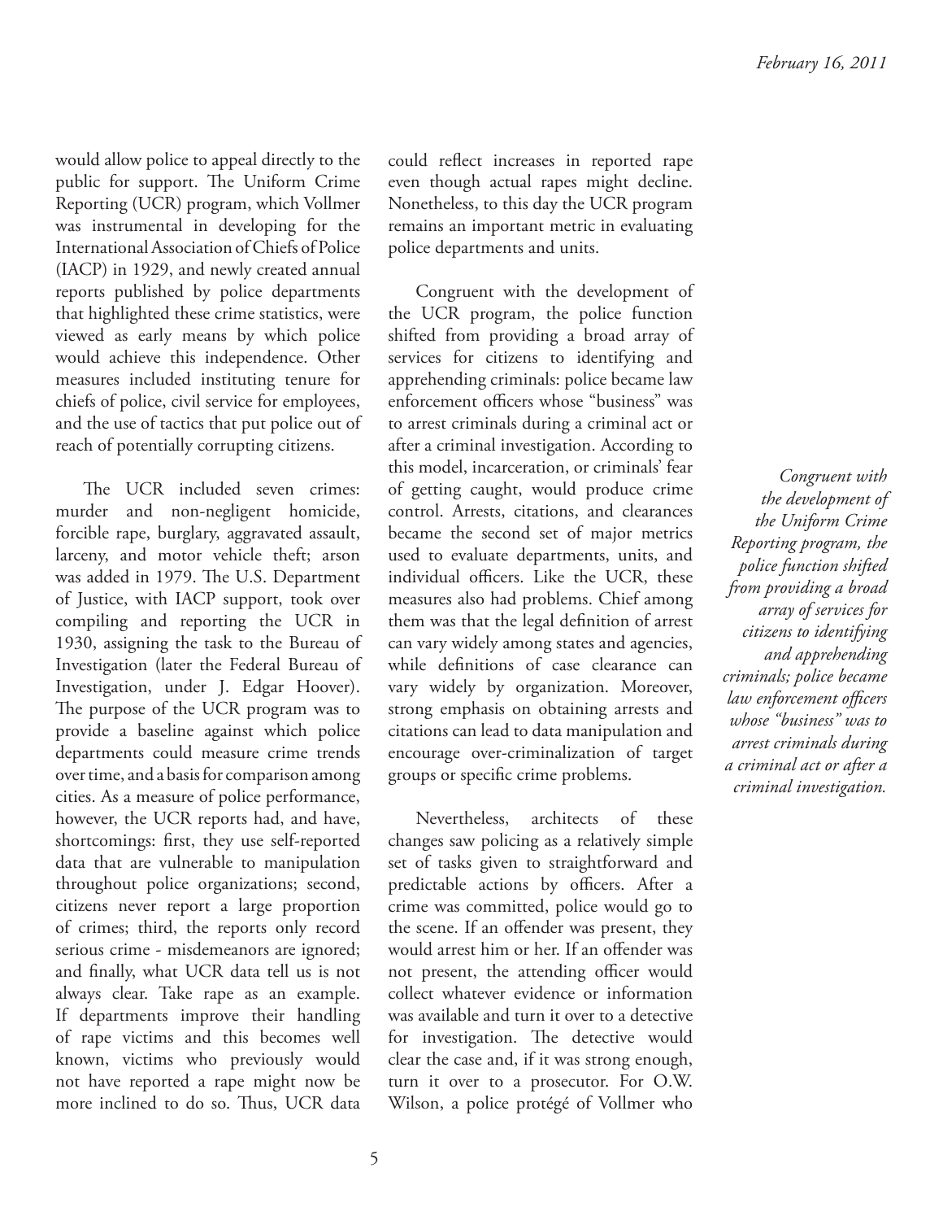would allow police to appeal directly to the public for support. The Uniform Crime Reporting (UCR) program, which Vollmer was instrumental in developing for the International Association of Chiefs of Police (IACP) in 1929, and newly created annual reports published by police departments that highlighted these crime statistics, were viewed as early means by which police would achieve this independence. Other measures included instituting tenure for chiefs of police, civil service for employees, and the use of tactics that put police out of reach of potentially corrupting citizens.

The UCR included seven crimes: murder and non-negligent homicide, forcible rape, burglary, aggravated assault, larceny, and motor vehicle theft; arson was added in 1979. The U.S. Department of Justice, with IACP support, took over compiling and reporting the UCR in 1930, assigning the task to the Bureau of Investigation (later the Federal Bureau of Investigation, under J. Edgar Hoover). The purpose of the UCR program was to provide a baseline against which police departments could measure crime trends over time, and a basis for comparison among cities. As a measure of police performance, however, the UCR reports had, and have, shortcomings: first, they use self-reported data that are vulnerable to manipulation throughout police organizations; second, citizens never report a large proportion of crimes; third, the reports only record serious crime - misdemeanors are ignored; and finally, what UCR data tell us is not always clear. Take rape as an example. If departments improve their handling of rape victims and this becomes well known, victims who previously would not have reported a rape might now be more inclined to do so. Thus, UCR data could reflect increases in reported rape even though actual rapes might decline. Nonetheless, to this day the UCR program remains an important metric in evaluating police departments and units.

Congruent with the development of the UCR program, the police function shifted from providing a broad array of services for citizens to identifying and apprehending criminals: police became law enforcement officers whose "business" was to arrest criminals during a criminal act or after a criminal investigation. According to this model, incarceration, or criminals' fear of getting caught, would produce crime control. Arrests, citations, and clearances became the second set of major metrics used to evaluate departments, units, and individual officers. Like the UCR, these measures also had problems. Chief among them was that the legal definition of arrest can vary widely among states and agencies, while definitions of case clearance can vary widely by organization. Moreover, strong emphasis on obtaining arrests and citations can lead to data manipulation and encourage over-criminalization of target groups or specific crime problems.

*Congruent with the development of the Uniform Crime Reporting program, the police function shifted from providing a broad array of services for citizens to identifying and apprehending criminals; police became law enforcement officers whose "business" was to arrest criminals during a criminal act or after a criminal investigation.*

Nevertheless, architects of these changes saw policing as a relatively simple set of tasks given to straightforward and predictable actions by officers. After a crime was committed, police would go to the scene. If an offender was present, they would arrest him or her. If an offender was not present, the attending officer would collect whatever evidence or information was available and turn it over to a detective for investigation. The detective would clear the case and, if it was strong enough, turn it over to a prosecutor. For O.W. Wilson, a police protégé of Vollmer who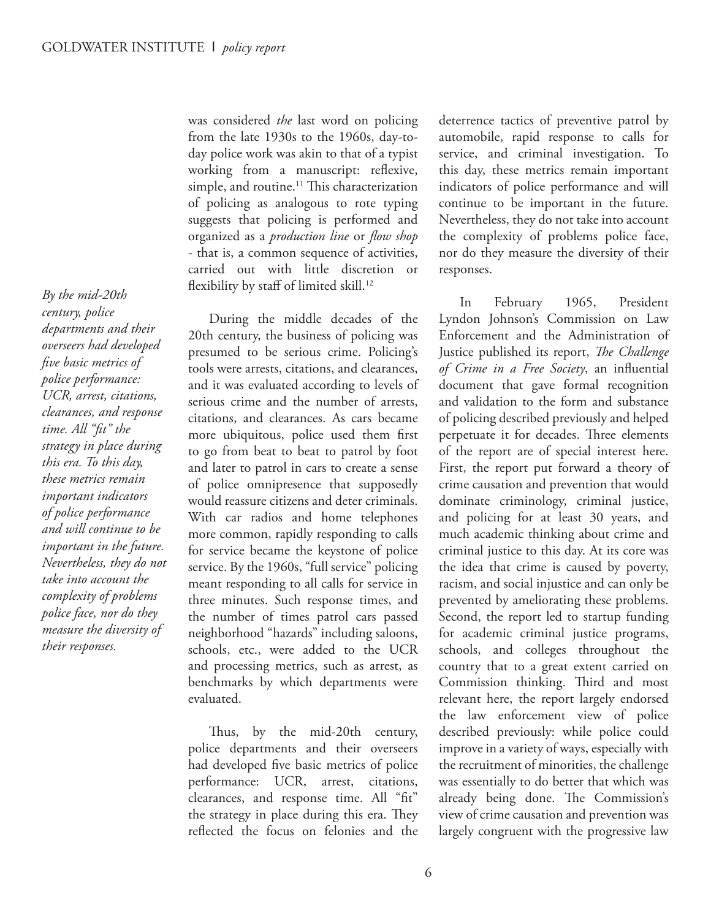was considered *the* last word on policing from the late 1930s to the 1960s, day-to-day police work was akin to that of a typist working from a manuscript: reflexive, simple, and routine.[11] This characterization of policing as analogous to rote typing suggests that policing is performed and organized as a *production line* or *flow shop* - that is, a common sequence of activities, carried out with little discretion or flexibility by staff of limited skill.[12]

*By the mid-20th century, police departments and their overseers had developed five basic metrics of police performance: UCR, arrest, citations, clearances, and response time. All "fit" the strategy in place during this era. To this day, these metrics remain important indicators of police performance and will continue to be important in the future. Nevertheless, they do not take into account the complexity of problems police face, nor do they measure the diversity of their responses.*

During the middle decades of the 20th century, the business of policing was presumed to be serious crime. Policing's tools were arrests, citations, and clearances, and it was evaluated according to levels of serious crime and the number of arrests, citations, and clearances. As cars became more ubiquitous, police used them first to go from beat to beat to patrol by foot and later to patrol in cars to create a sense of police omnipresence that supposedly would reassure citizens and deter criminals. With car radios and home telephones more common, rapidly responding to calls for service became the keystone of police service. By the 1960s, "full service" policing meant responding to all calls for service in three minutes. Such response times, and the number of times patrol cars passed neighborhood "hazards" including saloons, schools, etc., were added to the UCR and processing metrics, such as arrest, as benchmarks by which departments were evaluated.

Thus, by the mid-20th century, police departments and their overseers had developed five basic metrics of police performance: UCR, arrest, citations, clearances, and response time. All "fit" the strategy in place during this era. They reflected the focus on felonies and the deterrence tactics of preventive patrol by automobile, rapid response to calls for service, and criminal investigation. To this day, these metrics remain important indicators of police performance and will continue to be important in the future. Nevertheless, they do not take into account the complexity of problems police face, nor do they measure the diversity of their responses.

In February 1965, President Lyndon Johnson's Commission on Law Enforcement and the Administration of Justice published its report, *The Challenge of Crime in a Free Society*, an influential document that gave formal recognition and validation to the form and substance of policing described previously and helped perpetuate it for decades. Three elements of the report are of special interest here. First, the report put forward a theory of crime causation and prevention that would dominate criminology, criminal justice, and policing for at least 30 years, and much academic thinking about crime and criminal justice to this day. At its core was the idea that crime is caused by poverty, racism, and social injustice and can only be prevented by ameliorating these problems. Second, the report led to startup funding for academic criminal justice programs, schools, and colleges throughout the country that to a great extent carried on Commission thinking. Third and most relevant here, the report largely endorsed the law enforcement view of police described previously: while police could improve in a variety of ways, especially with the recruitment of minorities, the challenge was essentially to do better that which was already being done. The Commission's view of crime causation and prevention was largely congruent with the progressive law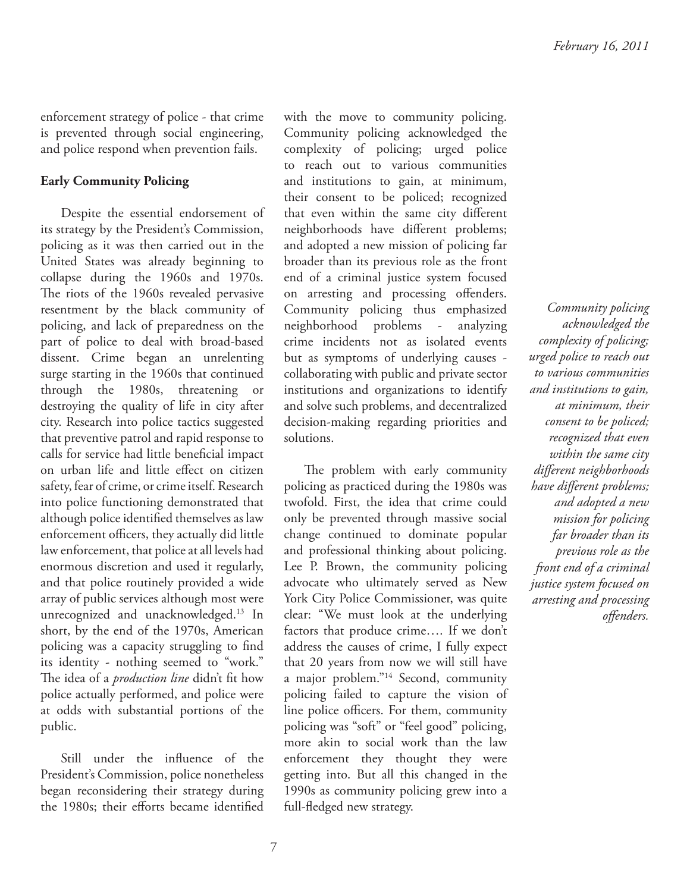enforcement strategy of police - that crime is prevented through social engineering, and police respond when prevention fails.

**Early Community Policing**

Despite the essential endorsement of its strategy by the President's Commission, policing as it was then carried out in the United States was already beginning to collapse during the 1960s and 1970s. The riots of the 1960s revealed pervasive resentment by the black community of policing, and lack of preparedness on the part of police to deal with broad-based dissent. Crime began an unrelenting surge starting in the 1960s that continued through the 1980s, threatening or destroying the quality of life in city after city. Research into police tactics suggested that preventive patrol and rapid response to calls for service had little beneficial impact on urban life and little effect on citizen safety, fear of crime, or crime itself. Research into police functioning demonstrated that although police identified themselves as law enforcement officers, they actually did little law enforcement, that police at all levels had enormous discretion and used it regularly, and that police routinely provided a wide array of public services although most were unrecognized and unacknowledged.[13] In short, by the end of the 1970s, American policing was a capacity struggling to find its identity - nothing seemed to "work." The idea of a *production line* didn't fit how police actually performed, and police were at odds with substantial portions of the public.

Still under the influence of the President's Commission, police nonetheless began reconsidering their strategy during the 1980s; their efforts became identified with the move to community policing. Community policing acknowledged the complexity of policing; urged police to reach out to various communities and institutions to gain, at minimum, their consent to be policed; recognized that even within the same city different neighborhoods have different problems; and adopted a new mission of policing far broader than its previous role as the front end of a criminal justice system focused on arresting and processing offenders. Community policing thus emphasized neighborhood problems - analyzing crime incidents not as isolated events but as symptoms of underlying causes - collaborating with public and private sector institutions and organizations to identify and solve such problems, and decentralized decision-making regarding priorities and solutions.

The problem with early community policing as practiced during the 1980s was twofold. First, the idea that crime could only be prevented through massive social change continued to dominate popular and professional thinking about policing. Lee P. Brown, the community policing advocate who ultimately served as New York City Police Commissioner, was quite clear: "We must look at the underlying factors that produce crime…. If we don't address the causes of crime, I fully expect that 20 years from now we will still have a major problem."[14] Second, community policing failed to capture the vision of line police officers. For them, community policing was "soft" or "feel good" policing, more akin to social work than the law enforcement they thought they were getting into. But all this changed in the 1990s as community policing grew into a full-fledged new strategy.

*Community policing acknowledged the complexity of policing; urged police to reach out to various communities and institutions to gain, at minimum, their consent to be policed; recognized that even within the same city different neighborhoods have different problems; and adopted a new mission for policing far broader than its previous role as the front end of a criminal justice system focused on arresting and processing offenders.*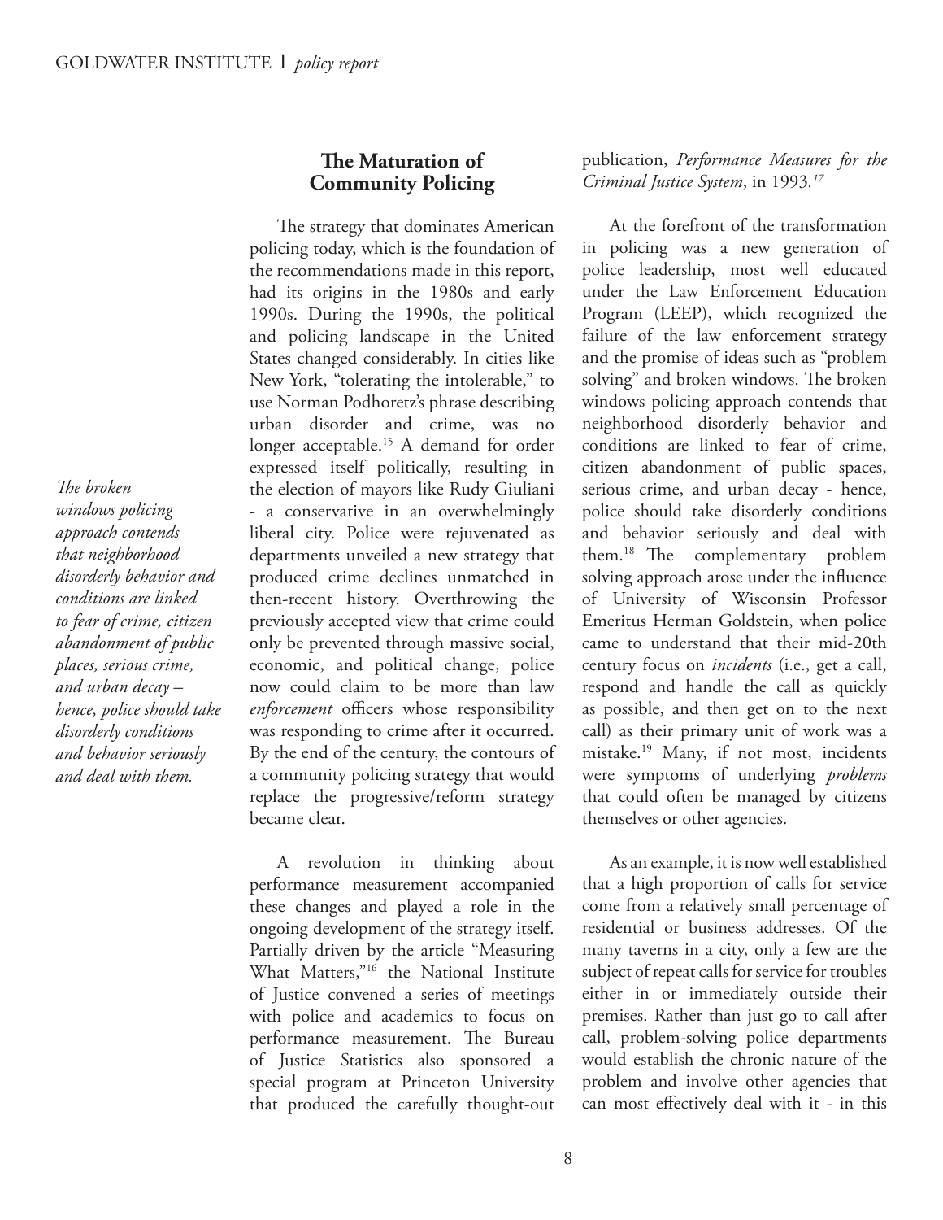## The Maturation of Community Policing

The strategy that dominates American policing today, which is the foundation of the recommendations made in this report, had its origins in the 1980s and early 1990s. During the 1990s, the political and policing landscape in the United States changed considerably. In cities like New York, "tolerating the intolerable," to use Norman Podhoretz's phrase describing urban disorder and crime, was no longer acceptable.[15] A demand for order expressed itself politically, resulting in the election of mayors like Rudy Giuliani - a conservative in an overwhelmingly liberal city. Police were rejuvenated as departments unveiled a new strategy that produced crime declines unmatched in then-recent history. Overthrowing the previously accepted view that crime could only be prevented through massive social, economic, and political change, police now could claim to be more than law *enforcement* officers whose responsibility was responding to crime after it occurred. By the end of the century, the contours of a community policing strategy that would replace the progressive/reform strategy became clear.

*The broken windows policing approach contends that neighborhood disorderly behavior and conditions are linked to fear of crime, citizen abandonment of public places, serious crime, and urban decay – hence, police should take disorderly conditions and behavior seriously and deal with them.*

A revolution in thinking about performance measurement accompanied these changes and played a role in the ongoing development of the strategy itself. Partially driven by the article "Measuring What Matters,"[16] the National Institute of Justice convened a series of meetings with police and academics to focus on performance measurement. The Bureau of Justice Statistics also sponsored a special program at Princeton University that produced the carefully thought-out publication, *Performance Measures for the Criminal Justice System*, in 1993.[17]

At the forefront of the transformation in policing was a new generation of police leadership, most well educated under the Law Enforcement Education Program (LEEP), which recognized the failure of the law enforcement strategy and the promise of ideas such as "problem solving" and broken windows. The broken windows policing approach contends that neighborhood disorderly behavior and conditions are linked to fear of crime, citizen abandonment of public spaces, serious crime, and urban decay - hence, police should take disorderly conditions and behavior seriously and deal with them.[18] The complementary problem solving approach arose under the influence of University of Wisconsin Professor Emeritus Herman Goldstein, when police came to understand that their mid-20th century focus on *incidents* (i.e., get a call, respond and handle the call as quickly as possible, and then get on to the next call) as their primary unit of work was a mistake.[19] Many, if not most, incidents were symptoms of underlying *problems* that could often be managed by citizens themselves or other agencies.

As an example, it is now well established that a high proportion of calls for service come from a relatively small percentage of residential or business addresses. Of the many taverns in a city, only a few are the subject of repeat calls for service for troubles either in or immediately outside their premises. Rather than just go to call after call, problem-solving police departments would establish the chronic nature of the problem and involve other agencies that can most effectively deal with it - in this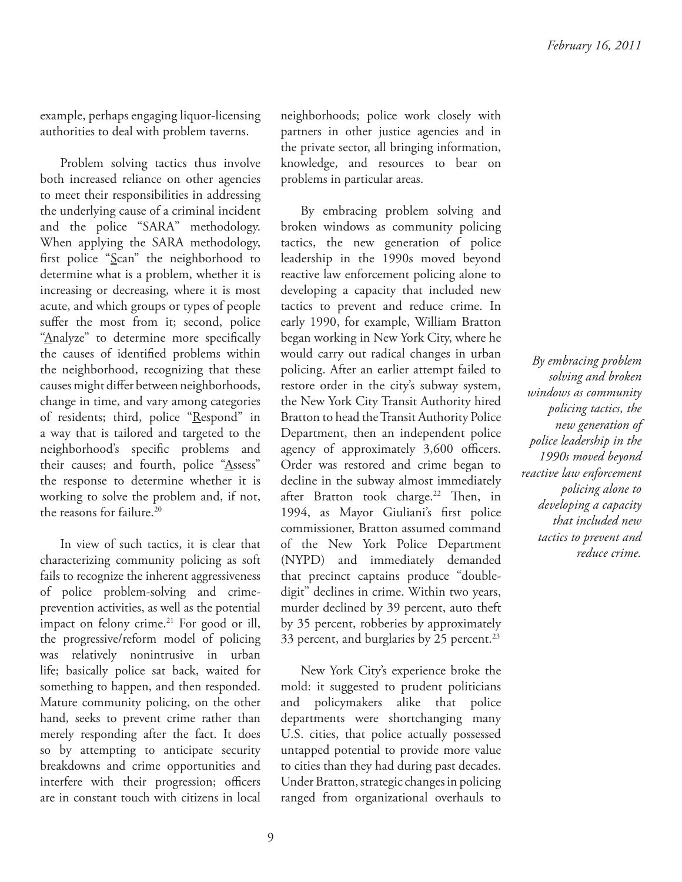example, perhaps engaging liquor-licensing authorities to deal with problem taverns.

Problem solving tactics thus involve both increased reliance on other agencies to meet their responsibilities in addressing the underlying cause of a criminal incident and the police "SARA" methodology. When applying the SARA methodology, first police "Scan" the neighborhood to determine what is a problem, whether it is increasing or decreasing, where it is most acute, and which groups or types of people suffer the most from it; second, police "Analyze" to determine more specifically the causes of identified problems within the neighborhood, recognizing that these causes might differ between neighborhoods, change in time, and vary among categories of residents; third, police "Respond" in a way that is tailored and targeted to the neighborhood's specific problems and their causes; and fourth, police "Assess" the response to determine whether it is working to solve the problem and, if not, the reasons for failure.[20]

In view of such tactics, it is clear that characterizing community policing as soft fails to recognize the inherent aggressiveness of police problem-solving and crime-prevention activities, as well as the potential impact on felony crime.[21] For good or ill, the progressive/reform model of policing was relatively nonintrusive in urban life; basically police sat back, waited for something to happen, and then responded. Mature community policing, on the other hand, seeks to prevent crime rather than merely responding after the fact. It does so by attempting to anticipate security breakdowns and crime opportunities and interfere with their progression; officers are in constant touch with citizens in local neighborhoods; police work closely with partners in other justice agencies and in the private sector, all bringing information, knowledge, and resources to bear on problems in particular areas.

By embracing problem solving and broken windows as community policing tactics, the new generation of police leadership in the 1990s moved beyond reactive law enforcement policing alone to developing a capacity that included new tactics to prevent and reduce crime. In early 1990, for example, William Bratton began working in New York City, where he would carry out radical changes in urban policing. After an earlier attempt failed to restore order in the city's subway system, the New York City Transit Authority hired Bratton to head the Transit Authority Police Department, then an independent police agency of approximately 3,600 officers. Order was restored and crime began to decline in the subway almost immediately after Bratton took charge.[22] Then, in 1994, as Mayor Giuliani's first police commissioner, Bratton assumed command of the New York Police Department (NYPD) and immediately demanded that precinct captains produce "double-digit" declines in crime. Within two years, murder declined by 39 percent, auto theft by 35 percent, robberies by approximately 33 percent, and burglaries by 25 percent.[23]

*By embracing problem solving and broken windows as community policing tactics, the new generation of police leadership in the 1990s moved beyond reactive law enforcement policing alone to developing a capacity that included new tactics to prevent and reduce crime.*

New York City's experience broke the mold: it suggested to prudent politicians and policymakers alike that police departments were shortchanging many U.S. cities, that police actually possessed untapped potential to provide more value to cities than they had during past decades. Under Bratton, strategic changes in policing ranged from organizational overhauls to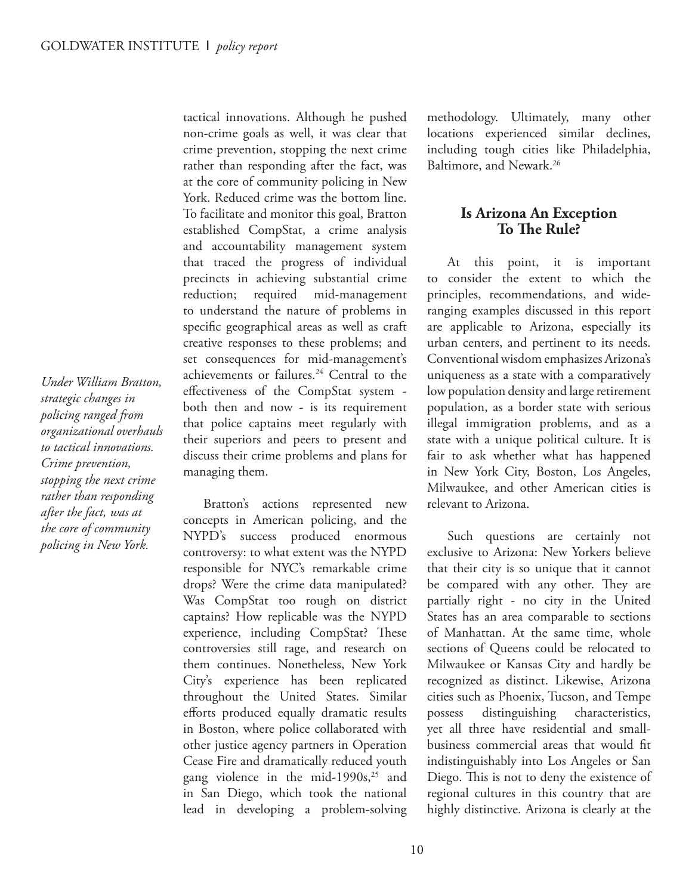*Under William Bratton, strategic changes in policing ranged from organizational overhauls to tactical innovations. Crime prevention, stopping the next crime rather than responding after the fact, was at the core of community policing in New York.*

tactical innovations. Although he pushed non-crime goals as well, it was clear that crime prevention, stopping the next crime rather than responding after the fact, was at the core of community policing in New York. Reduced crime was the bottom line. To facilitate and monitor this goal, Bratton established CompStat, a crime analysis and accountability management system that traced the progress of individual precincts in achieving substantial crime reduction; required mid-management to understand the nature of problems in specific geographical areas as well as craft creative responses to these problems; and set consequences for mid-management's achievements or failures.[24] Central to the effectiveness of the CompStat system - both then and now - is its requirement that police captains meet regularly with their superiors and peers to present and discuss their crime problems and plans for managing them.

Bratton's actions represented new concepts in American policing, and the NYPD's success produced enormous controversy: to what extent was the NYPD responsible for NYC's remarkable crime drops? Were the crime data manipulated? Was CompStat too rough on district captains? How replicable was the NYPD experience, including CompStat? These controversies still rage, and research on them continues. Nonetheless, New York City's experience has been replicated throughout the United States. Similar efforts produced equally dramatic results in Boston, where police collaborated with other justice agency partners in Operation Cease Fire and dramatically reduced youth gang violence in the mid-1990s,[25] and in San Diego, which took the national lead in developing a problem-solving methodology. Ultimately, many other locations experienced similar declines, including tough cities like Philadelphia, Baltimore, and Newark.[26]

## Is Arizona An Exception To The Rule?

At this point, it is important to consider the extent to which the principles, recommendations, and wide-ranging examples discussed in this report are applicable to Arizona, especially its urban centers, and pertinent to its needs. Conventional wisdom emphasizes Arizona's uniqueness as a state with a comparatively low population density and large retirement population, as a border state with serious illegal immigration problems, and as a state with a unique political culture. It is fair to ask whether what has happened in New York City, Boston, Los Angeles, Milwaukee, and other American cities is relevant to Arizona.

Such questions are certainly not exclusive to Arizona: New Yorkers believe that their city is so unique that it cannot be compared with any other. They are partially right - no city in the United States has an area comparable to sections of Manhattan. At the same time, whole sections of Queens could be relocated to Milwaukee or Kansas City and hardly be recognized as distinct. Likewise, Arizona cities such as Phoenix, Tucson, and Tempe possess distinguishing characteristics, yet all three have residential and small-business commercial areas that would fit indistinguishably into Los Angeles or San Diego. This is not to deny the existence of regional cultures in this country that are highly distinctive. Arizona is clearly at the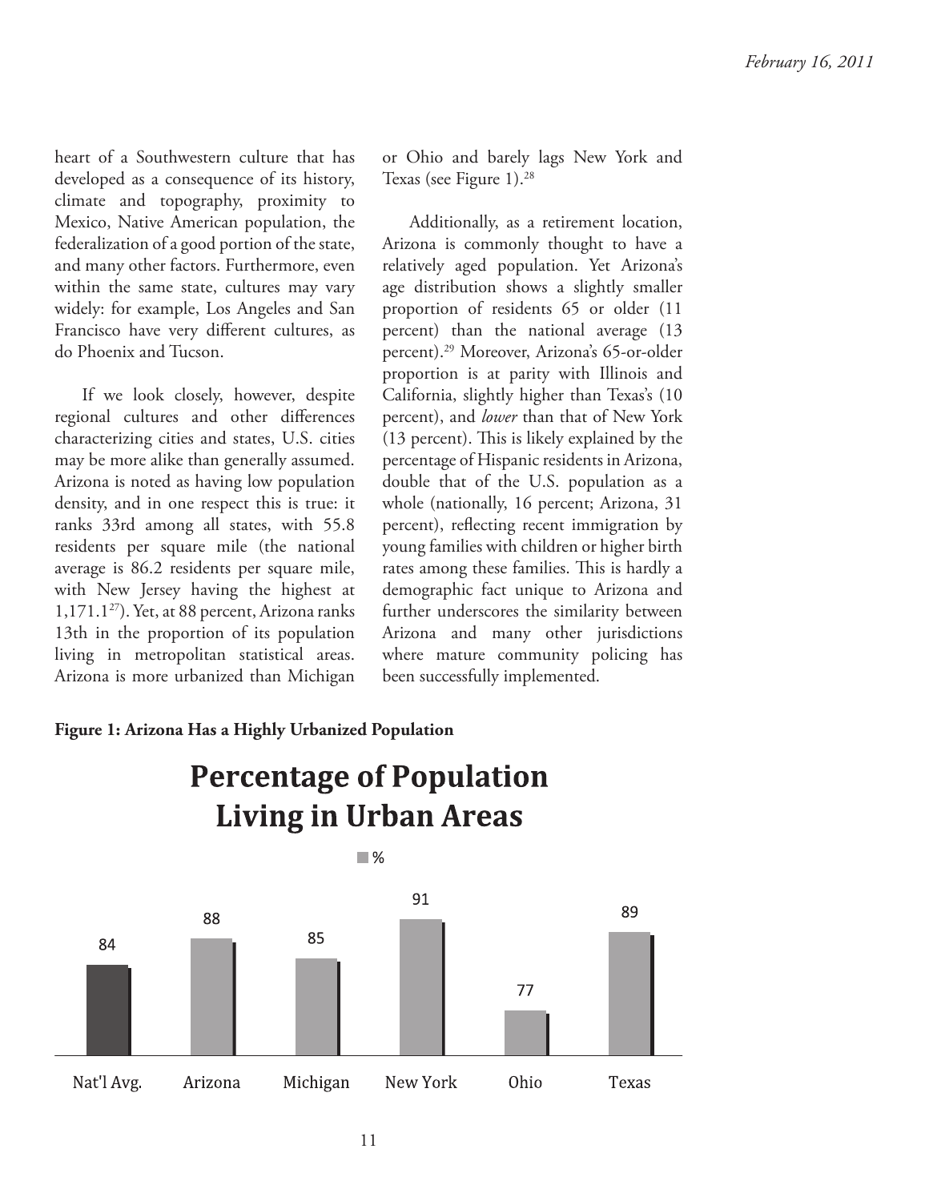heart of a Southwestern culture that has developed as a consequence of its history, climate and topography, proximity to Mexico, Native American population, the federalization of a good portion of the state, and many other factors. Furthermore, even within the same state, cultures may vary widely: for example, Los Angeles and San Francisco have very different cultures, as do Phoenix and Tucson.

If we look closely, however, despite regional cultures and other differences characterizing cities and states, U.S. cities may be more alike than generally assumed. Arizona is noted as having low population density, and in one respect this is true: it ranks 33rd among all states, with 55.8 residents per square mile (the national average is 86.2 residents per square mile, with New Jersey having the highest at 1,171.1[27]). Yet, at 88 percent, Arizona ranks 13th in the proportion of its population living in metropolitan statistical areas. Arizona is more urbanized than Michigan or Ohio and barely lags New York and Texas (see Figure 1).[28]

Additionally, as a retirement location, Arizona is commonly thought to have a relatively aged population. Yet Arizona's age distribution shows a slightly smaller proportion of residents 65 or older (11 percent) than the national average (13 percent).[29] Moreover, Arizona's 65-or-older proportion is at parity with Illinois and California, slightly higher than Texas's (10 percent), and *lower* than that of New York (13 percent). This is likely explained by the percentage of Hispanic residents in Arizona, double that of the U.S. population as a whole (nationally, 16 percent; Arizona, 31 percent), reflecting recent immigration by young families with children or higher birth rates among these families. This is hardly a demographic fact unique to Arizona and further underscores the similarity between Arizona and many other jurisdictions where mature community policing has been successfully implemented.

**Figure 1: Arizona Has a Highly Urbanized Population**

**Percentage of Population Living in Urban Areas**

| | % |
|---|---|
| Nat'l Avg. | 84 |
| Arizona | 88 |
| Michigan | 85 |
| New York | 91 |
| Ohio | 77 |
| Texas | 89 |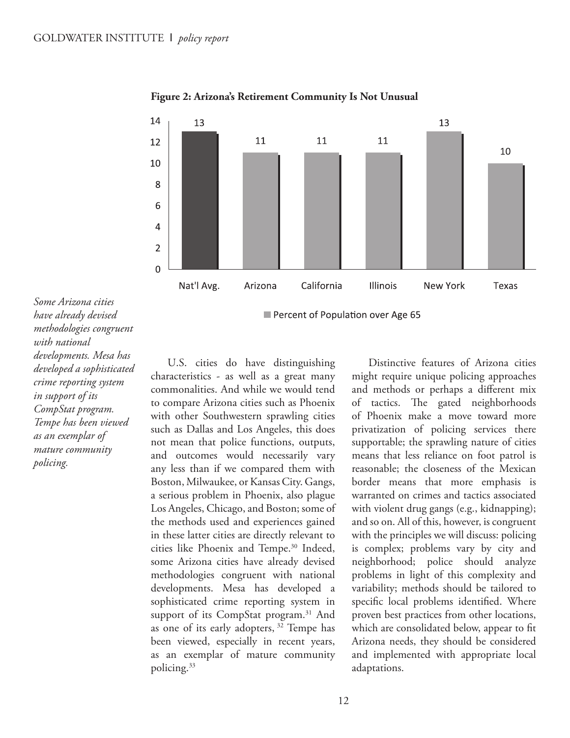**Figure 2: Arizona's Retirement Community Is Not Unusual**

| | Nat'l Avg. | Arizona | California | Illinois | New York | Texas |
|---|---|---|---|---|---|---|
| Percent of Population over Age 65 | 13 | 11 | 11 | 11 | 13 | 10 |

*Some Arizona cities have already devised methodologies congruent with national developments. Mesa has developed a sophisticated crime reporting system in support of its CompStat program. Tempe has been viewed as an exemplar of mature community policing.*

U.S. cities do have distinguishing characteristics - as well as a great many commonalities. And while we would tend to compare Arizona cities such as Phoenix with other Southwestern sprawling cities such as Dallas and Los Angeles, this does not mean that police functions, outputs, and outcomes would necessarily vary any less than if we compared them with Boston, Milwaukee, or Kansas City. Gangs, a serious problem in Phoenix, also plague Los Angeles, Chicago, and Boston; some of the methods used and experiences gained in these latter cities are directly relevant to cities like Phoenix and Tempe.[30] Indeed, some Arizona cities have already devised methodologies congruent with national developments. Mesa has developed a sophisticated crime reporting system in support of its CompStat program.[31] And as one of its early adopters, [32] Tempe has been viewed, especially in recent years, as an exemplar of mature community policing.[33]

Distinctive features of Arizona cities might require unique policing approaches and methods or perhaps a different mix of tactics. The gated neighborhoods of Phoenix make a move toward more privatization of policing services there supportable; the sprawling nature of cities means that less reliance on foot patrol is reasonable; the closeness of the Mexican border means that more emphasis is warranted on crimes and tactics associated with violent drug gangs (e.g., kidnapping); and so on. All of this, however, is congruent with the principles we will discuss: policing is complex; problems vary by city and neighborhood; police should analyze problems in light of this complexity and variability; methods should be tailored to specific local problems identified. Where proven best practices from other locations, which are consolidated below, appear to fit Arizona needs, they should be considered and implemented with appropriate local adaptations.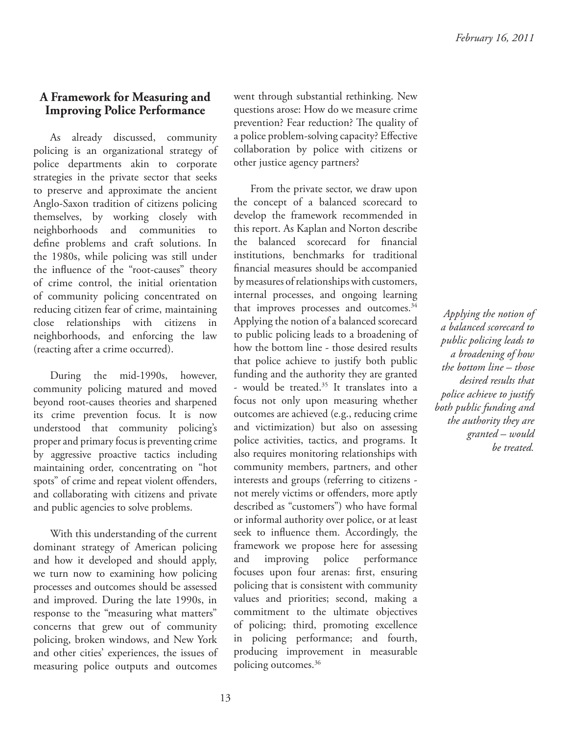## A Framework for Measuring and Improving Police Performance

As already discussed, community policing is an organizational strategy of police departments akin to corporate strategies in the private sector that seeks to preserve and approximate the ancient Anglo-Saxon tradition of citizens policing themselves, by working closely with neighborhoods and communities to define problems and craft solutions. In the 1980s, while policing was still under the influence of the "root-causes" theory of crime control, the initial orientation of community policing concentrated on reducing citizen fear of crime, maintaining close relationships with citizens in neighborhoods, and enforcing the law (reacting after a crime occurred).

During the mid-1990s, however, community policing matured and moved beyond root-causes theories and sharpened its crime prevention focus. It is now understood that community policing's proper and primary focus is preventing crime by aggressive proactive tactics including maintaining order, concentrating on "hot spots" of crime and repeat violent offenders, and collaborating with citizens and private and public agencies to solve problems.

With this understanding of the current dominant strategy of American policing and how it developed and should apply, we turn now to examining how policing processes and outcomes should be assessed and improved. During the late 1990s, in response to the "measuring what matters" concerns that grew out of community policing, broken windows, and New York and other cities' experiences, the issues of measuring police outputs and outcomes went through substantial rethinking. New questions arose: How do we measure crime prevention? Fear reduction? The quality of a police problem-solving capacity? Effective collaboration by police with citizens or other justice agency partners?

From the private sector, we draw upon the concept of a balanced scorecard to develop the framework recommended in this report. As Kaplan and Norton describe the balanced scorecard for financial institutions, benchmarks for traditional financial measures should be accompanied by measures of relationships with customers, internal processes, and ongoing learning that improves processes and outcomes.[34] Applying the notion of a balanced scorecard to public policing leads to a broadening of how the bottom line - those desired results that police achieve to justify both public funding and the authority they are granted - would be treated.[35] It translates into a focus not only upon measuring whether outcomes are achieved (e.g., reducing crime and victimization) but also on assessing police activities, tactics, and programs. It also requires monitoring relationships with community members, partners, and other interests and groups (referring to citizens - not merely victims or offenders, more aptly described as "customers") who have formal or informal authority over police, or at least seek to influence them. Accordingly, the framework we propose here for assessing and improving police performance focuses upon four arenas: first, ensuring policing that is consistent with community values and priorities; second, making a commitment to the ultimate objectives of policing; third, promoting excellence in policing performance; and fourth, producing improvement in measurable policing outcomes.[36]

*Applying the notion of a balanced scorecard to public policing leads to a broadening of how the bottom line – those desired results that police achieve to justify both public funding and the authority they are granted – would be treated.*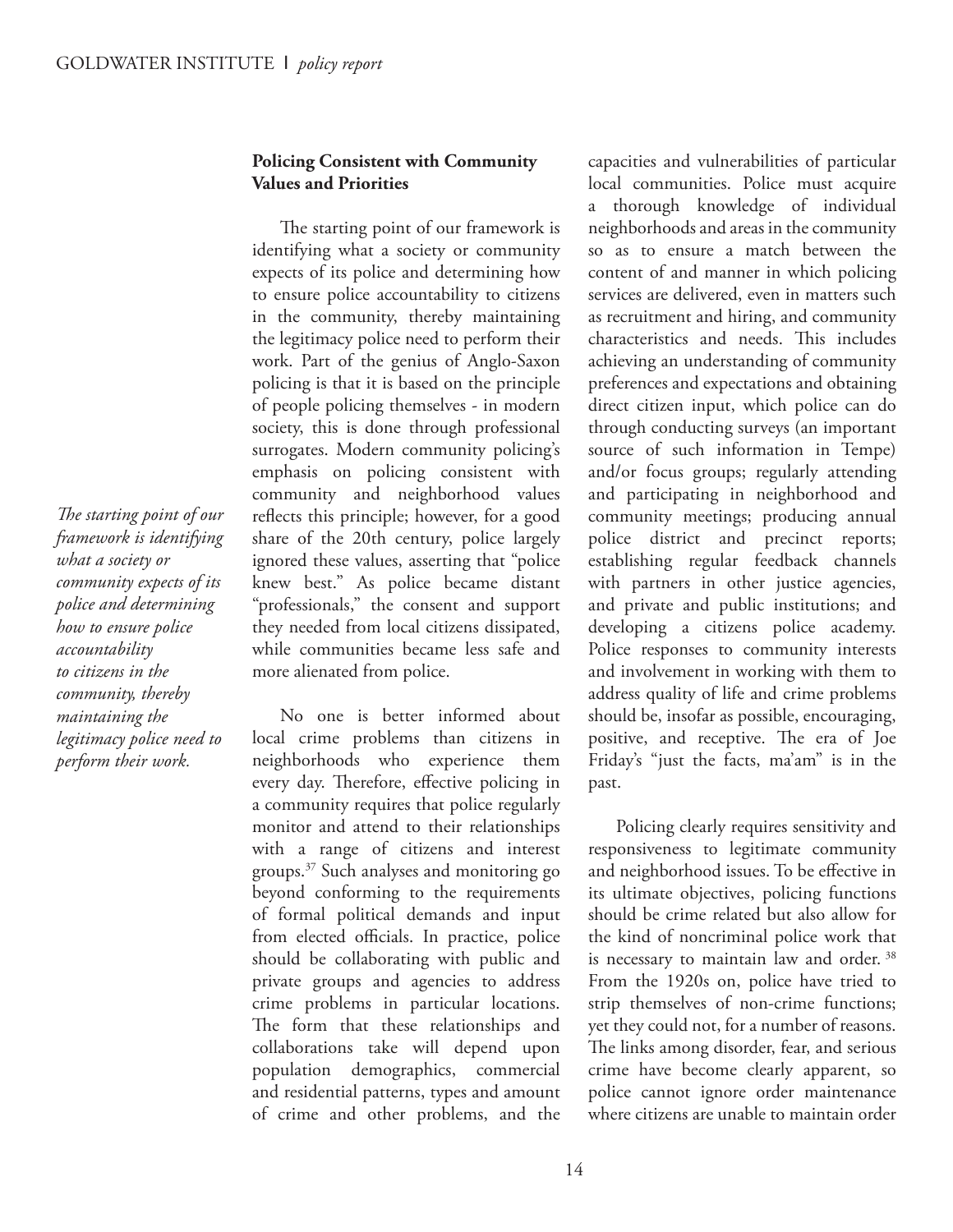### Policing Consistent with Community Values and Priorities

*The starting point of our framework is identifying what a society or community expects of its police and determining how to ensure police accountability to citizens in the community, thereby maintaining the legitimacy police need to perform their work.*

The starting point of our framework is identifying what a society or community expects of its police and determining how to ensure police accountability to citizens in the community, thereby maintaining the legitimacy police need to perform their work. Part of the genius of Anglo-Saxon policing is that it is based on the principle of people policing themselves - in modern society, this is done through professional surrogates. Modern community policing's emphasis on policing consistent with community and neighborhood values reflects this principle; however, for a good share of the 20th century, police largely ignored these values, asserting that "police knew best." As police became distant "professionals," the consent and support they needed from local citizens dissipated, while communities became less safe and more alienated from police.

No one is better informed about local crime problems than citizens in neighborhoods who experience them every day. Therefore, effective policing in a community requires that police regularly monitor and attend to their relationships with a range of citizens and interest groups.[37] Such analyses and monitoring go beyond conforming to the requirements of formal political demands and input from elected officials. In practice, police should be collaborating with public and private groups and agencies to address crime problems in particular locations. The form that these relationships and collaborations take will depend upon population demographics, commercial and residential patterns, types and amount of crime and other problems, and the capacities and vulnerabilities of particular local communities. Police must acquire a thorough knowledge of individual neighborhoods and areas in the community so as to ensure a match between the content of and manner in which policing services are delivered, even in matters such as recruitment and hiring, and community characteristics and needs. This includes achieving an understanding of community preferences and expectations and obtaining direct citizen input, which police can do through conducting surveys (an important source of such information in Tempe) and/or focus groups; regularly attending and participating in neighborhood and community meetings; producing annual police district and precinct reports; establishing regular feedback channels with partners in other justice agencies, and private and public institutions; and developing a citizens police academy. Police responses to community interests and involvement in working with them to address quality of life and crime problems should be, insofar as possible, encouraging, positive, and receptive. The era of Joe Friday's "just the facts, ma'am" is in the past.

Policing clearly requires sensitivity and responsiveness to legitimate community and neighborhood issues. To be effective in its ultimate objectives, policing functions should be crime related but also allow for the kind of noncriminal police work that is necessary to maintain law and order.[38] From the 1920s on, police have tried to strip themselves of non-crime functions; yet they could not, for a number of reasons. The links among disorder, fear, and serious crime have become clearly apparent, so police cannot ignore order maintenance where citizens are unable to maintain order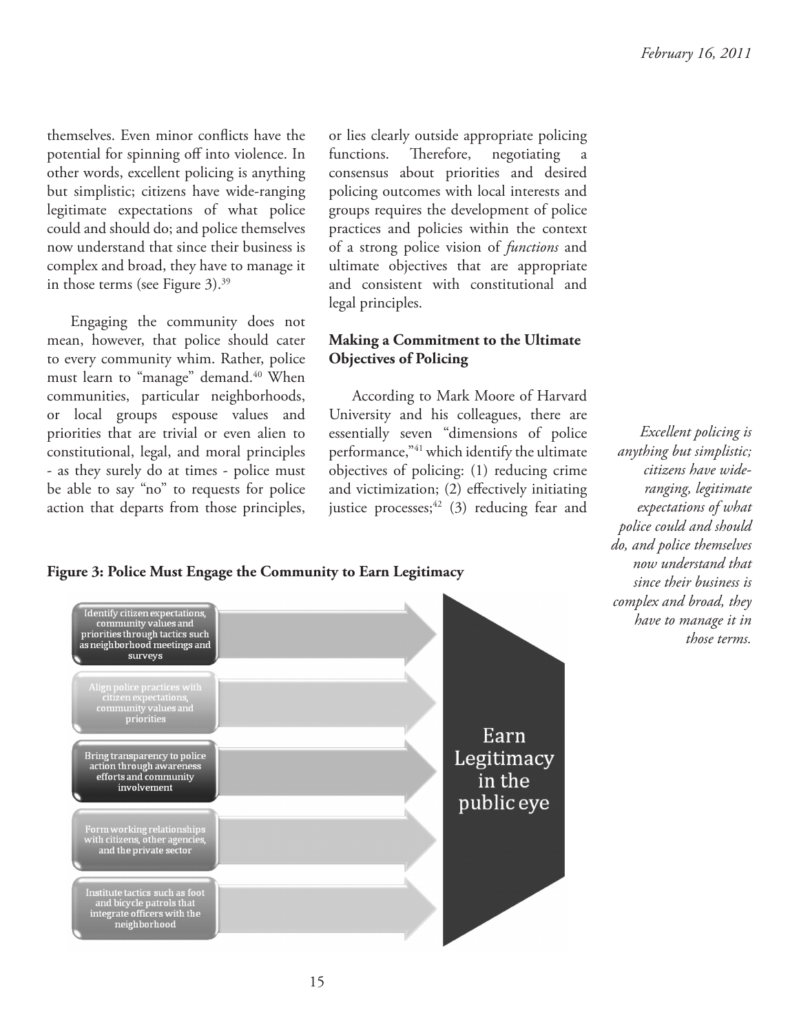themselves. Even minor conflicts have the potential for spinning off into violence. In other words, excellent policing is anything but simplistic; citizens have wide-ranging legitimate expectations of what police could and should do; and police themselves now understand that since their business is complex and broad, they have to manage it in those terms (see Figure 3).[39]

Engaging the community does not mean, however, that police should cater to every community whim. Rather, police must learn to "manage" demand.[40] When communities, particular neighborhoods, or local groups espouse values and priorities that are trivial or even alien to constitutional, legal, and moral principles - as they surely do at times - police must be able to say "no" to requests for police action that departs from those principles, or lies clearly outside appropriate policing functions. Therefore, negotiating a consensus about priorities and desired policing outcomes with local interests and groups requires the development of police practices and policies within the context of a strong police vision of *functions* and ultimate objectives that are appropriate and consistent with constitutional and legal principles.

### Making a Commitment to the Ultimate Objectives of Policing

According to Mark Moore of Harvard University and his colleagues, there are essentially seven "dimensions of police performance,"[41] which identify the ultimate objectives of policing: (1) reducing crime and victimization; (2) effectively initiating justice processes;[42] (3) reducing fear and

*Excellent policing is anything but simplistic; citizens have wide-ranging, legitimate expectations of what police could and should do, and police themselves now understand that since their business is complex and broad, they have to manage it in those terms.*

**Figure 3: Police Must Engage the Community to Earn Legitimacy**

- Identify citizen expectations, community values and priorities through tactics such as neighborhood meetings and surveys
- Align police practices with citizen expectations, community values and priorities
- Bring transparency to police action through awareness efforts and community involvement
- Form working relationships with citizens, other agencies, and the private sector
- Institute tactics such as foot and bicycle patrols that integrate officers with the neighborhood

→ Earn Legitimacy in the public eye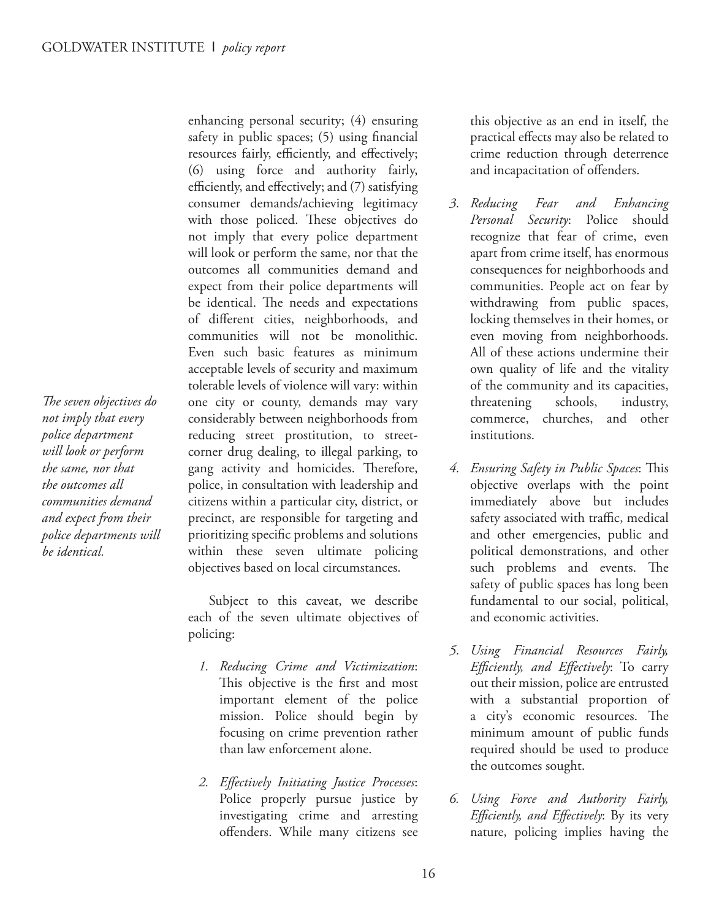enhancing personal security; (4) ensuring safety in public spaces; (5) using financial resources fairly, efficiently, and effectively; (6) using force and authority fairly, efficiently, and effectively; and (7) satisfying consumer demands/achieving legitimacy with those policed. These objectives do not imply that every police department will look or perform the same, nor that the outcomes all communities demand and expect from their police departments will be identical. The needs and expectations of different cities, neighborhoods, and communities will not be monolithic. Even such basic features as minimum acceptable levels of security and maximum tolerable levels of violence will vary: within one city or county, demands may vary considerably between neighborhoods from reducing street prostitution, to street-corner drug dealing, to illegal parking, to gang activity and homicides. Therefore, police, in consultation with leadership and citizens within a particular city, district, or precinct, are responsible for targeting and prioritizing specific problems and solutions within these seven ultimate policing objectives based on local circumstances.

*The seven objectives do not imply that every police department will look or perform the same, nor that the outcomes all communities demand and expect from their police departments will be identical.*

Subject to this caveat, we describe each of the seven ultimate objectives of policing:

1. *Reducing Crime and Victimization*: This objective is the first and most important element of the police mission. Police should begin by focusing on crime prevention rather than law enforcement alone.
2. *Effectively Initiating Justice Processes*: Police properly pursue justice by investigating crime and arresting offenders. While many citizens see this objective as an end in itself, the practical effects may also be related to crime reduction through deterrence and incapacitation of offenders.
3. *Reducing Fear and Enhancing Personal Security*: Police should recognize that fear of crime, even apart from crime itself, has enormous consequences for neighborhoods and communities. People act on fear by withdrawing from public spaces, locking themselves in their homes, or even moving from neighborhoods. All of these actions undermine their own quality of life and the vitality of the community and its capacities, threatening schools, industry, commerce, churches, and other institutions.
4. *Ensuring Safety in Public Spaces*: This objective overlaps with the point immediately above but includes safety associated with traffic, medical and other emergencies, public and political demonstrations, and other such problems and events. The safety of public spaces has long been fundamental to our social, political, and economic activities.
5. *Using Financial Resources Fairly, Efficiently, and Effectively*: To carry out their mission, police are entrusted with a substantial proportion of a city's economic resources. The minimum amount of public funds required should be used to produce the outcomes sought.
6. *Using Force and Authority Fairly, Efficiently, and Effectively*: By its very nature, policing implies having the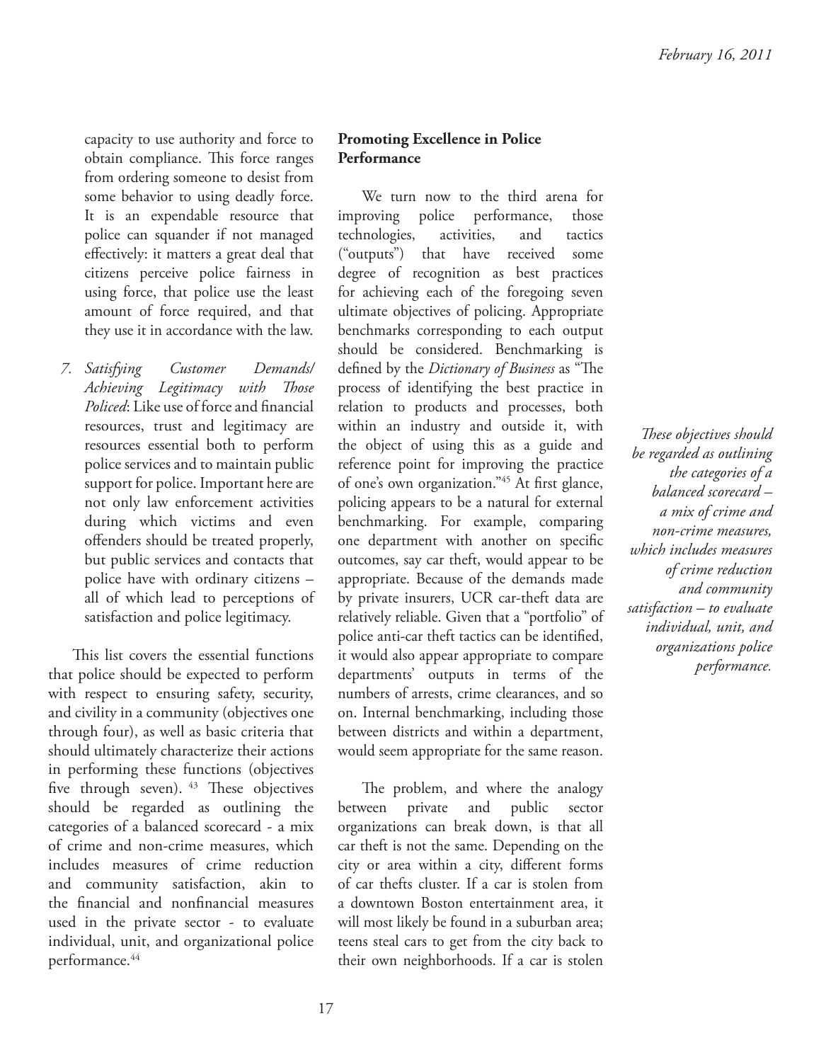capacity to use authority and force to obtain compliance. This force ranges from ordering someone to desist from some behavior to using deadly force. It is an expendable resource that police can squander if not managed effectively: it matters a great deal that citizens perceive police fairness in using force, that police use the least amount of force required, and that they use it in accordance with the law.

7. *Satisfying Customer Demands/Achieving Legitimacy with Those Policed*: Like use of force and financial resources, trust and legitimacy are resources essential both to perform police services and to maintain public support for police. Important here are not only law enforcement activities during which victims and even offenders should be treated properly, but public services and contacts that police have with ordinary citizens – all of which lead to perceptions of satisfaction and police legitimacy.

This list covers the essential functions that police should be expected to perform with respect to ensuring safety, security, and civility in a community (objectives one through four), as well as basic criteria that should ultimately characterize their actions in performing these functions (objectives five through seven). [43] These objectives should be regarded as outlining the categories of a balanced scorecard - a mix of crime and non-crime measures, which includes measures of crime reduction and community satisfaction, akin to the financial and nonfinancial measures used in the private sector - to evaluate individual, unit, and organizational police performance.[44]

## Promoting Excellence in Police Performance

We turn now to the third arena for improving police performance, those technologies, activities, and tactics ("outputs") that have received some degree of recognition as best practices for achieving each of the foregoing seven ultimate objectives of policing. Appropriate benchmarks corresponding to each output should be considered. Benchmarking is defined by the *Dictionary of Business* as "The process of identifying the best practice in relation to products and processes, both within an industry and outside it, with the object of using this as a guide and reference point for improving the practice of one's own organization."[45] At first glance, policing appears to be a natural for external benchmarking. For example, comparing one department with another on specific outcomes, say car theft, would appear to be appropriate. Because of the demands made by private insurers, UCR car-theft data are relatively reliable. Given that a "portfolio" of police anti-car theft tactics can be identified, it would also appear appropriate to compare departments' outputs in terms of the numbers of arrests, crime clearances, and so on. Internal benchmarking, including those between districts and within a department, would seem appropriate for the same reason.

The problem, and where the analogy between private and public sector organizations can break down, is that all car theft is not the same. Depending on the city or area within a city, different forms of car thefts cluster. If a car is stolen from a downtown Boston entertainment area, it will most likely be found in a suburban area; teens steal cars to get from the city back to their own neighborhoods. If a car is stolen

*These objectives should be regarded as outlining the categories of a balanced scorecard – a mix of crime and non-crime measures, which includes measures of crime reduction and community satisfaction – to evaluate individual, unit, and organizations police performance.*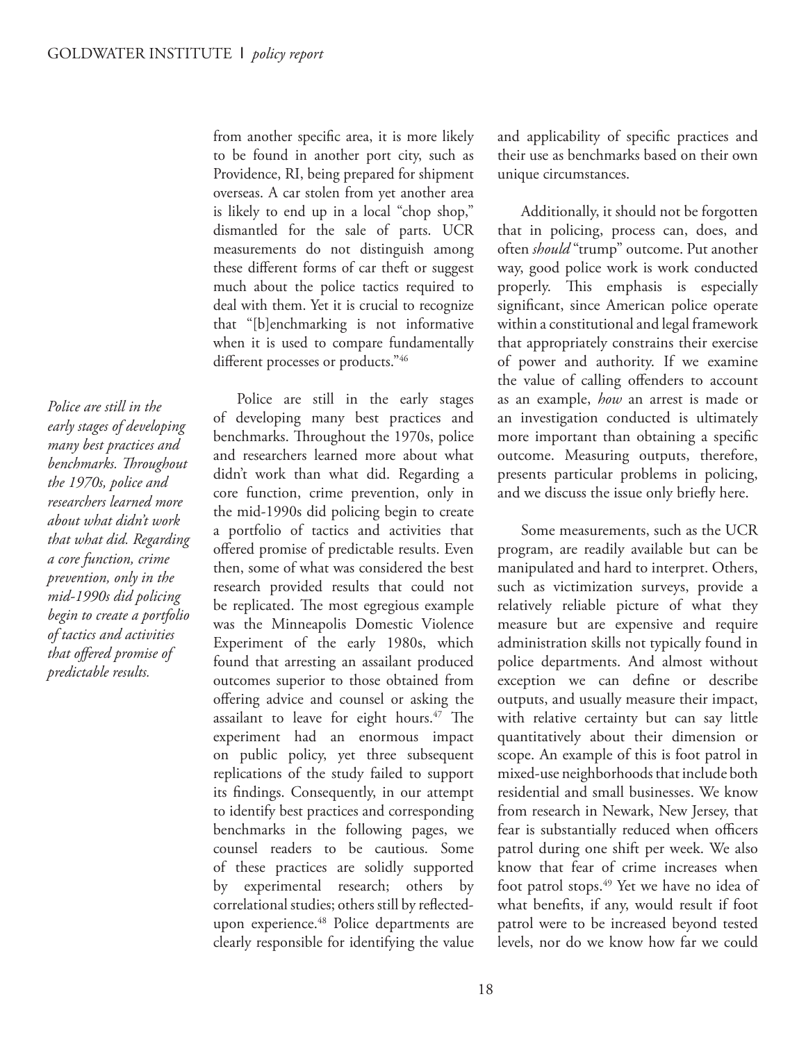from another specific area, it is more likely to be found in another port city, such as Providence, RI, being prepared for shipment overseas. A car stolen from yet another area is likely to end up in a local "chop shop," dismantled for the sale of parts. UCR measurements do not distinguish among these different forms of car theft or suggest much about the police tactics required to deal with them. Yet it is crucial to recognize that "[b]enchmarking is not informative when it is used to compare fundamentally different processes or products."[46]

*Police are still in the early stages of developing many best practices and benchmarks. Throughout the 1970s, police and researchers learned more about what didn't work that what did. Regarding a core function, crime prevention, only in the mid-1990s did policing begin to create a portfolio of tactics and activities that offered promise of predictable results.*

Police are still in the early stages of developing many best practices and benchmarks. Throughout the 1970s, police and researchers learned more about what didn't work than what did. Regarding a core function, crime prevention, only in the mid-1990s did policing begin to create a portfolio of tactics and activities that offered promise of predictable results. Even then, some of what was considered the best research provided results that could not be replicated. The most egregious example was the Minneapolis Domestic Violence Experiment of the early 1980s, which found that arresting an assailant produced outcomes superior to those obtained from offering advice and counsel or asking the assailant to leave for eight hours.[47] The experiment had an enormous impact on public policy, yet three subsequent replications of the study failed to support its findings. Consequently, in our attempt to identify best practices and corresponding benchmarks in the following pages, we counsel readers to be cautious. Some of these practices are solidly supported by experimental research; others by correlational studies; others still by reflected-upon experience.[48] Police departments are clearly responsible for identifying the value and applicability of specific practices and their use as benchmarks based on their own unique circumstances.

Additionally, it should not be forgotten that in policing, process can, does, and often *should* "trump" outcome. Put another way, good police work is work conducted properly. This emphasis is especially significant, since American police operate within a constitutional and legal framework that appropriately constrains their exercise of power and authority. If we examine the value of calling offenders to account as an example, *how* an arrest is made or an investigation conducted is ultimately more important than obtaining a specific outcome. Measuring outputs, therefore, presents particular problems in policing, and we discuss the issue only briefly here.

Some measurements, such as the UCR program, are readily available but can be manipulated and hard to interpret. Others, such as victimization surveys, provide a relatively reliable picture of what they measure but are expensive and require administration skills not typically found in police departments. And almost without exception we can define or describe outputs, and usually measure their impact, with relative certainty but can say little quantitatively about their dimension or scope. An example of this is foot patrol in mixed-use neighborhoods that include both residential and small businesses. We know from research in Newark, New Jersey, that fear is substantially reduced when officers patrol during one shift per week. We also know that fear of crime increases when foot patrol stops.[49] Yet we have no idea of what benefits, if any, would result if foot patrol were to be increased beyond tested levels, nor do we know how far we could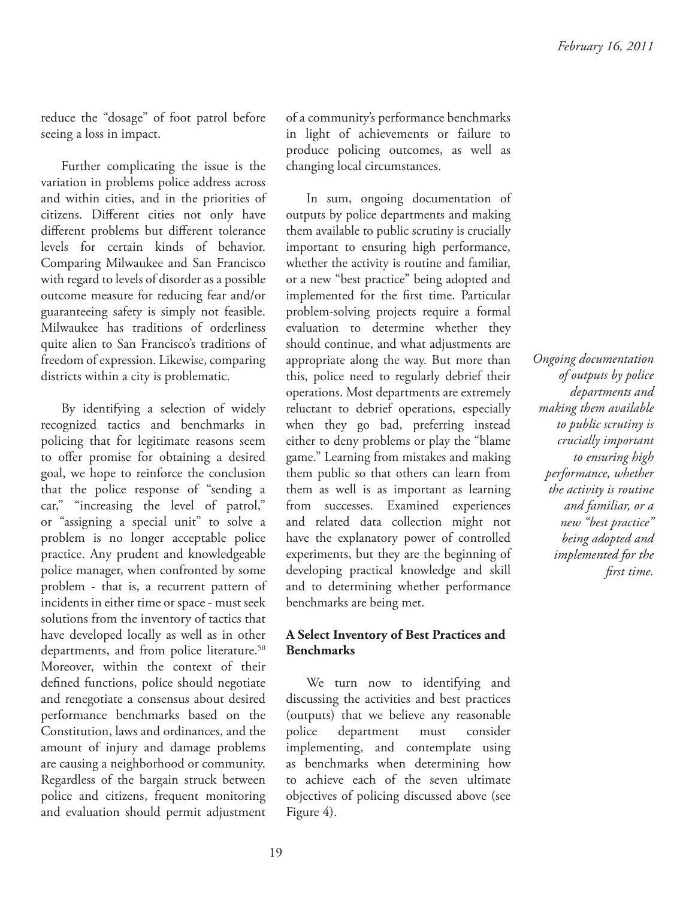reduce the "dosage" of foot patrol before seeing a loss in impact.

Further complicating the issue is the variation in problems police address across and within cities, and in the priorities of citizens. Different cities not only have different problems but different tolerance levels for certain kinds of behavior. Comparing Milwaukee and San Francisco with regard to levels of disorder as a possible outcome measure for reducing fear and/or guaranteeing safety is simply not feasible. Milwaukee has traditions of orderliness quite alien to San Francisco's traditions of freedom of expression. Likewise, comparing districts within a city is problematic.

By identifying a selection of widely recognized tactics and benchmarks in policing that for legitimate reasons seem to offer promise for obtaining a desired goal, we hope to reinforce the conclusion that the police response of "sending a car," "increasing the level of patrol," or "assigning a special unit" to solve a problem is no longer acceptable police practice. Any prudent and knowledgeable police manager, when confronted by some problem - that is, a recurrent pattern of incidents in either time or space - must seek solutions from the inventory of tactics that have developed locally as well as in other departments, and from police literature.[50] Moreover, within the context of their defined functions, police should negotiate and renegotiate a consensus about desired performance benchmarks based on the Constitution, laws and ordinances, and the amount of injury and damage problems are causing a neighborhood or community. Regardless of the bargain struck between police and citizens, frequent monitoring and evaluation should permit adjustment of a community's performance benchmarks in light of achievements or failure to produce policing outcomes, as well as changing local circumstances.

In sum, ongoing documentation of outputs by police departments and making them available to public scrutiny is crucially important to ensuring high performance, whether the activity is routine and familiar, or a new "best practice" being adopted and implemented for the first time. Particular problem-solving projects require a formal evaluation to determine whether they should continue, and what adjustments are appropriate along the way. But more than this, police need to regularly debrief their operations. Most departments are extremely reluctant to debrief operations, especially when they go bad, preferring instead either to deny problems or play the "blame game." Learning from mistakes and making them public so that others can learn from them as well is as important as learning from successes. Examined experiences and related data collection might not have the explanatory power of controlled experiments, but they are the beginning of developing practical knowledge and skill and to determining whether performance benchmarks are being met.

*Ongoing documentation of outputs by police departments and making them available to public scrutiny is crucially important to ensuring high performance, whether the activity is routine and familiar, or a new "best practice" being adopted and implemented for the first time.*

### A Select Inventory of Best Practices and Benchmarks

We turn now to identifying and discussing the activities and best practices (outputs) that we believe any reasonable police department must consider implementing, and contemplate using as benchmarks when determining how to achieve each of the seven ultimate objectives of policing discussed above (see Figure 4).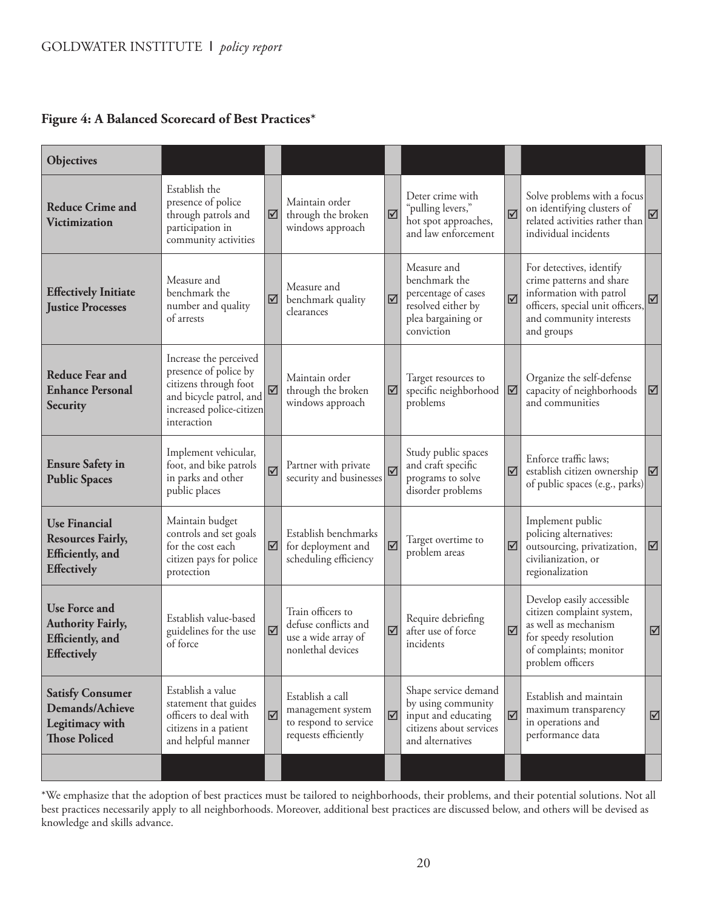**Figure 4: A Balanced Scorecard of Best Practices***

| Objectives | | | | | | | | |
|---|---|---|---|---|---|---|---|---|
| **Reduce Crime and Victimization** | Establish the presence of police through patrols and participation in community activities | ☑ | Maintain order through the broken windows approach | ☑ | Deter crime with "pulling levers," hot spot approaches, and law enforcement | ☑ | Solve problems with a focus on identifying clusters of related activities rather than individual incidents | ☑ |
| **Effectively Initiate Justice Processes** | Measure and benchmark the number and quality of arrests | ☑ | Measure and benchmark quality clearances | ☑ | Measure and benchmark the percentage of cases resolved either by plea bargaining or conviction | ☑ | For detectives, identify crime patterns and share information with patrol officers, special unit officers, and community interests and groups | ☑ |
| **Reduce Fear and Enhance Personal Security** | Increase the perceived presence of police by citizens through foot and bicycle patrol, and increased police-citizen interaction | ☑ | Maintain order through the broken windows approach | ☑ | Target resources to specific neighborhood problems | ☑ | Organize the self-defense capacity of neighborhoods and communities | ☑ |
| **Ensure Safety in Public Spaces** | Implement vehicular, foot, and bike patrols in parks and other public places | ☑ | Partner with private security and businesses | ☑ | Study public spaces and craft specific programs to solve disorder problems | ☑ | Enforce traffic laws; establish citizen ownership of public spaces (e.g., parks) | ☑ |
| **Use Financial Resources Fairly, Efficiently, and Effectively** | Maintain budget controls and set goals for the cost each citizen pays for police protection | ☑ | Establish benchmarks for deployment and scheduling efficiency | ☑ | Target overtime to problem areas | ☑ | Implement public policing alternatives: outsourcing, privatization, civilianization, or regionalization | ☑ |
| **Use Force and Authority Fairly, Efficiently, and Effectively** | Establish value-based guidelines for the use of force | ☑ | Train officers to defuse conflicts and use a wide array of nonlethal devices | ☑ | Require debriefing after use of force incidents | ☑ | Develop easily accessible citizen complaint system, as well as mechanism for speedy resolution of complaints; monitor problem officers | ☑ |
| **Satisfy Consumer Demands/Achieve Legitimacy with Those Policed** | Establish a value statement that guides officers to deal with citizens in a patient and helpful manner | ☑ | Establish a call management system to respond to service requests efficiently | ☑ | Shape service demand by using community input and educating citizens about services and alternatives | ☑ | Establish and maintain maximum transparency in operations and performance data | ☑ |

*We emphasize that the adoption of best practices must be tailored to neighborhoods, their problems, and their potential solutions. Not all best practices necessarily apply to all neighborhoods. Moreover, additional best practices are discussed below, and others will be devised as knowledge and skills advance.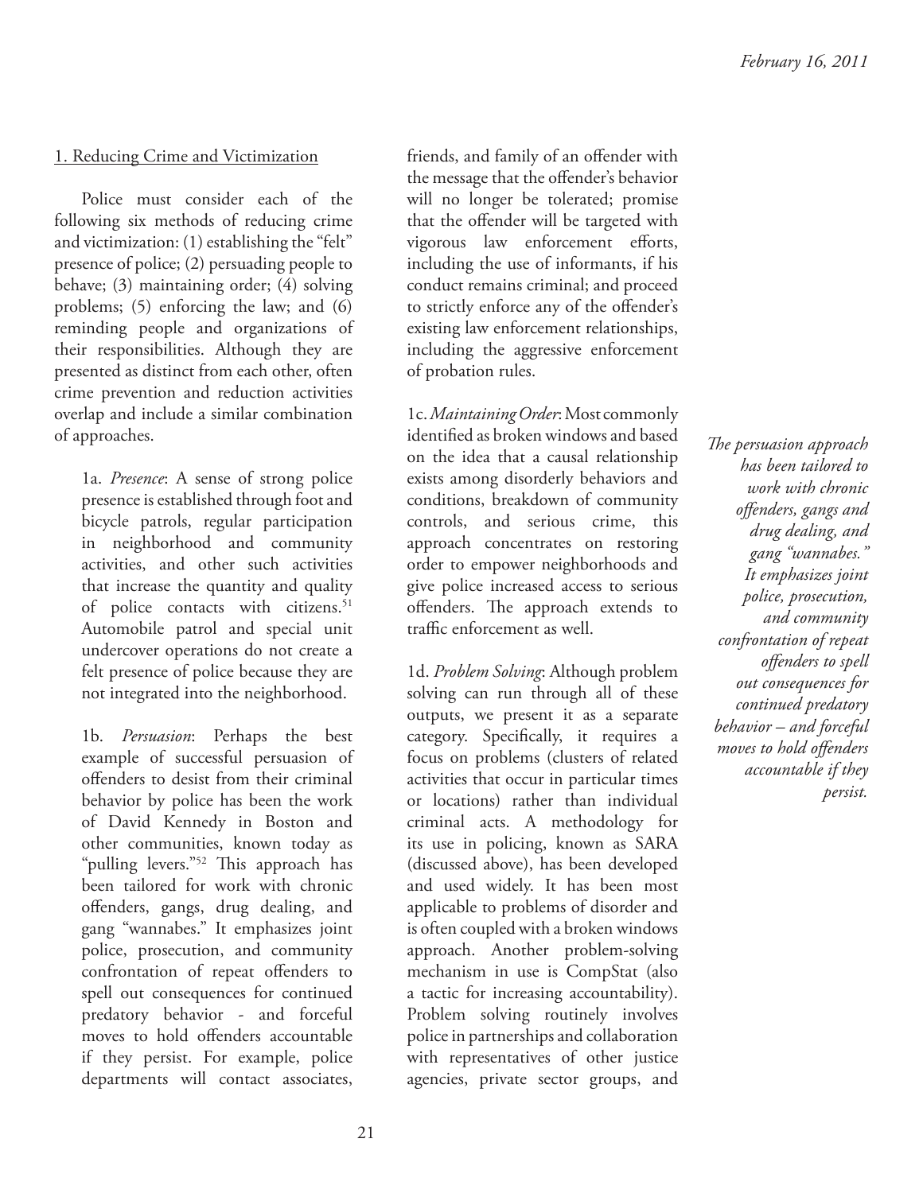1. Reducing Crime and Victimization

Police must consider each of the following six methods of reducing crime and victimization: (1) establishing the "felt" presence of police; (2) persuading people to behave; (3) maintaining order; (4) solving problems; (5) enforcing the law; and (6) reminding people and organizations of their responsibilities. Although they are presented as distinct from each other, often crime prevention and reduction activities overlap and include a similar combination of approaches.

1a. *Presence*: A sense of strong police presence is established through foot and bicycle patrols, regular participation in neighborhood and community activities, and other such activities that increase the quantity and quality of police contacts with citizens.[51] Automobile patrol and special unit undercover operations do not create a felt presence of police because they are not integrated into the neighborhood.

1b. *Persuasion*: Perhaps the best example of successful persuasion of offenders to desist from their criminal behavior by police has been the work of David Kennedy in Boston and other communities, known today as "pulling levers."[52] This approach has been tailored for work with chronic offenders, gangs, drug dealing, and gang "wannabes." It emphasizes joint police, prosecution, and community confrontation of repeat offenders to spell out consequences for continued predatory behavior - and forceful moves to hold offenders accountable if they persist. For example, police departments will contact associates, friends, and family of an offender with the message that the offender's behavior will no longer be tolerated; promise that the offender will be targeted with vigorous law enforcement efforts, including the use of informants, if his conduct remains criminal; and proceed to strictly enforce any of the offender's existing law enforcement relationships, including the aggressive enforcement of probation rules.

*The persuasion approach has been tailored to work with chronic offenders, gangs and drug dealing, and gang "wannabes." It emphasizes joint police, prosecution, and community confrontation of repeat offenders to spell out consequences for continued predatory behavior – and forceful moves to hold offenders accountable if they persist.*

1c. *Maintaining Order*: Most commonly identified as broken windows and based on the idea that a causal relationship exists among disorderly behaviors and conditions, breakdown of community controls, and serious crime, this approach concentrates on restoring order to empower neighborhoods and give police increased access to serious offenders. The approach extends to traffic enforcement as well.

1d. *Problem Solving*: Although problem solving can run through all of these outputs, we present it as a separate category. Specifically, it requires a focus on problems (clusters of related activities that occur in particular times or locations) rather than individual criminal acts. A methodology for its use in policing, known as SARA (discussed above), has been developed and used widely. It has been most applicable to problems of disorder and is often coupled with a broken windows approach. Another problem-solving mechanism in use is CompStat (also a tactic for increasing accountability). Problem solving routinely involves police in partnerships and collaboration with representatives of other justice agencies, private sector groups, and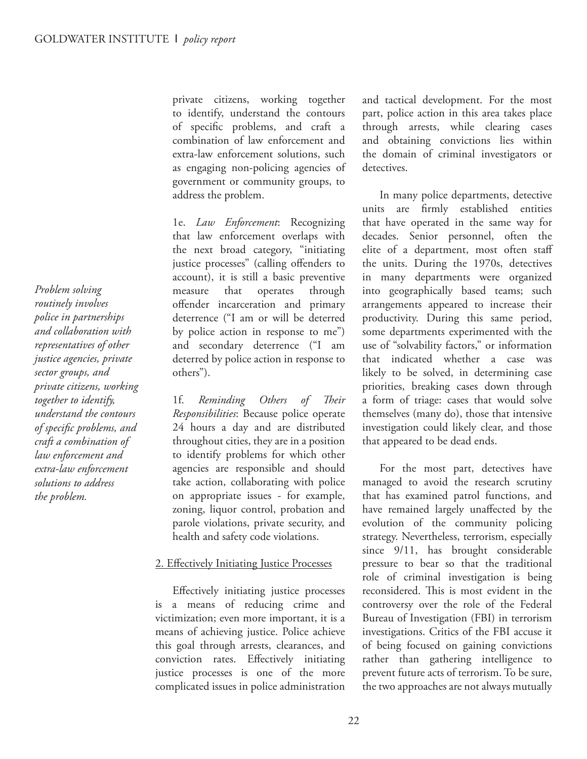private citizens, working together to identify, understand the contours of specific problems, and craft a combination of law enforcement and extra-law enforcement solutions, such as engaging non-policing agencies of government or community groups, to address the problem.

*Problem solving routinely involves police in partnerships and collaboration with representatives of other justice agencies, private sector groups, and private citizens, working together to identify, understand the contours of specific problems, and craft a combination of law enforcement and extra-law enforcement solutions to address the problem.*

1e. *Law Enforcement*: Recognizing that law enforcement overlaps with the next broad category, "initiating justice processes" (calling offenders to account), it is still a basic preventive measure that operates through offender incarceration and primary deterrence ("I am or will be deterred by police action in response to me") and secondary deterrence ("I am deterred by police action in response to others").

1f. *Reminding Others of Their Responsibilities*: Because police operate 24 hours a day and are distributed throughout cities, they are in a position to identify problems for which other agencies are responsible and should take action, collaborating with police on appropriate issues - for example, zoning, liquor control, probation and parole violations, private security, and health and safety code violations.

2. Effectively Initiating Justice Processes

Effectively initiating justice processes is a means of reducing crime and victimization; even more important, it is a means of achieving justice. Police achieve this goal through arrests, clearances, and conviction rates. Effectively initiating justice processes is one of the more complicated issues in police administration and tactical development. For the most part, police action in this area takes place through arrests, while clearing cases and obtaining convictions lies within the domain of criminal investigators or detectives.

In many police departments, detective units are firmly established entities that have operated in the same way for decades. Senior personnel, often the elite of a department, most often staff the units. During the 1970s, detectives in many departments were organized into geographically based teams; such arrangements appeared to increase their productivity. During this same period, some departments experimented with the use of "solvability factors," or information that indicated whether a case was likely to be solved, in determining case priorities, breaking cases down through a form of triage: cases that would solve themselves (many do), those that intensive investigation could likely clear, and those that appeared to be dead ends.

For the most part, detectives have managed to avoid the research scrutiny that has examined patrol functions, and have remained largely unaffected by the evolution of the community policing strategy. Nevertheless, terrorism, especially since 9/11, has brought considerable pressure to bear so that the traditional role of criminal investigation is being reconsidered. This is most evident in the controversy over the role of the Federal Bureau of Investigation (FBI) in terrorism investigations. Critics of the FBI accuse it of being focused on gaining convictions rather than gathering intelligence to prevent future acts of terrorism. To be sure, the two approaches are not always mutually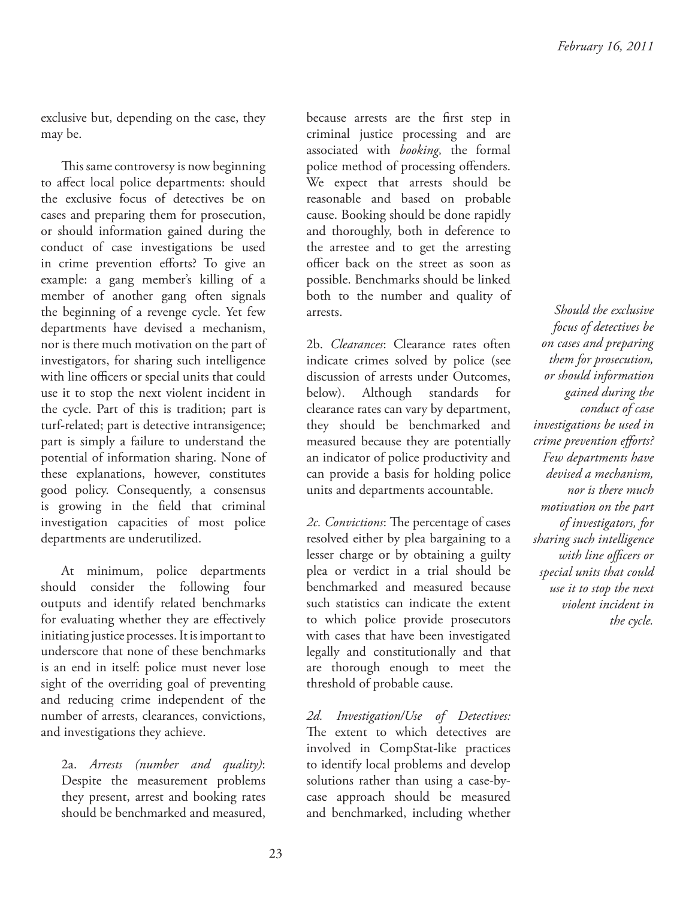exclusive but, depending on the case, they may be.

This same controversy is now beginning to affect local police departments: should the exclusive focus of detectives be on cases and preparing them for prosecution, or should information gained during the conduct of case investigations be used in crime prevention efforts? To give an example: a gang member's killing of a member of another gang often signals the beginning of a revenge cycle. Yet few departments have devised a mechanism, nor is there much motivation on the part of investigators, for sharing such intelligence with line officers or special units that could use it to stop the next violent incident in the cycle. Part of this is tradition; part is turf-related; part is detective intransigence; part is simply a failure to understand the potential of information sharing. None of these explanations, however, constitutes good policy. Consequently, a consensus is growing in the field that criminal investigation capacities of most police departments are underutilized.

At minimum, police departments should consider the following four outputs and identify related benchmarks for evaluating whether they are effectively initiating justice processes. It is important to underscore that none of these benchmarks is an end in itself: police must never lose sight of the overriding goal of preventing and reducing crime independent of the number of arrests, clearances, convictions, and investigations they achieve.

2a. *Arrests (number and quality)*: Despite the measurement problems they present, arrest and booking rates should be benchmarked and measured, because arrests are the first step in criminal justice processing and are associated with *booking,* the formal police method of processing offenders. We expect that arrests should be reasonable and based on probable cause. Booking should be done rapidly and thoroughly, both in deference to the arrestee and to get the arresting officer back on the street as soon as possible. Benchmarks should be linked both to the number and quality of arrests.

2b. *Clearances*: Clearance rates often indicate crimes solved by police (see discussion of arrests under Outcomes, below). Although standards for clearance rates can vary by department, they should be benchmarked and measured because they are potentially an indicator of police productivity and can provide a basis for holding police units and departments accountable.

*2c. Convictions*: The percentage of cases resolved either by plea bargaining to a lesser charge or by obtaining a guilty plea or verdict in a trial should be benchmarked and measured because such statistics can indicate the extent to which police provide prosecutors with cases that have been investigated legally and constitutionally and that are thorough enough to meet the threshold of probable cause.

*2d. Investigation/Use of Detectives:* The extent to which detectives are involved in CompStat-like practices to identify local problems and develop solutions rather than using a case-by-case approach should be measured and benchmarked, including whether

*Should the exclusive focus of detectives be on cases and preparing them for prosecution, or should information gained during the conduct of case investigations be used in crime prevention efforts? Few departments have devised a mechanism, nor is there much motivation on the part of investigators, for sharing such intelligence with line officers or special units that could use it to stop the next violent incident in the cycle.*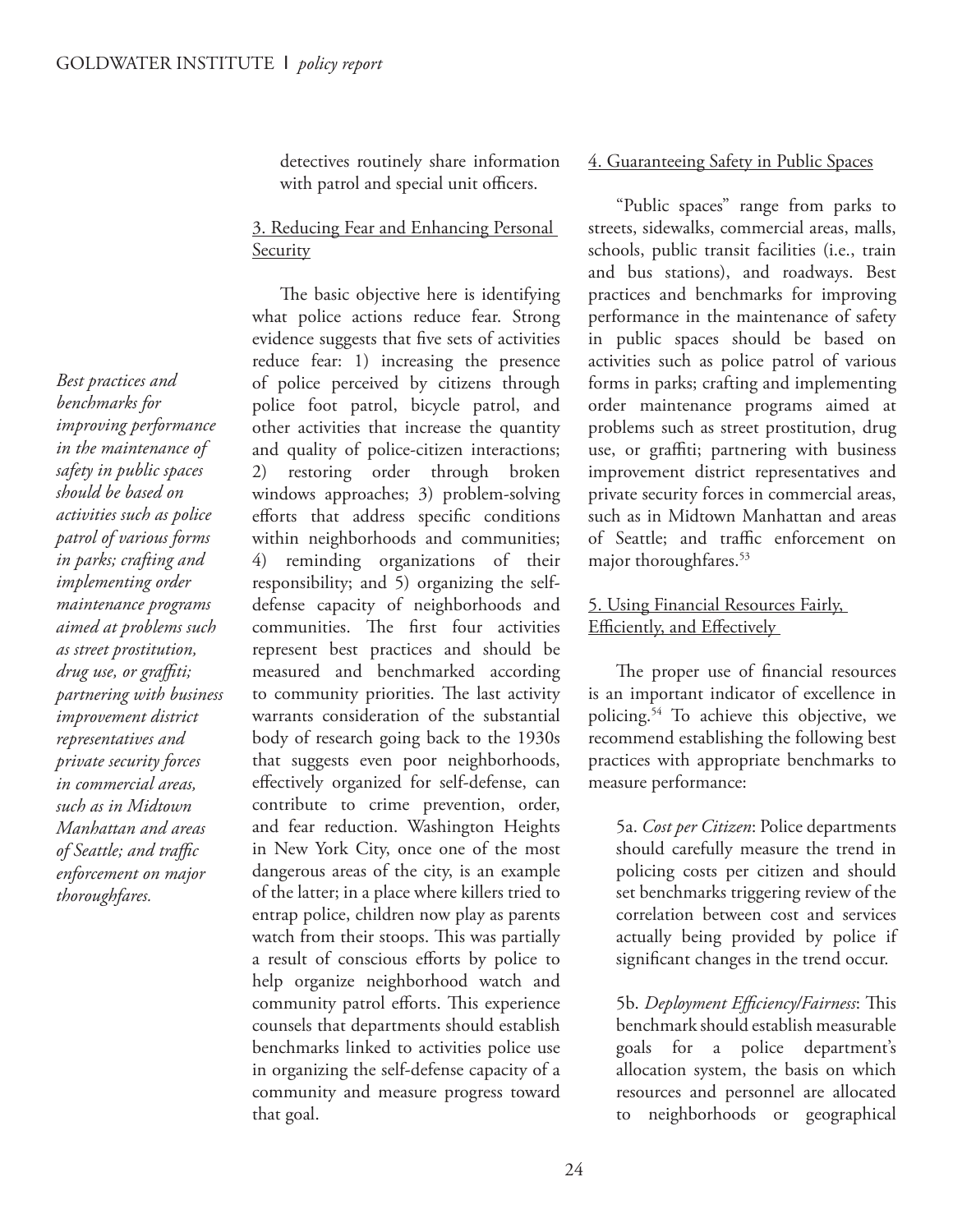detectives routinely share information with patrol and special unit officers.

3. Reducing Fear and Enhancing Personal Security

The basic objective here is identifying what police actions reduce fear. Strong evidence suggests that five sets of activities reduce fear: 1) increasing the presence of police perceived by citizens through police foot patrol, bicycle patrol, and other activities that increase the quantity and quality of police-citizen interactions; 2) restoring order through broken windows approaches; 3) problem-solving efforts that address specific conditions within neighborhoods and communities; 4) reminding organizations of their responsibility; and 5) organizing the self-defense capacity of neighborhoods and communities. The first four activities represent best practices and should be measured and benchmarked according to community priorities. The last activity warrants consideration of the substantial body of research going back to the 1930s that suggests even poor neighborhoods, effectively organized for self-defense, can contribute to crime prevention, order, and fear reduction. Washington Heights in New York City, once one of the most dangerous areas of the city, is an example of the latter; in a place where killers tried to entrap police, children now play as parents watch from their stoops. This was partially a result of conscious efforts by police to help organize neighborhood watch and community patrol efforts. This experience counsels that departments should establish benchmarks linked to activities police use in organizing the self-defense capacity of a community and measure progress toward that goal.

*Best practices and benchmarks for improving performance in the maintenance of safety in public spaces should be based on activities such as police patrol of various forms in parks; crafting and implementing order maintenance programs aimed at problems such as street prostitution, drug use, or graffiti; partnering with business improvement district representatives and private security forces in commercial areas, such as in Midtown Manhattan and areas of Seattle; and traffic enforcement on major thoroughfares.*

4. Guaranteeing Safety in Public Spaces

"Public spaces" range from parks to streets, sidewalks, commercial areas, malls, schools, public transit facilities (i.e., train and bus stations), and roadways. Best practices and benchmarks for improving performance in the maintenance of safety in public spaces should be based on activities such as police patrol of various forms in parks; crafting and implementing order maintenance programs aimed at problems such as street prostitution, drug use, or graffiti; partnering with business improvement district representatives and private security forces in commercial areas, such as in Midtown Manhattan and areas of Seattle; and traffic enforcement on major thoroughfares.[53]

5. Using Financial Resources Fairly, Efficiently, and Effectively

The proper use of financial resources is an important indicator of excellence in policing.[54] To achieve this objective, we recommend establishing the following best practices with appropriate benchmarks to measure performance:

5a. *Cost per Citizen*: Police departments should carefully measure the trend in policing costs per citizen and should set benchmarks triggering review of the correlation between cost and services actually being provided by police if significant changes in the trend occur.

5b. *Deployment Efficiency/Fairness*: This benchmark should establish measurable goals for a police department's allocation system, the basis on which resources and personnel are allocated to neighborhoods or geographical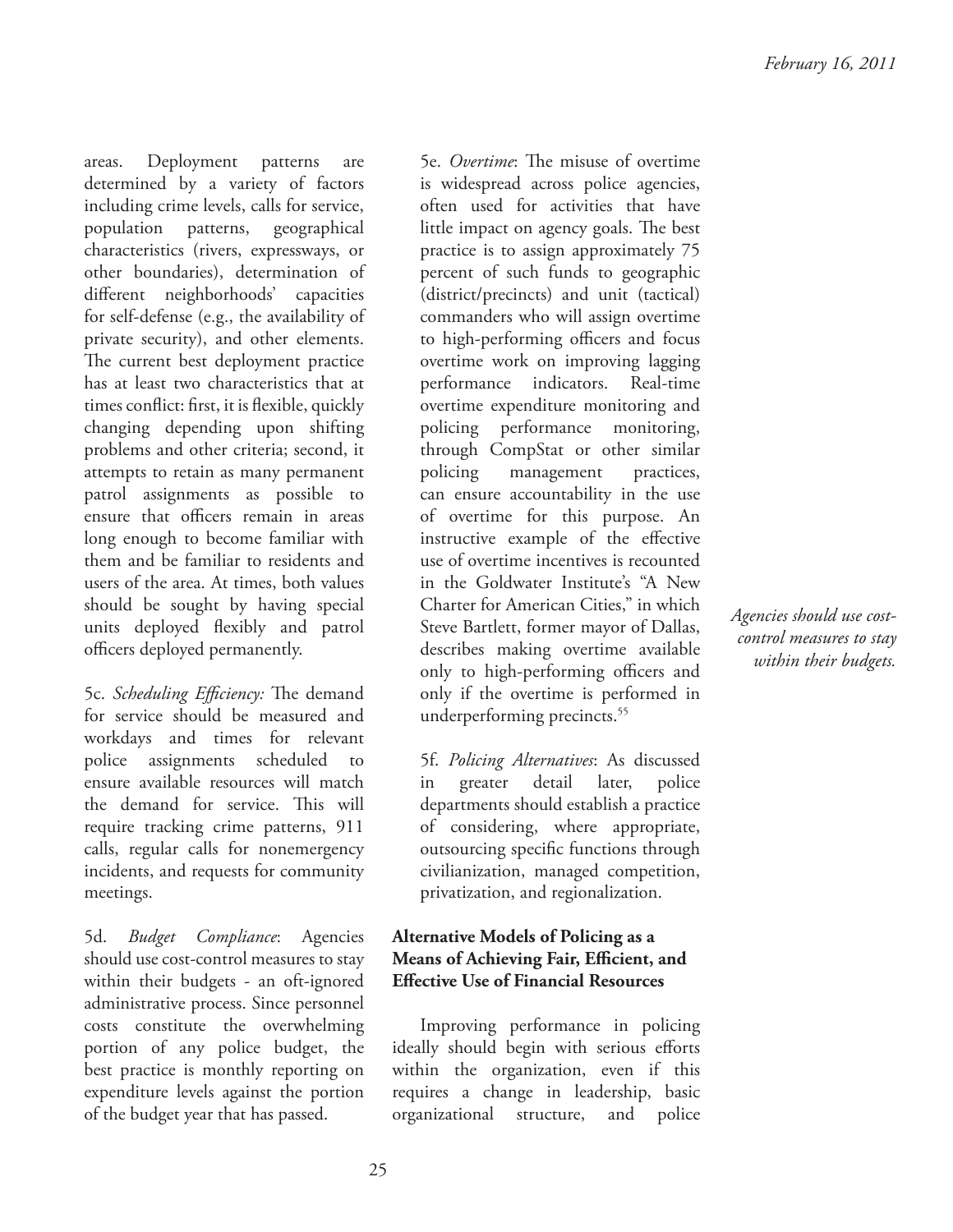areas. Deployment patterns are determined by a variety of factors including crime levels, calls for service, population patterns, geographical characteristics (rivers, expressways, or other boundaries), determination of different neighborhoods' capacities for self-defense (e.g., the availability of private security), and other elements. The current best deployment practice has at least two characteristics that at times conflict: first, it is flexible, quickly changing depending upon shifting problems and other criteria; second, it attempts to retain as many permanent patrol assignments as possible to ensure that officers remain in areas long enough to become familiar with them and be familiar to residents and users of the area. At times, both values should be sought by having special units deployed flexibly and patrol officers deployed permanently.

5c. *Scheduling Efficiency:* The demand for service should be measured and workdays and times for relevant police assignments scheduled to ensure available resources will match the demand for service. This will require tracking crime patterns, 911 calls, regular calls for nonemergency incidents, and requests for community meetings.

5d. *Budget Compliance*: Agencies should use cost-control measures to stay within their budgets - an oft-ignored administrative process. Since personnel costs constitute the overwhelming portion of any police budget, the best practice is monthly reporting on expenditure levels against the portion of the budget year that has passed.

5e. *Overtime*: The misuse of overtime is widespread across police agencies, often used for activities that have little impact on agency goals. The best practice is to assign approximately 75 percent of such funds to geographic (district/precincts) and unit (tactical) commanders who will assign overtime to high-performing officers and focus overtime work on improving lagging performance indicators. Real-time overtime expenditure monitoring and policing performance monitoring, through CompStat or other similar policing management practices, can ensure accountability in the use of overtime for this purpose. An instructive example of the effective use of overtime incentives is recounted in the Goldwater Institute's "A New Charter for American Cities," in which Steve Bartlett, former mayor of Dallas, describes making overtime available only to high-performing officers and only if the overtime is performed in underperforming precincts.[55]

*Agencies should use cost-control measures to stay within their budgets.*

5f. *Policing Alternatives*: As discussed in greater detail later, police departments should establish a practice of considering, where appropriate, outsourcing specific functions through civilianization, managed competition, privatization, and regionalization.

**Alternative Models of Policing as a Means of Achieving Fair, Efficient, and Effective Use of Financial Resources**

Improving performance in policing ideally should begin with serious efforts within the organization, even if this requires a change in leadership, basic organizational structure, and police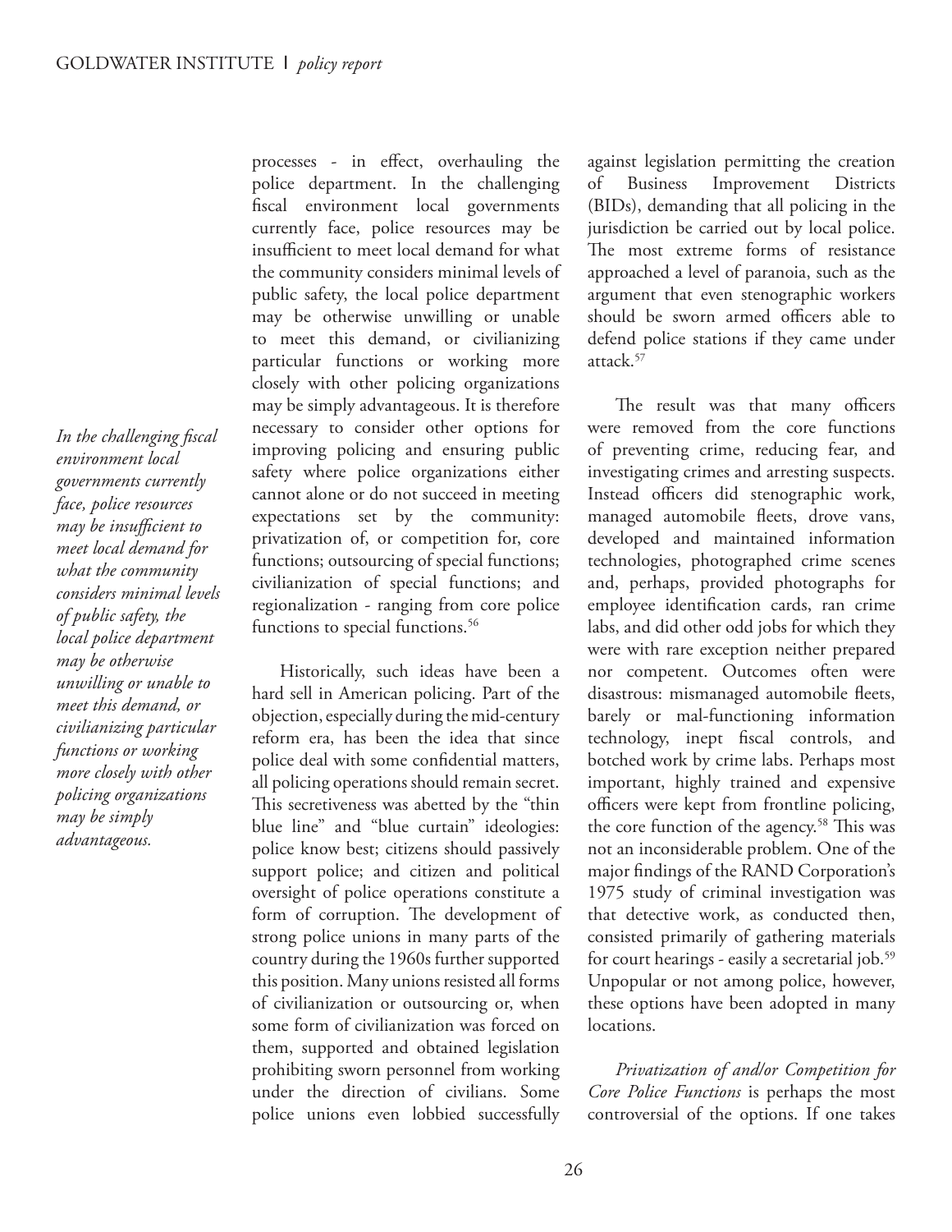processes - in effect, overhauling the police department. In the challenging fiscal environment local governments currently face, police resources may be insufficient to meet local demand for what the community considers minimal levels of public safety, the local police department may be otherwise unwilling or unable to meet this demand, or civilianizing particular functions or working more closely with other policing organizations may be simply advantageous. It is therefore necessary to consider other options for improving policing and ensuring public safety where police organizations either cannot alone or do not succeed in meeting expectations set by the community: privatization of, or competition for, core functions; outsourcing of special functions; civilianization of special functions; and regionalization - ranging from core police functions to special functions.[56]

*In the challenging fiscal environment local governments currently face, police resources may be insufficient to meet local demand for what the community considers minimal levels of public safety, the local police department may be otherwise unwilling or unable to meet this demand, or civilianizing particular functions or working more closely with other policing organizations may be simply advantageous.*

Historically, such ideas have been a hard sell in American policing. Part of the objection, especially during the mid-century reform era, has been the idea that since police deal with some confidential matters, all policing operations should remain secret. This secretiveness was abetted by the "thin blue line" and "blue curtain" ideologies: police know best; citizens should passively support police; and citizen and political oversight of police operations constitute a form of corruption. The development of strong police unions in many parts of the country during the 1960s further supported this position. Many unions resisted all forms of civilianization or outsourcing or, when some form of civilianization was forced on them, supported and obtained legislation prohibiting sworn personnel from working under the direction of civilians. Some police unions even lobbied successfully against legislation permitting the creation of Business Improvement Districts (BIDs), demanding that all policing in the jurisdiction be carried out by local police. The most extreme forms of resistance approached a level of paranoia, such as the argument that even stenographic workers should be sworn armed officers able to defend police stations if they came under attack.[57]

The result was that many officers were removed from the core functions of preventing crime, reducing fear, and investigating crimes and arresting suspects. Instead officers did stenographic work, managed automobile fleets, drove vans, developed and maintained information technologies, photographed crime scenes and, perhaps, provided photographs for employee identification cards, ran crime labs, and did other odd jobs for which they were with rare exception neither prepared nor competent. Outcomes often were disastrous: mismanaged automobile fleets, barely or mal-functioning information technology, inept fiscal controls, and botched work by crime labs. Perhaps most important, highly trained and expensive officers were kept from frontline policing, the core function of the agency.[58] This was not an inconsiderable problem. One of the major findings of the RAND Corporation's 1975 study of criminal investigation was that detective work, as conducted then, consisted primarily of gathering materials for court hearings - easily a secretarial job.[59] Unpopular or not among police, however, these options have been adopted in many locations.

*Privatization of and/or Competition for Core Police Functions* is perhaps the most controversial of the options. If one takes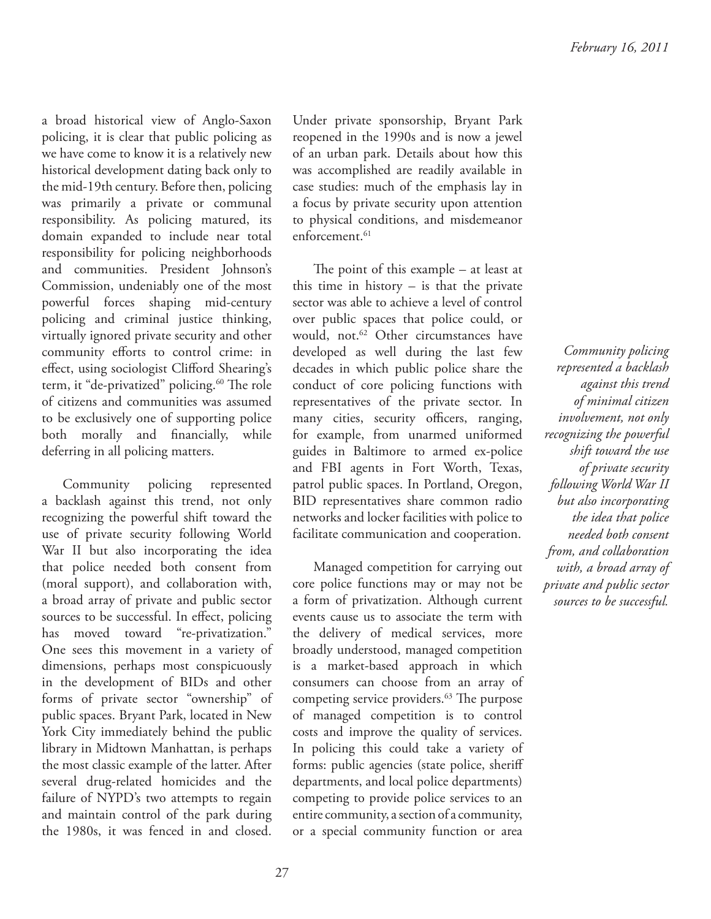a broad historical view of Anglo-Saxon policing, it is clear that public policing as we have come to know it is a relatively new historical development dating back only to the mid-19th century. Before then, policing was primarily a private or communal responsibility. As policing matured, its domain expanded to include near total responsibility for policing neighborhoods and communities. President Johnson's Commission, undeniably one of the most powerful forces shaping mid-century policing and criminal justice thinking, virtually ignored private security and other community efforts to control crime: in effect, using sociologist Clifford Shearing's term, it "de-privatized" policing.[60] The role of citizens and communities was assumed to be exclusively one of supporting police both morally and financially, while deferring in all policing matters.

Community policing represented a backlash against this trend, not only recognizing the powerful shift toward the use of private security following World War II but also incorporating the idea that police needed both consent from (moral support), and collaboration with, a broad array of private and public sector sources to be successful. In effect, policing has moved toward "re-privatization." One sees this movement in a variety of dimensions, perhaps most conspicuously in the development of BIDs and other forms of private sector "ownership" of public spaces. Bryant Park, located in New York City immediately behind the public library in Midtown Manhattan, is perhaps the most classic example of the latter. After several drug-related homicides and the failure of NYPD's two attempts to regain and maintain control of the park during the 1980s, it was fenced in and closed. Under private sponsorship, Bryant Park reopened in the 1990s and is now a jewel of an urban park. Details about how this was accomplished are readily available in case studies: much of the emphasis lay in a focus by private security upon attention to physical conditions, and misdemeanor enforcement.[61]

The point of this example – at least at this time in history – is that the private sector was able to achieve a level of control over public spaces that police could, or would, not.[62] Other circumstances have developed as well during the last few decades in which public police share the conduct of core policing functions with representatives of the private sector. In many cities, security officers, ranging, for example, from unarmed uniformed guides in Baltimore to armed ex-police and FBI agents in Fort Worth, Texas, patrol public spaces. In Portland, Oregon, BID representatives share common radio networks and locker facilities with police to facilitate communication and cooperation.

*Community policing represented a backlash against this trend of minimal citizen involvement, not only recognizing the powerful shift toward the use of private security following World War II but also incorporating the idea that police needed both consent from, and collaboration with, a broad array of private and public sector sources to be successful.*

Managed competition for carrying out core police functions may or may not be a form of privatization. Although current events cause us to associate the term with the delivery of medical services, more broadly understood, managed competition is a market-based approach in which consumers can choose from an array of competing service providers.[63] The purpose of managed competition is to control costs and improve the quality of services. In policing this could take a variety of forms: public agencies (state police, sheriff departments, and local police departments) competing to provide police services to an entire community, a section of a community, or a special community function or area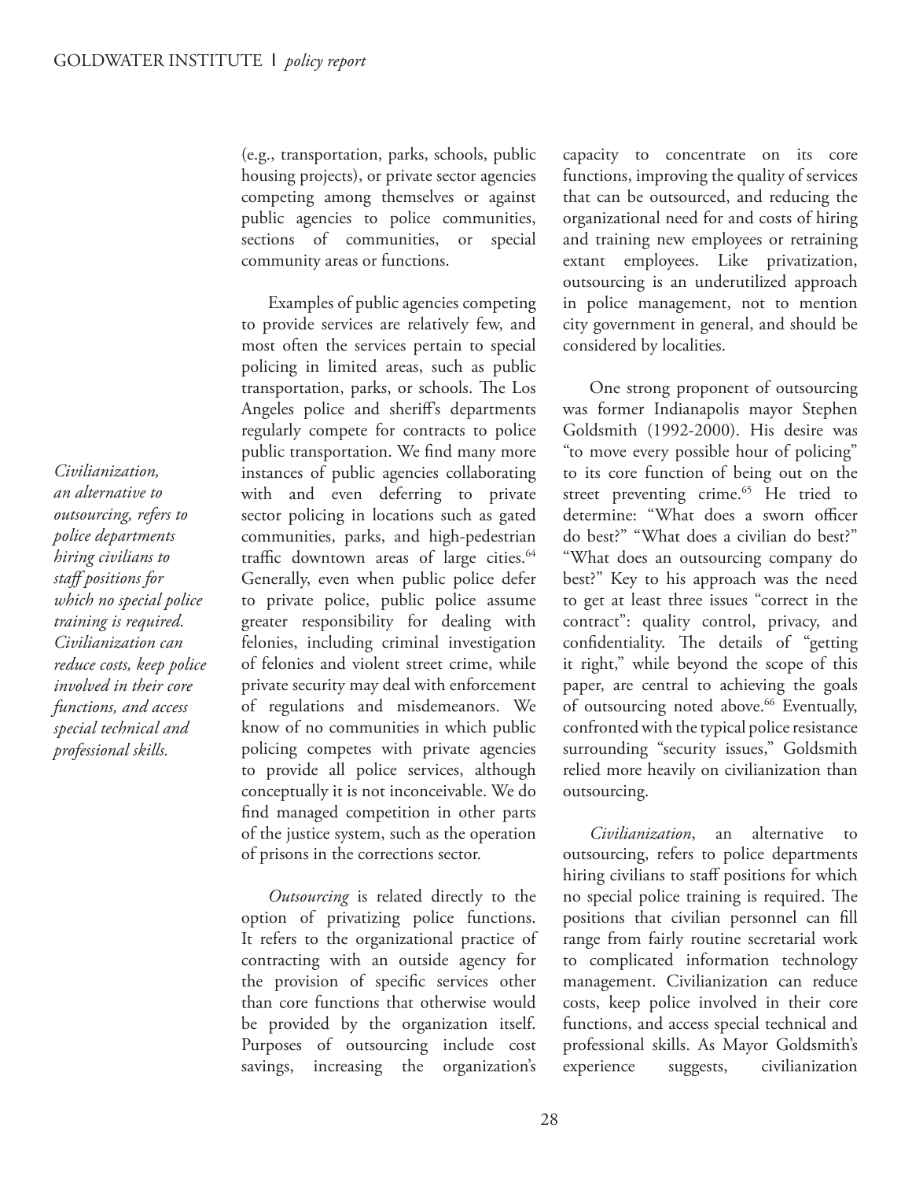(e.g., transportation, parks, schools, public housing projects), or private sector agencies competing among themselves or against public agencies to police communities, sections of communities, or special community areas or functions.

Examples of public agencies competing to provide services are relatively few, and most often the services pertain to special policing in limited areas, such as public transportation, parks, or schools. The Los Angeles police and sheriff's departments regularly compete for contracts to police public transportation. We find many more instances of public agencies collaborating with and even deferring to private sector policing in locations such as gated communities, parks, and high-pedestrian traffic downtown areas of large cities.[64] Generally, even when public police defer to private police, public police assume greater responsibility for dealing with felonies, including criminal investigation of felonies and violent street crime, while private security may deal with enforcement of regulations and misdemeanors. We know of no communities in which public policing competes with private agencies to provide all police services, although conceptually it is not inconceivable. We do find managed competition in other parts of the justice system, such as the operation of prisons in the corrections sector.

*Outsourcing* is related directly to the option of privatizing police functions. It refers to the organizational practice of contracting with an outside agency for the provision of specific services other than core functions that otherwise would be provided by the organization itself. Purposes of outsourcing include cost savings, increasing the organization's capacity to concentrate on its core functions, improving the quality of services that can be outsourced, and reducing the organizational need for and costs of hiring and training new employees or retraining extant employees. Like privatization, outsourcing is an underutilized approach in police management, not to mention city government in general, and should be considered by localities.

One strong proponent of outsourcing was former Indianapolis mayor Stephen Goldsmith (1992-2000). His desire was "to move every possible hour of policing" to its core function of being out on the street preventing crime.[65] He tried to determine: "What does a sworn officer do best?" "What does a civilian do best?" "What does an outsourcing company do best?" Key to his approach was the need to get at least three issues "correct in the contract": quality control, privacy, and confidentiality. The details of "getting it right," while beyond the scope of this paper, are central to achieving the goals of outsourcing noted above.[66] Eventually, confronted with the typical police resistance surrounding "security issues," Goldsmith relied more heavily on civilianization than outsourcing.

*Civilianization, an alternative to outsourcing, refers to police departments hiring civilians to staff positions for which no special police training is required. Civilianization can reduce costs, keep police involved in their core functions, and access special technical and professional skills.*

*Civilianization*, an alternative to outsourcing, refers to police departments hiring civilians to staff positions for which no special police training is required. The positions that civilian personnel can fill range from fairly routine secretarial work to complicated information technology management. Civilianization can reduce costs, keep police involved in their core functions, and access special technical and professional skills. As Mayor Goldsmith's experience suggests, civilianization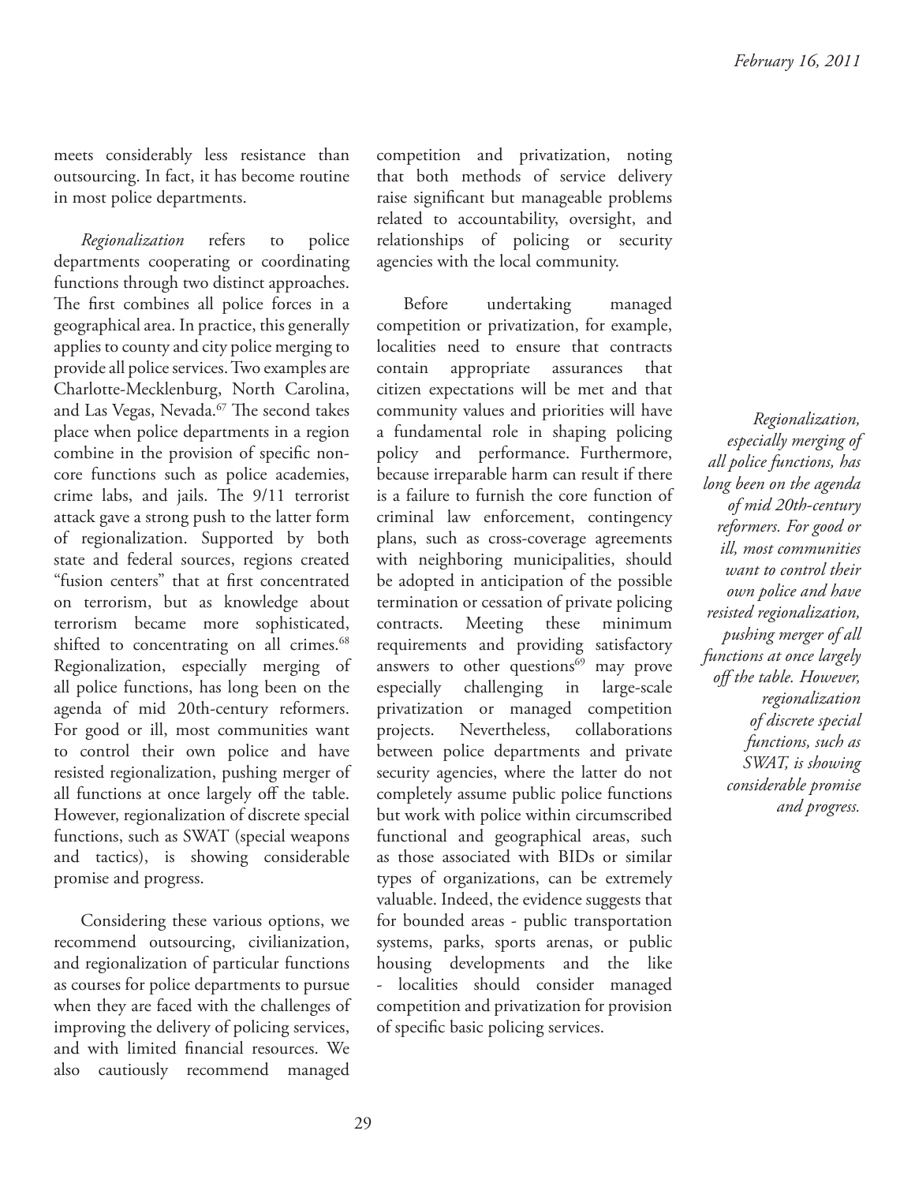meets considerably less resistance than outsourcing. In fact, it has become routine in most police departments.

*Regionalization* refers to police departments cooperating or coordinating functions through two distinct approaches. The first combines all police forces in a geographical area. In practice, this generally applies to county and city police merging to provide all police services. Two examples are Charlotte-Mecklenburg, North Carolina, and Las Vegas, Nevada.[67] The second takes place when police departments in a region combine in the provision of specific non-core functions such as police academies, crime labs, and jails. The 9/11 terrorist attack gave a strong push to the latter form of regionalization. Supported by both state and federal sources, regions created "fusion centers" that at first concentrated on terrorism, but as knowledge about terrorism became more sophisticated, shifted to concentrating on all crimes.[68] Regionalization, especially merging of all police functions, has long been on the agenda of mid 20th-century reformers. For good or ill, most communities want to control their own police and have resisted regionalization, pushing merger of all functions at once largely off the table. However, regionalization of discrete special functions, such as SWAT (special weapons and tactics), is showing considerable promise and progress.

Considering these various options, we recommend outsourcing, civilianization, and regionalization of particular functions as courses for police departments to pursue when they are faced with the challenges of improving the delivery of policing services, and with limited financial resources. We also cautiously recommend managed competition and privatization, noting that both methods of service delivery raise significant but manageable problems related to accountability, oversight, and relationships of policing or security agencies with the local community.

Before undertaking managed competition or privatization, for example, localities need to ensure that contracts contain appropriate assurances that citizen expectations will be met and that community values and priorities will have a fundamental role in shaping policing policy and performance. Furthermore, because irreparable harm can result if there is a failure to furnish the core function of criminal law enforcement, contingency plans, such as cross-coverage agreements with neighboring municipalities, should be adopted in anticipation of the possible termination or cessation of private policing contracts. Meeting these minimum requirements and providing satisfactory answers to other questions[69] may prove especially challenging in large-scale privatization or managed competition projects. Nevertheless, collaborations between police departments and private security agencies, where the latter do not completely assume public police functions but work with police within circumscribed functional and geographical areas, such as those associated with BIDs or similar types of organizations, can be extremely valuable. Indeed, the evidence suggests that for bounded areas - public transportation systems, parks, sports arenas, or public housing developments and the like - localities should consider managed competition and privatization for provision of specific basic policing services.

*Regionalization, especially merging of all police functions, has long been on the agenda of mid 20th-century reformers. For good or ill, most communities want to control their own police and have resisted regionalization, pushing merger of all functions at once largely off the table. However, regionalization of discrete special functions, such as SWAT, is showing considerable promise and progress.*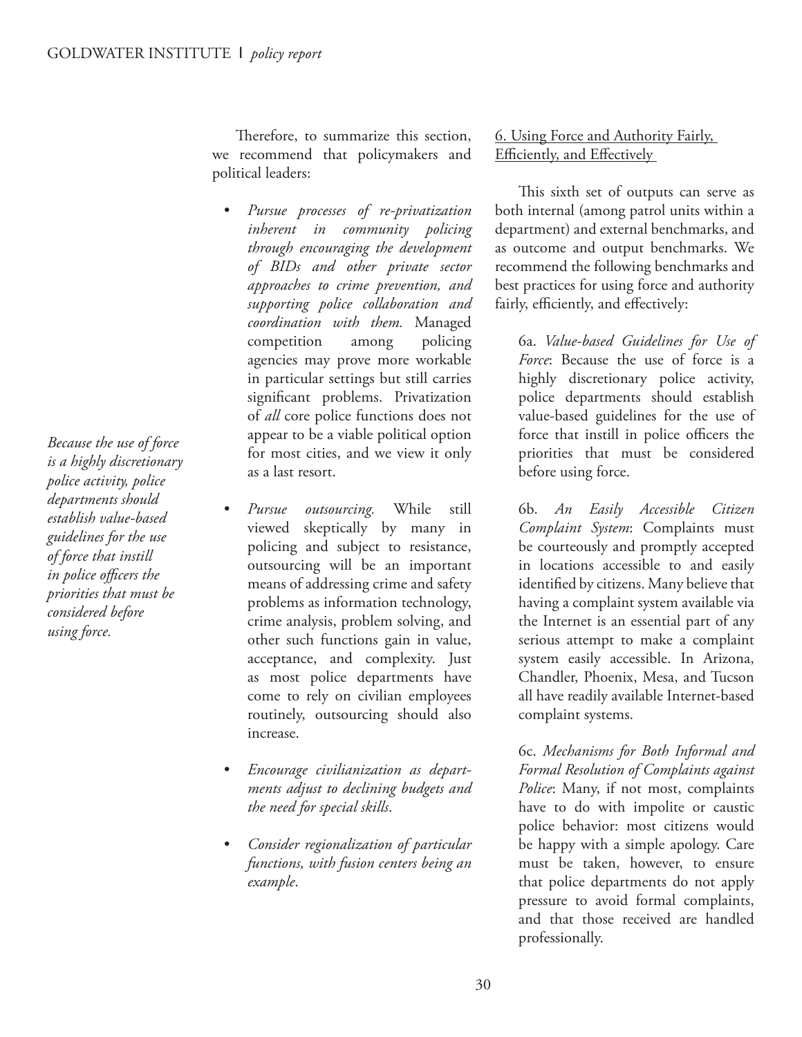Therefore, to summarize this section, we recommend that policymakers and political leaders:

- *Pursue processes of re-privatization inherent in community policing through encouraging the development of BIDs and other private sector approaches to crime prevention, and supporting police collaboration and coordination with them.* Managed competition among policing agencies may prove more workable in particular settings but still carries significant problems. Privatization of *all* core police functions does not appear to be a viable political option for most cities, and we view it only as a last resort.
- *Pursue outsourcing.* While still viewed skeptically by many in policing and subject to resistance, outsourcing will be an important means of addressing crime and safety problems as information technology, crime analysis, problem solving, and other such functions gain in value, acceptance, and complexity. Just as most police departments have come to rely on civilian employees routinely, outsourcing should also increase.
- *Encourage civilianization as departments adjust to declining budgets and the need for special skills*.
- *Consider regionalization of particular functions, with fusion centers being an example*.

*Because the use of force is a highly discretionary police activity, police departments should establish value-based guidelines for the use of force that instill in police officers the priorities that must be considered before using force.*

## 6. Using Force and Authority Fairly, Efficiently, and Effectively

This sixth set of outputs can serve as both internal (among patrol units within a department) and external benchmarks, and as outcome and output benchmarks. We recommend the following benchmarks and best practices for using force and authority fairly, efficiently, and effectively:

6a. *Value-based Guidelines for Use of Force*: Because the use of force is a highly discretionary police activity, police departments should establish value-based guidelines for the use of force that instill in police officers the priorities that must be considered before using force.

6b. *An Easily Accessible Citizen Complaint System*: Complaints must be courteously and promptly accepted in locations accessible to and easily identified by citizens. Many believe that having a complaint system available via the Internet is an essential part of any serious attempt to make a complaint system easily accessible. In Arizona, Chandler, Phoenix, Mesa, and Tucson all have readily available Internet-based complaint systems.

6c. *Mechanisms for Both Informal and Formal Resolution of Complaints against Police*: Many, if not most, complaints have to do with impolite or caustic police behavior: most citizens would be happy with a simple apology. Care must be taken, however, to ensure that police departments do not apply pressure to avoid formal complaints, and that those received are handled professionally.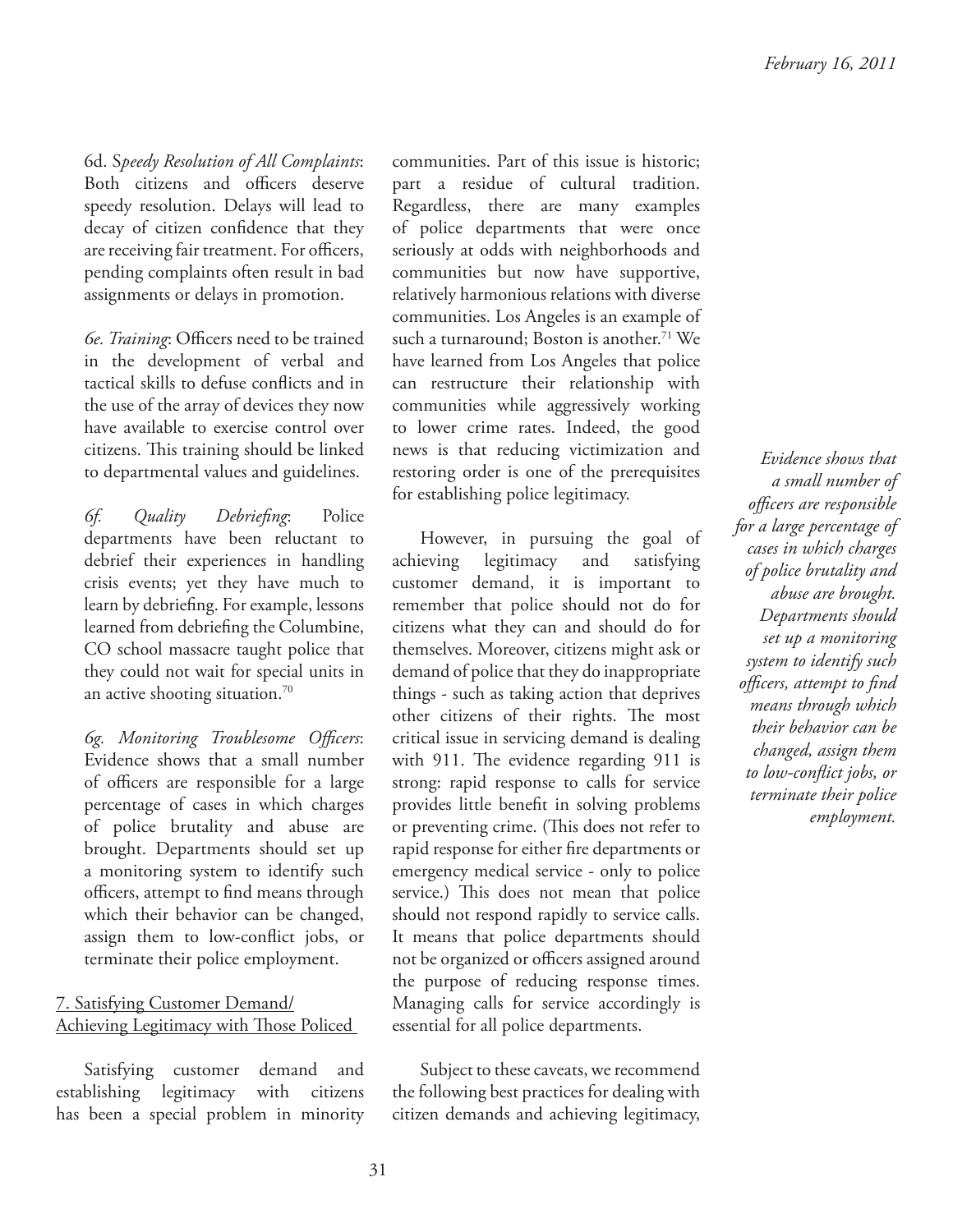6d. *Speedy Resolution of All Complaints*: Both citizens and officers deserve speedy resolution. Delays will lead to decay of citizen confidence that they are receiving fair treatment. For officers, pending complaints often result in bad assignments or delays in promotion.

*6e. Training*: Officers need to be trained in the development of verbal and tactical skills to defuse conflicts and in the use of the array of devices they now have available to exercise control over citizens. This training should be linked to departmental values and guidelines.

*6f. Quality Debriefing*: Police departments have been reluctant to debrief their experiences in handling crisis events; yet they have much to learn by debriefing. For example, lessons learned from debriefing the Columbine, CO school massacre taught police that they could not wait for special units in an active shooting situation.[70]

*6g. Monitoring Troublesome Officers*: Evidence shows that a small number of officers are responsible for a large percentage of cases in which charges of police brutality and abuse are brought. Departments should set up a monitoring system to identify such officers, attempt to find means through which their behavior can be changed, assign them to low-conflict jobs, or terminate their police employment.

## 7. Satisfying Customer Demand/ Achieving Legitimacy with Those Policed

Satisfying customer demand and establishing legitimacy with citizens has been a special problem in minority communities. Part of this issue is historic; part a residue of cultural tradition. Regardless, there are many examples of police departments that were once seriously at odds with neighborhoods and communities but now have supportive, relatively harmonious relations with diverse communities. Los Angeles is an example of such a turnaround; Boston is another.[71] We have learned from Los Angeles that police can restructure their relationship with communities while aggressively working to lower crime rates. Indeed, the good news is that reducing victimization and restoring order is one of the prerequisites for establishing police legitimacy.

However, in pursuing the goal of achieving legitimacy and satisfying customer demand, it is important to remember that police should not do for citizens what they can and should do for themselves. Moreover, citizens might ask or demand of police that they do inappropriate things - such as taking action that deprives other citizens of their rights. The most critical issue in servicing demand is dealing with 911. The evidence regarding 911 is strong: rapid response to calls for service provides little benefit in solving problems or preventing crime. (This does not refer to rapid response for either fire departments or emergency medical service - only to police service.) This does not mean that police should not respond rapidly to service calls. It means that police departments should not be organized or officers assigned around the purpose of reducing response times. Managing calls for service accordingly is essential for all police departments.

Subject to these caveats, we recommend the following best practices for dealing with citizen demands and achieving legitimacy,

*Evidence shows that a small number of officers are responsible for a large percentage of cases in which charges of police brutality and abuse are brought. Departments should set up a monitoring system to identify such officers, attempt to find means through which their behavior can be changed, assign them to low-conflict jobs, or terminate their police employment.*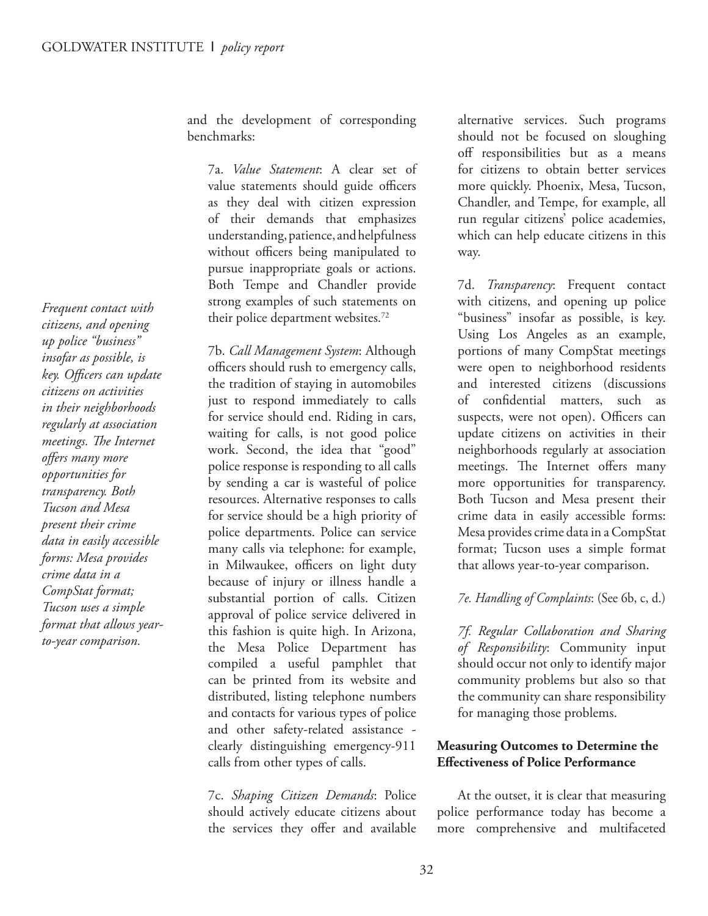*Frequent contact with citizens, and opening up police "business" insofar as possible, is key. Officers can update citizens on activities in their neighborhoods regularly at association meetings. The Internet offers many more opportunities for transparency. Both Tucson and Mesa present their crime data in easily accessible forms: Mesa provides crime data in a CompStat format; Tucson uses a simple format that allows year-to-year comparison.*

and the development of corresponding benchmarks:

7a. *Value Statement*: A clear set of value statements should guide officers as they deal with citizen expression of their demands that emphasizes understanding, patience, and helpfulness without officers being manipulated to pursue inappropriate goals or actions. Both Tempe and Chandler provide strong examples of such statements on their police department websites.[72]

7b. *Call Management System*: Although officers should rush to emergency calls, the tradition of staying in automobiles just to respond immediately to calls for service should end. Riding in cars, waiting for calls, is not good police work. Second, the idea that "good" police response is responding to all calls by sending a car is wasteful of police resources. Alternative responses to calls for service should be a high priority of police departments. Police can service many calls via telephone: for example, in Milwaukee, officers on light duty because of injury or illness handle a substantial portion of calls. Citizen approval of police service delivered in this fashion is quite high. In Arizona, the Mesa Police Department has compiled a useful pamphlet that can be printed from its website and distributed, listing telephone numbers and contacts for various types of police and other safety-related assistance - clearly distinguishing emergency-911 calls from other types of calls.

7c. *Shaping Citizen Demands*: Police should actively educate citizens about the services they offer and available alternative services. Such programs should not be focused on sloughing off responsibilities but as a means for citizens to obtain better services more quickly. Phoenix, Mesa, Tucson, Chandler, and Tempe, for example, all run regular citizens' police academies, which can help educate citizens in this way.

7d. *Transparency*: Frequent contact with citizens, and opening up police "business" insofar as possible, is key. Using Los Angeles as an example, portions of many CompStat meetings were open to neighborhood residents and interested citizens (discussions of confidential matters, such as suspects, were not open). Officers can update citizens on activities in their neighborhoods regularly at association meetings. The Internet offers many more opportunities for transparency. Both Tucson and Mesa present their crime data in easily accessible forms: Mesa provides crime data in a CompStat format; Tucson uses a simple format that allows year-to-year comparison.

*7e. Handling of Complaints*: (See 6b, c, d.)

*7f. Regular Collaboration and Sharing of Responsibility*: Community input should occur not only to identify major community problems but also so that the community can share responsibility for managing those problems.

**Measuring Outcomes to Determine the Effectiveness of Police Performance**

At the outset, it is clear that measuring police performance today has become a more comprehensive and multifaceted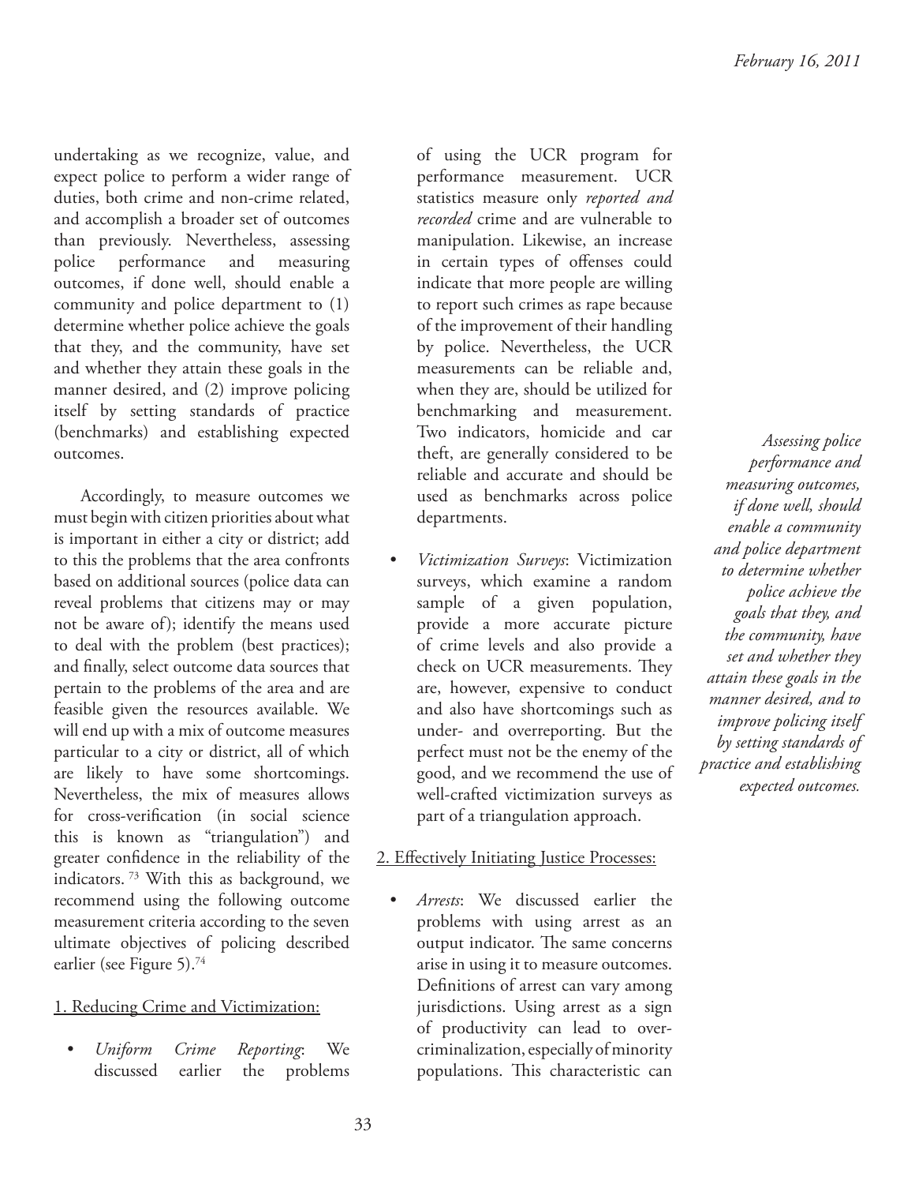undertaking as we recognize, value, and expect police to perform a wider range of duties, both crime and non-crime related, and accomplish a broader set of outcomes than previously. Nevertheless, assessing police performance and measuring outcomes, if done well, should enable a community and police department to (1) determine whether police achieve the goals that they, and the community, have set and whether they attain these goals in the manner desired, and (2) improve policing itself by setting standards of practice (benchmarks) and establishing expected outcomes.

Accordingly, to measure outcomes we must begin with citizen priorities about what is important in either a city or district; add to this the problems that the area confronts based on additional sources (police data can reveal problems that citizens may or may not be aware of); identify the means used to deal with the problem (best practices); and finally, select outcome data sources that pertain to the problems of the area and are feasible given the resources available. We will end up with a mix of outcome measures particular to a city or district, all of which are likely to have some shortcomings. Nevertheless, the mix of measures allows for cross-verification (in social science this is known as "triangulation") and greater confidence in the reliability of the indicators.[73] With this as background, we recommend using the following outcome measurement criteria according to the seven ultimate objectives of policing described earlier (see Figure 5).[74]

1. Reducing Crime and Victimization:

- *Uniform Crime Reporting*: We discussed earlier the problems of using the UCR program for performance measurement. UCR statistics measure only *reported and recorded* crime and are vulnerable to manipulation. Likewise, an increase in certain types of offenses could indicate that more people are willing to report such crimes as rape because of the improvement of their handling by police. Nevertheless, the UCR measurements can be reliable and, when they are, should be utilized for benchmarking and measurement. Two indicators, homicide and car theft, are generally considered to be reliable and accurate and should be used as benchmarks across police departments.
- *Victimization Surveys*: Victimization surveys, which examine a random sample of a given population, provide a more accurate picture of crime levels and also provide a check on UCR measurements. They are, however, expensive to conduct and also have shortcomings such as under- and overreporting. But the perfect must not be the enemy of the good, and we recommend the use of well-crafted victimization surveys as part of a triangulation approach.

2. Effectively Initiating Justice Processes:

- *Arrests*: We discussed earlier the problems with using arrest as an output indicator. The same concerns arise in using it to measure outcomes. Definitions of arrest can vary among jurisdictions. Using arrest as a sign of productivity can lead to over-criminalization, especially of minority populations. This characteristic can

*Assessing police performance and measuring outcomes, if done well, should enable a community and police department to determine whether police achieve the goals that they, and the community, have set and whether they attain these goals in the manner desired, and to improve policing itself by setting standards of practice and establishing expected outcomes.*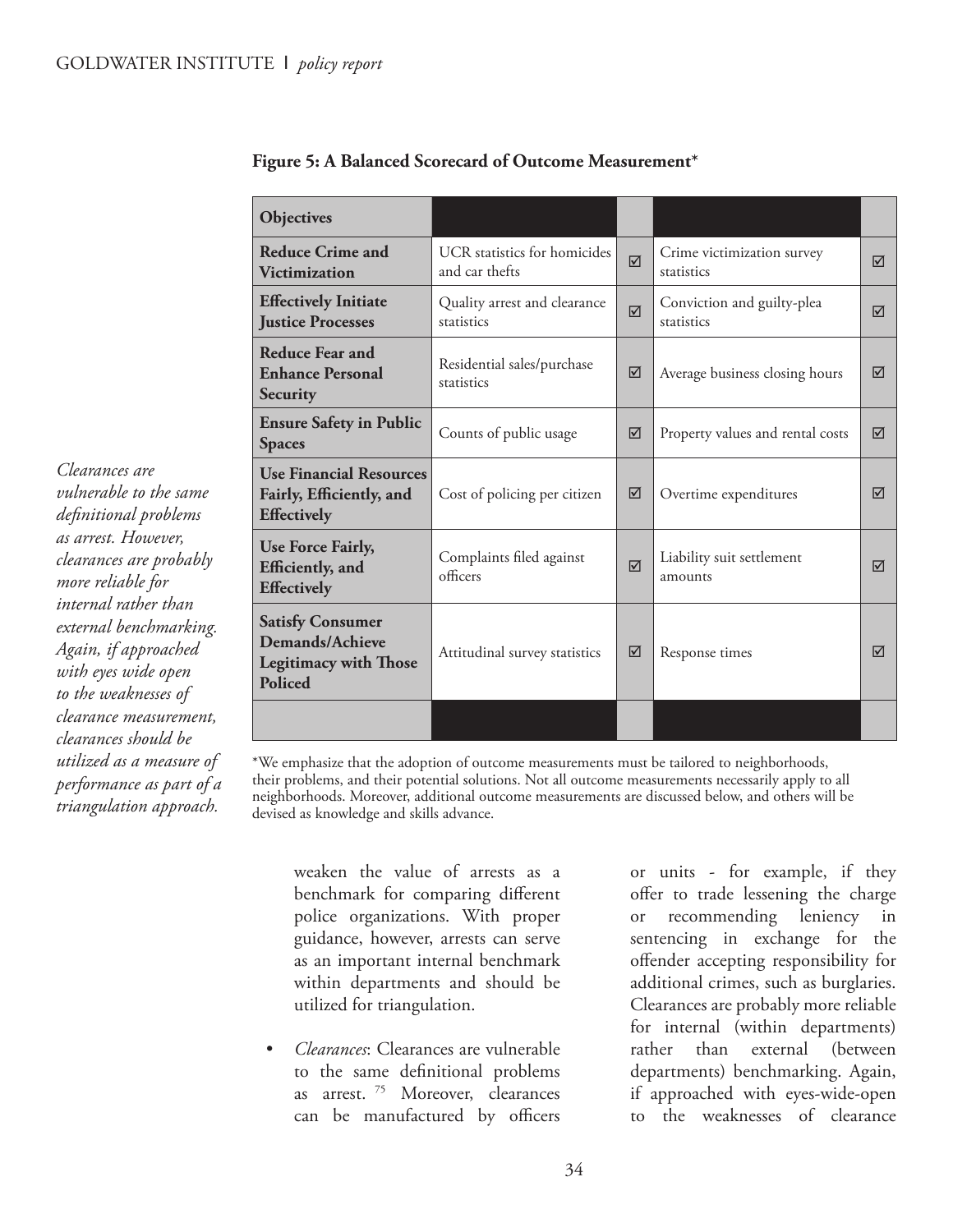**Figure 5: A Balanced Scorecard of Outcome Measurement***

| Objectives | | | | |
|---|---|---|---|---|
| **Reduce Crime and Victimization** | UCR statistics for homicides and car thefts | ☑ | Crime victimization survey statistics | ☑ |
| **Effectively Initiate Justice Processes** | Quality arrest and clearance statistics | ☑ | Conviction and guilty-plea statistics | ☑ |
| **Reduce Fear and Enhance Personal Security** | Residential sales/purchase statistics | ☑ | Average business closing hours | ☑ |
| **Ensure Safety in Public Spaces** | Counts of public usage | ☑ | Property values and rental costs | ☑ |
| **Use Financial Resources Fairly, Efficiently, and Effectively** | Cost of policing per citizen | ☑ | Overtime expenditures | ☑ |
| **Use Force Fairly, Efficiently, and Effectively** | Complaints filed against officers | ☑ | Liability suit settlement amounts | ☑ |
| **Satisfy Consumer Demands/Achieve Legitimacy with Those Policed** | Attitudinal survey statistics | ☑ | Response times | ☑ |
| | | | | |

*We emphasize that the adoption of outcome measurements must be tailored to neighborhoods, their problems, and their potential solutions. Not all outcome measurements necessarily apply to all neighborhoods. Moreover, additional outcome measurements are discussed below, and others will be devised as knowledge and skills advance.

*Clearances are vulnerable to the same definitional problems as arrest. However, clearances are probably more reliable for internal rather than external benchmarking. Again, if approached with eyes wide open to the weaknesses of clearance measurement, clearances should be utilized as a measure of performance as part of a triangulation approach.*

weaken the value of arrests as a benchmark for comparing different police organizations. With proper guidance, however, arrests can serve as an important internal benchmark within departments and should be utilized for triangulation.

- *Clearances*: Clearances are vulnerable to the same definitional problems as arrest.[75] Moreover, clearances can be manufactured by officers or units - for example, if they offer to trade lessening the charge or recommending leniency in sentencing in exchange for the offender accepting responsibility for additional crimes, such as burglaries. Clearances are probably more reliable for internal (within departments) rather than external (between departments) benchmarking. Again, if approached with eyes-wide-open to the weaknesses of clearance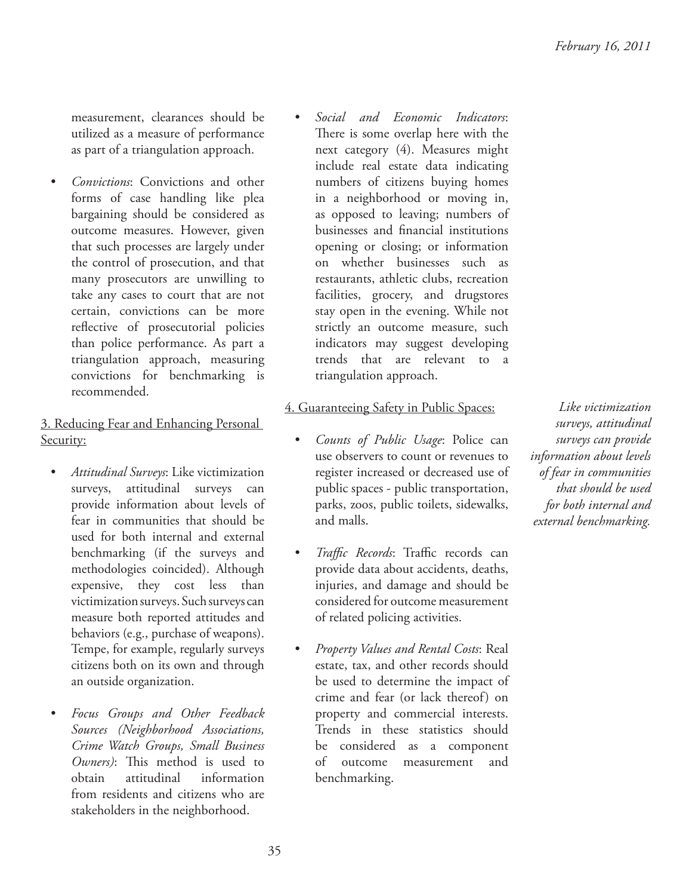measurement, clearances should be utilized as a measure of performance as part of a triangulation approach.

- *Convictions*: Convictions and other forms of case handling like plea bargaining should be considered as outcome measures. However, given that such processes are largely under the control of prosecution, and that many prosecutors are unwilling to take any cases to court that are not certain, convictions can be more reflective of prosecutorial policies than police performance. As part a triangulation approach, measuring convictions for benchmarking is recommended.

3. Reducing Fear and Enhancing Personal Security:

- *Attitudinal Surveys*: Like victimization surveys, attitudinal surveys can provide information about levels of fear in communities that should be used for both internal and external benchmarking (if the surveys and methodologies coincided). Although expensive, they cost less than victimization surveys. Such surveys can measure both reported attitudes and behaviors (e.g., purchase of weapons). Tempe, for example, regularly surveys citizens both on its own and through an outside organization.

- *Focus Groups and Other Feedback Sources (Neighborhood Associations, Crime Watch Groups, Small Business Owners)*: This method is used to obtain attitudinal information from residents and citizens who are stakeholders in the neighborhood.

- *Social and Economic Indicators*: There is some overlap here with the next category (4). Measures might include real estate data indicating numbers of citizens buying homes in a neighborhood or moving in, as opposed to leaving; numbers of businesses and financial institutions opening or closing; or information on whether businesses such as restaurants, athletic clubs, recreation facilities, grocery, and drugstores stay open in the evening. While not strictly an outcome measure, such indicators may suggest developing trends that are relevant to a triangulation approach.

4. Guaranteeing Safety in Public Spaces:

- *Counts of Public Usage*: Police can use observers to count or revenues to register increased or decreased use of public spaces - public transportation, parks, zoos, public toilets, sidewalks, and malls.

- *Traffic Records*: Traffic records can provide data about accidents, deaths, injuries, and damage and should be considered for outcome measurement of related policing activities.

- *Property Values and Rental Costs*: Real estate, tax, and other records should be used to determine the impact of crime and fear (or lack thereof) on property and commercial interests. Trends in these statistics should be considered as a component of outcome measurement and benchmarking.

*Like victimization surveys, attitudinal surveys can provide information about levels of fear in communities that should be used for both internal and external benchmarking.*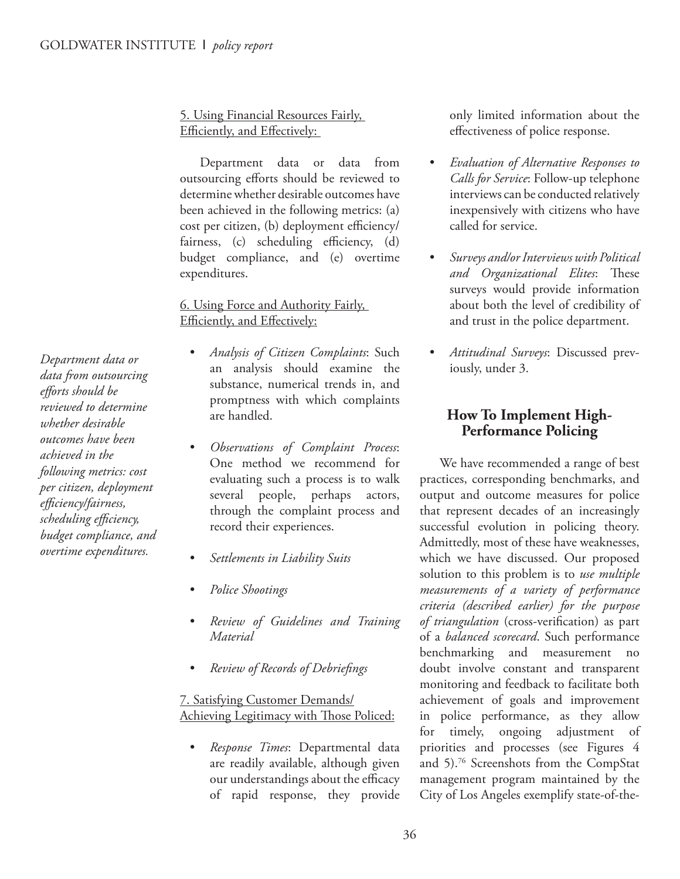5. Using Financial Resources Fairly, Efficiently, and Effectively:

Department data or data from outsourcing efforts should be reviewed to determine whether desirable outcomes have been achieved in the following metrics: (a) cost per citizen, (b) deployment efficiency/fairness, (c) scheduling efficiency, (d) budget compliance, and (e) overtime expenditures.

6. Using Force and Authority Fairly, Efficiently, and Effectively:

- *Analysis of Citizen Complaints*: Such an analysis should examine the substance, numerical trends in, and promptness with which complaints are handled.
- *Observations of Complaint Process*: One method we recommend for evaluating such a process is to walk several people, perhaps actors, through the complaint process and record their experiences.
- *Settlements in Liability Suits*
- *Police Shootings*
- *Review of Guidelines and Training Material*
- *Review of Records of Debriefings*

*Department data or data from outsourcing efforts should be reviewed to determine whether desirable outcomes have been achieved in the following metrics: cost per citizen, deployment efficiency/fairness, scheduling efficiency, budget compliance, and overtime expenditures.*

7. Satisfying Customer Demands/Achieving Legitimacy with Those Policed:

- *Response Times*: Departmental data are readily available, although given our understandings about the efficacy of rapid response, they provide only limited information about the effectiveness of police response.
- *Evaluation of Alternative Responses to Calls for Service*: Follow-up telephone interviews can be conducted relatively inexpensively with citizens who have called for service.
- *Surveys and/or Interviews with Political and Organizational Elites*: These surveys would provide information about both the level of credibility of and trust in the police department.
- *Attitudinal Surveys*: Discussed previously, under 3.

## How To Implement High-Performance Policing

We have recommended a range of best practices, corresponding benchmarks, and output and outcome measures for police that represent decades of an increasingly successful evolution in policing theory. Admittedly, most of these have weaknesses, which we have discussed. Our proposed solution to this problem is to *use multiple measurements of a variety of performance criteria (described earlier) for the purpose of triangulation* (cross-verification) as part of a *balanced scorecard*. Such performance benchmarking and measurement no doubt involve constant and transparent monitoring and feedback to facilitate both achievement of goals and improvement in police performance, as they allow for timely, ongoing adjustment of priorities and processes (see Figures 4 and 5).[76] Screenshots from the CompStat management program maintained by the City of Los Angeles exemplify state-of-the-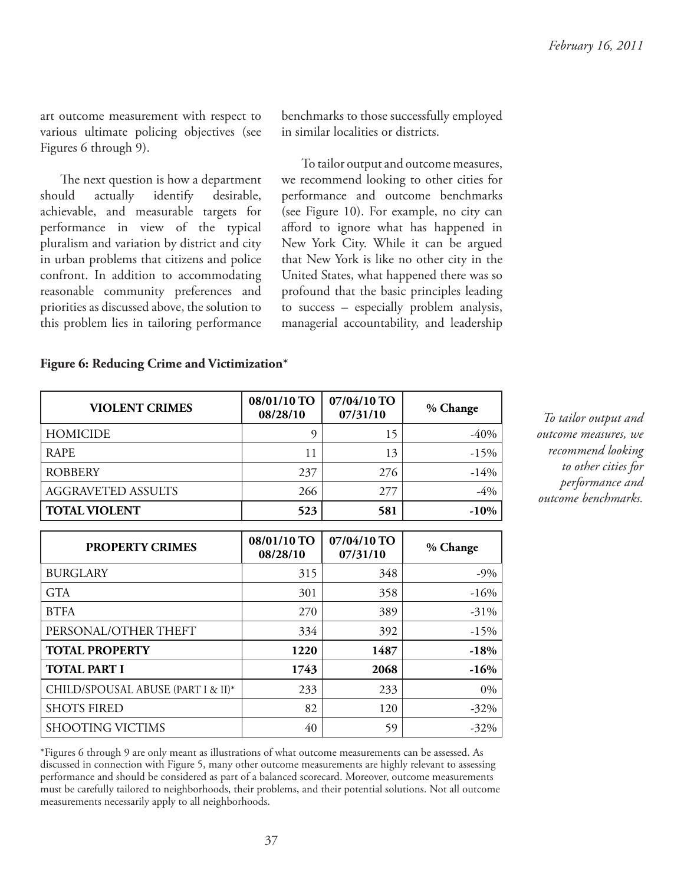art outcome measurement with respect to various ultimate policing objectives (see Figures 6 through 9).

The next question is how a department should actually identify desirable, achievable, and measurable targets for performance in view of the typical pluralism and variation by district and city in urban problems that citizens and police confront. In addition to accommodating reasonable community preferences and priorities as discussed above, the solution to this problem lies in tailoring performance benchmarks to those successfully employed in similar localities or districts.

To tailor output and outcome measures, we recommend looking to other cities for performance and outcome benchmarks (see Figure 10). For example, no city can afford to ignore what has happened in New York City. While it can be argued that New York is like no other city in the United States, what happened there was so profound that the basic principles leading to success – especially problem analysis, managerial accountability, and leadership

*To tailor output and outcome measures, we recommend looking to other cities for performance and outcome benchmarks.*

**Figure 6: Reducing Crime and Victimization***

| VIOLENT CRIMES | 08/01/10 TO 08/28/10 | 07/04/10 TO 07/31/10 | % Change |
|---|---|---|---|
| HOMICIDE | 9 | 15 | -40% |
| RAPE | 11 | 13 | -15% |
| ROBBERY | 237 | 276 | -14% |
| AGGRAVETED ASSULTS | 266 | 277 | -4% |
| **TOTAL VIOLENT** | **523** | **581** | **-10%** |

| PROPERTY CRIMES | 08/01/10 TO 08/28/10 | 07/04/10 TO 07/31/10 | % Change |
|---|---|---|---|
| BURGLARY | 315 | 348 | -9% |
| GTA | 301 | 358 | -16% |
| BTFA | 270 | 389 | -31% |
| PERSONAL/OTHER THEFT | 334 | 392 | -15% |
| **TOTAL PROPERTY** | **1220** | **1487** | **-18%** |
| **TOTAL PART I** | **1743** | **2068** | **-16%** |
| CHILD/SPOUSAL ABUSE (PART I & II)* | 233 | 233 | 0% |
| SHOTS FIRED | 82 | 120 | -32% |
| SHOOTING VICTIMS | 40 | 59 | -32% |

*Figures 6 through 9 are only meant as illustrations of what outcome measurements can be assessed. As discussed in connection with Figure 5, many other outcome measurements are highly relevant to assessing performance and should be considered as part of a balanced scorecard. Moreover, outcome measurements must be carefully tailored to neighborhoods, their problems, and their potential solutions. Not all outcome measurements necessarily apply to all neighborhoods.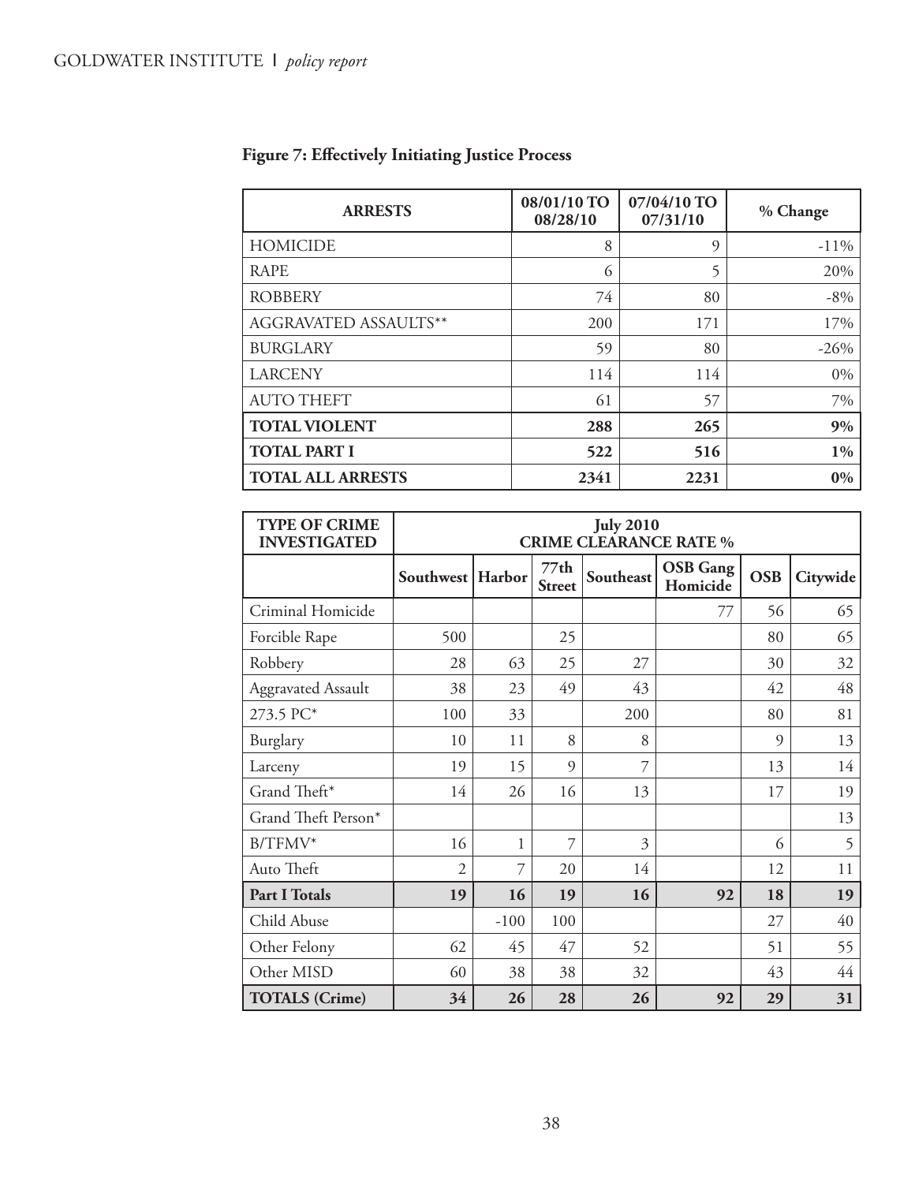**Figure 7: Effectively Initiating Justice Process**

| ARRESTS | 08/01/10 TO 08/28/10 | 07/04/10 TO 07/31/10 | % Change |
|---|---|---|---|
| HOMICIDE | 8 | 9 | -11% |
| RAPE | 6 | 5 | 20% |
| ROBBERY | 74 | 80 | -8% |
| AGGRAVATED ASSAULTS** | 200 | 171 | 17% |
| BURGLARY | 59 | 80 | -26% |
| LARCENY | 114 | 114 | 0% |
| AUTO THEFT | 61 | 57 | 7% |
| **TOTAL VIOLENT** | **288** | **265** | **9%** |
| **TOTAL PART I** | **522** | **516** | **1%** |
| **TOTAL ALL ARRESTS** | **2341** | **2231** | **0%** |

| TYPE OF CRIME INVESTIGATED | July 2010 CRIME CLEARANCE RATE % | | | | | | |
|---|---|---|---|---|---|---|---|
| | Southwest | Harbor | 77th Street | Southeast | OSB Gang Homicide | OSB | Citywide |
| Criminal Homicide | | | | | 77 | 56 | 65 |
| Forcible Rape | 500 | | 25 | | | 80 | 65 |
| Robbery | 28 | 63 | 25 | 27 | | 30 | 32 |
| Aggravated Assault | 38 | 23 | 49 | 43 | | 42 | 48 |
| 273.5 PC* | 100 | 33 | | 200 | | 80 | 81 |
| Burglary | 10 | 11 | 8 | 8 | | 9 | 13 |
| Larceny | 19 | 15 | 9 | 7 | | 13 | 14 |
| Grand Theft* | 14 | 26 | 16 | 13 | | 17 | 19 |
| Grand Theft Person* | | | | | | | 13 |
| B/TFMV* | 16 | 1 | 7 | 3 | | 6 | 5 |
| Auto Theft | 2 | 7 | 20 | 14 | | 12 | 11 |
| **Part I Totals** | **19** | **16** | **19** | **16** | **92** | **18** | **19** |
| Child Abuse | | -100 | 100 | | | 27 | 40 |
| Other Felony | 62 | 45 | 47 | 52 | | 51 | 55 |
| Other MISD | 60 | 38 | 38 | 32 | | 43 | 44 |
| **TOTALS (Crime)** | **34** | **26** | **28** | **26** | **92** | **29** | **31** |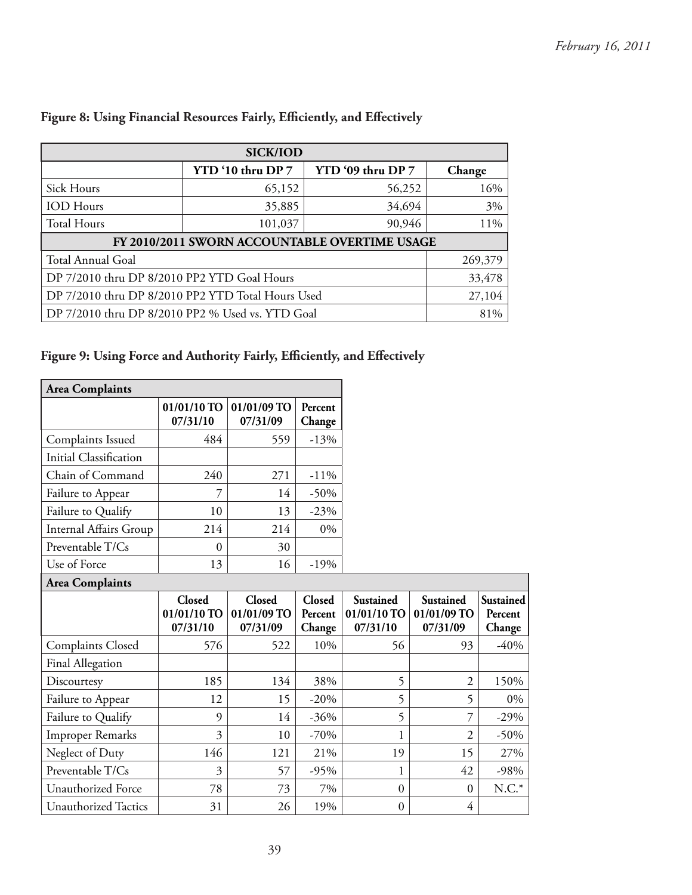*February 16, 2011*

**Figure 8: Using Financial Resources Fairly, Efficiently, and Effectively**

| SICK/IOD | | | |
|---|---|---|---|
| | YTD '10 thru DP 7 | YTD '09 thru DP 7 | Change |
| Sick Hours | 65,152 | 56,252 | 16% |
| IOD Hours | 35,885 | 34,694 | 3% |
| Total Hours | 101,037 | 90,946 | 11% |
| **FY 2010/2011 SWORN ACCOUNTABLE OVERTIME USAGE** | | | |
| Total Annual Goal | | | 269,379 |
| DP 7/2010 thru DP 8/2010 PP2 YTD Goal Hours | | | 33,478 |
| DP 7/2010 thru DP 8/2010 PP2 YTD Total Hours Used | | | 27,104 |
| DP 7/2010 thru DP 8/2010 PP2 % Used vs. YTD Goal | | | 81% |

**Figure 9: Using Force and Authority Fairly, Efficiently, and Effectively**

| Area Complaints | | | |
|---|---|---|---|
| | 01/01/10 TO 07/31/10 | 01/01/09 TO 07/31/09 | Percent Change |
| Complaints Issued | 484 | 559 | -13% |
| Initial Classification | | | |
| Chain of Command | 240 | 271 | -11% |
| Failure to Appear | 7 | 14 | -50% |
| Failure to Qualify | 10 | 13 | -23% |
| Internal Affairs Group | 214 | 214 | 0% |
| Preventable T/Cs | 0 | 30 | |
| Use of Force | 13 | 16 | -19% |

| Area Complaints | | | | | | |
|---|---|---|---|---|---|---|
| | Closed 01/01/10 TO 07/31/10 | Closed 01/01/09 TO 07/31/09 | Closed Percent Change | Sustained 01/01/10 TO 07/31/10 | Sustained 01/01/09 TO 07/31/09 | Sustained Percent Change |
| Complaints Closed | 576 | 522 | 10% | 56 | 93 | -40% |
| Final Allegation | | | | | | |
| Discourtesy | 185 | 134 | 38% | 5 | 2 | 150% |
| Failure to Appear | 12 | 15 | -20% | 5 | 5 | 0% |
| Failure to Qualify | 9 | 14 | -36% | 5 | 7 | -29% |
| Improper Remarks | 3 | 10 | -70% | 1 | 2 | -50% |
| Neglect of Duty | 146 | 121 | 21% | 19 | 15 | 27% |
| Preventable T/Cs | 3 | 57 | -95% | 1 | 42 | -98% |
| Unauthorized Force | 78 | 73 | 7% | 0 | 0 | N.C.* |
| Unauthorized Tactics | 31 | 26 | 19% | 0 | 4 | |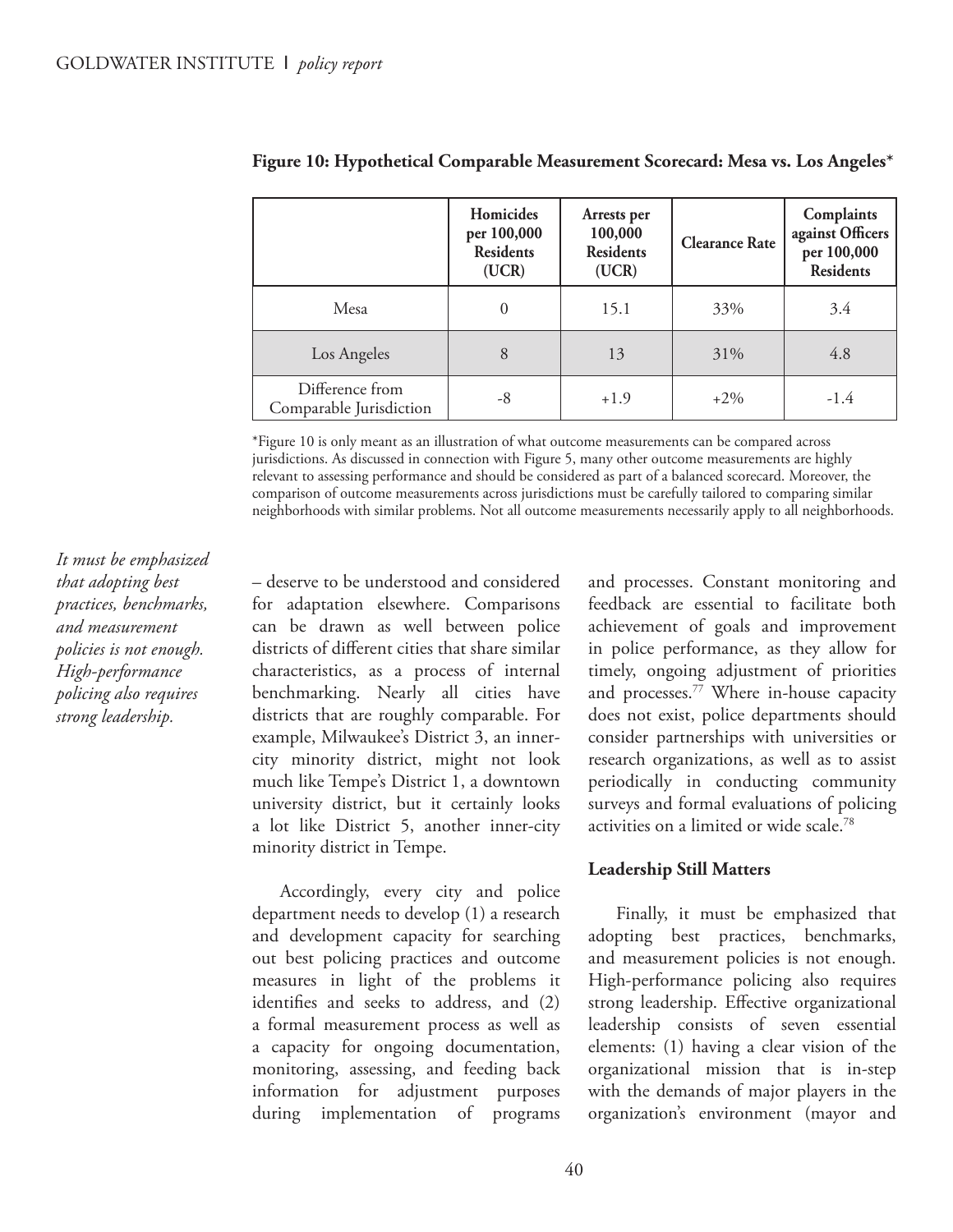**Figure 10: Hypothetical Comparable Measurement Scorecard: Mesa vs. Los Angeles***

| | Homicides per 100,000 Residents (UCR) | Arrests per 100,000 Residents (UCR) | Clearance Rate | Complaints against Officers per 100,000 Residents |
|---|---|---|---|---|
| Mesa | 0 | 15.1 | 33% | 3.4 |
| Los Angeles | 8 | 13 | 31% | 4.8 |
| Difference from Comparable Jurisdiction | -8 | +1.9 | +2% | -1.4 |

*Figure 10 is only meant as an illustration of what outcome measurements can be compared across jurisdictions. As discussed in connection with Figure 5, many other outcome measurements are highly relevant to assessing performance and should be considered as part of a balanced scorecard. Moreover, the comparison of outcome measurements across jurisdictions must be carefully tailored to comparing similar neighborhoods with similar problems. Not all outcome measurements necessarily apply to all neighborhoods.

*It must be emphasized that adopting best practices, benchmarks, and measurement policies is not enough. High-performance policing also requires strong leadership.*

– deserve to be understood and considered for adaptation elsewhere. Comparisons can be drawn as well between police districts of different cities that share similar characteristics, as a process of internal benchmarking. Nearly all cities have districts that are roughly comparable. For example, Milwaukee's District 3, an inner-city minority district, might not look much like Tempe's District 1, a downtown university district, but it certainly looks a lot like District 5, another inner-city minority district in Tempe.

Accordingly, every city and police department needs to develop (1) a research and development capacity for searching out best policing practices and outcome measures in light of the problems it identifies and seeks to address, and (2) a formal measurement process as well as a capacity for ongoing documentation, monitoring, assessing, and feeding back information for adjustment purposes during implementation of programs and processes. Constant monitoring and feedback are essential to facilitate both achievement of goals and improvement in police performance, as they allow for timely, ongoing adjustment of priorities and processes.[77] Where in-house capacity does not exist, police departments should consider partnerships with universities or research organizations, as well as to assist periodically in conducting community surveys and formal evaluations of policing activities on a limited or wide scale.[78]

### Leadership Still Matters

Finally, it must be emphasized that adopting best practices, benchmarks, and measurement policies is not enough. High-performance policing also requires strong leadership. Effective organizational leadership consists of seven essential elements: (1) having a clear vision of the organizational mission that is in-step with the demands of major players in the organization's environment (mayor and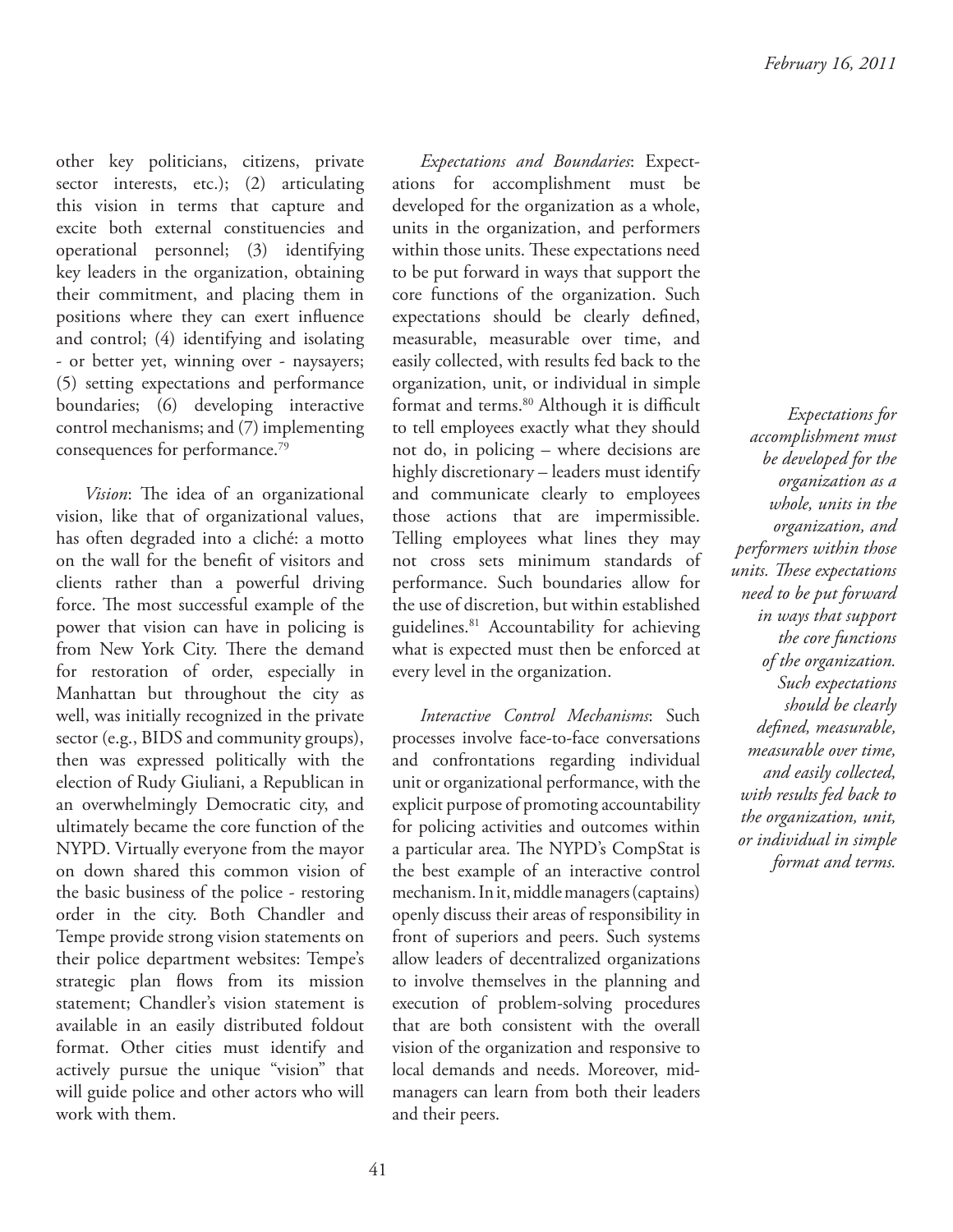other key politicians, citizens, private sector interests, etc.); (2) articulating this vision in terms that capture and excite both external constituencies and operational personnel; (3) identifying key leaders in the organization, obtaining their commitment, and placing them in positions where they can exert influence and control; (4) identifying and isolating - or better yet, winning over - naysayers; (5) setting expectations and performance boundaries; (6) developing interactive control mechanisms; and (7) implementing consequences for performance.[79]

*Vision*: The idea of an organizational vision, like that of organizational values, has often degraded into a cliché: a motto on the wall for the benefit of visitors and clients rather than a powerful driving force. The most successful example of the power that vision can have in policing is from New York City. There the demand for restoration of order, especially in Manhattan but throughout the city as well, was initially recognized in the private sector (e.g., BIDS and community groups), then was expressed politically with the election of Rudy Giuliani, a Republican in an overwhelmingly Democratic city, and ultimately became the core function of the NYPD. Virtually everyone from the mayor on down shared this common vision of the basic business of the police - restoring order in the city. Both Chandler and Tempe provide strong vision statements on their police department websites: Tempe's strategic plan flows from its mission statement; Chandler's vision statement is available in an easily distributed foldout format. Other cities must identify and actively pursue the unique "vision" that will guide police and other actors who will work with them.

*Expectations and Boundaries*: Expectations for accomplishment must be developed for the organization as a whole, units in the organization, and performers within those units. These expectations need to be put forward in ways that support the core functions of the organization. Such expectations should be clearly defined, measurable, measurable over time, and easily collected, with results fed back to the organization, unit, or individual in simple format and terms.[80] Although it is difficult to tell employees exactly what they should not do, in policing – where decisions are highly discretionary – leaders must identify and communicate clearly to employees those actions that are impermissible. Telling employees what lines they may not cross sets minimum standards of performance. Such boundaries allow for the use of discretion, but within established guidelines.[81] Accountability for achieving what is expected must then be enforced at every level in the organization.

*Interactive Control Mechanisms*: Such processes involve face-to-face conversations and confrontations regarding individual unit or organizational performance, with the explicit purpose of promoting accountability for policing activities and outcomes within a particular area. The NYPD's CompStat is the best example of an interactive control mechanism. In it, middle managers (captains) openly discuss their areas of responsibility in front of superiors and peers. Such systems allow leaders of decentralized organizations to involve themselves in the planning and execution of problem-solving procedures that are both consistent with the overall vision of the organization and responsive to local demands and needs. Moreover, mid-managers can learn from both their leaders and their peers.

*Expectations for accomplishment must be developed for the organization as a whole, units in the organization, and performers within those units. These expectations need to be put forward in ways that support the core functions of the organization. Such expectations should be clearly defined, measurable, measurable over time, and easily collected, with results fed back to the organization, unit, or individual in simple format and terms.*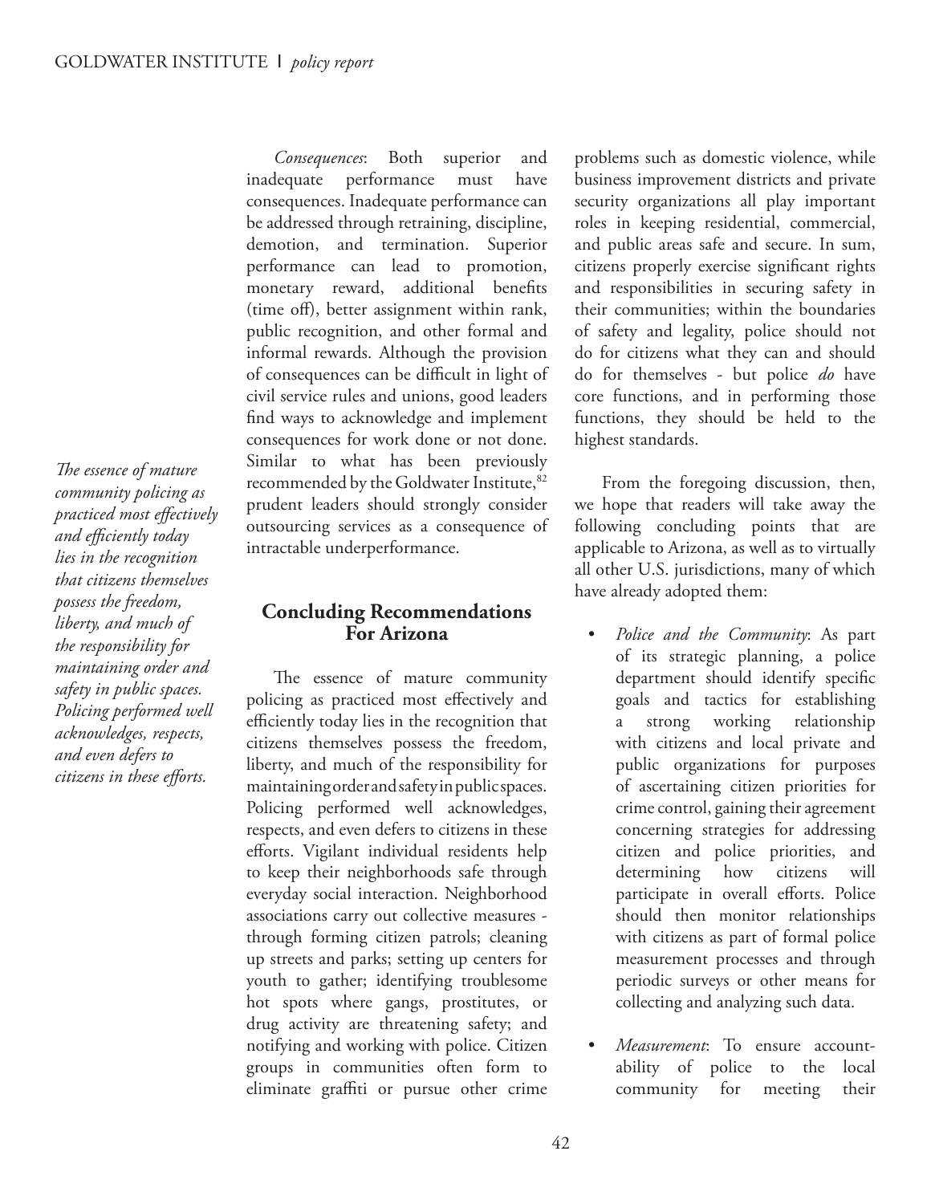*Consequences*: Both superior and inadequate performance must have consequences. Inadequate performance can be addressed through retraining, discipline, demotion, and termination. Superior performance can lead to promotion, monetary reward, additional benefits (time off), better assignment within rank, public recognition, and other formal and informal rewards. Although the provision of consequences can be difficult in light of civil service rules and unions, good leaders find ways to acknowledge and implement consequences for work done or not done. Similar to what has been previously recommended by the Goldwater Institute,[82] prudent leaders should strongly consider outsourcing services as a consequence of intractable underperformance.

*The essence of mature community policing as practiced most effectively and efficiently today lies in the recognition that citizens themselves possess the freedom, liberty, and much of the responsibility for maintaining order and safety in public spaces. Policing performed well acknowledges, respects, and even defers to citizens in these efforts.*

## Concluding Recommendations For Arizona

The essence of mature community policing as practiced most effectively and efficiently today lies in the recognition that citizens themselves possess the freedom, liberty, and much of the responsibility for maintaining order and safety in public spaces. Policing performed well acknowledges, respects, and even defers to citizens in these efforts. Vigilant individual residents help to keep their neighborhoods safe through everyday social interaction. Neighborhood associations carry out collective measures - through forming citizen patrols; cleaning up streets and parks; setting up centers for youth to gather; identifying troublesome hot spots where gangs, prostitutes, or drug activity are threatening safety; and notifying and working with police. Citizen groups in communities often form to eliminate graffiti or pursue other crime problems such as domestic violence, while business improvement districts and private security organizations all play important roles in keeping residential, commercial, and public areas safe and secure. In sum, citizens properly exercise significant rights and responsibilities in securing safety in their communities; within the boundaries of safety and legality, police should not do for citizens what they can and should do for themselves - but police *do* have core functions, and in performing those functions, they should be held to the highest standards.

From the foregoing discussion, then, we hope that readers will take away the following concluding points that are applicable to Arizona, as well as to virtually all other U.S. jurisdictions, many of which have already adopted them:

- *Police and the Community*: As part of its strategic planning, a police department should identify specific goals and tactics for establishing a strong working relationship with citizens and local private and public organizations for purposes of ascertaining citizen priorities for crime control, gaining their agreement concerning strategies for addressing citizen and police priorities, and determining how citizens will participate in overall efforts. Police should then monitor relationships with citizens as part of formal police measurement processes and through periodic surveys or other means for collecting and analyzing such data.
- *Measurement*: To ensure accountability of police to the local community for meeting their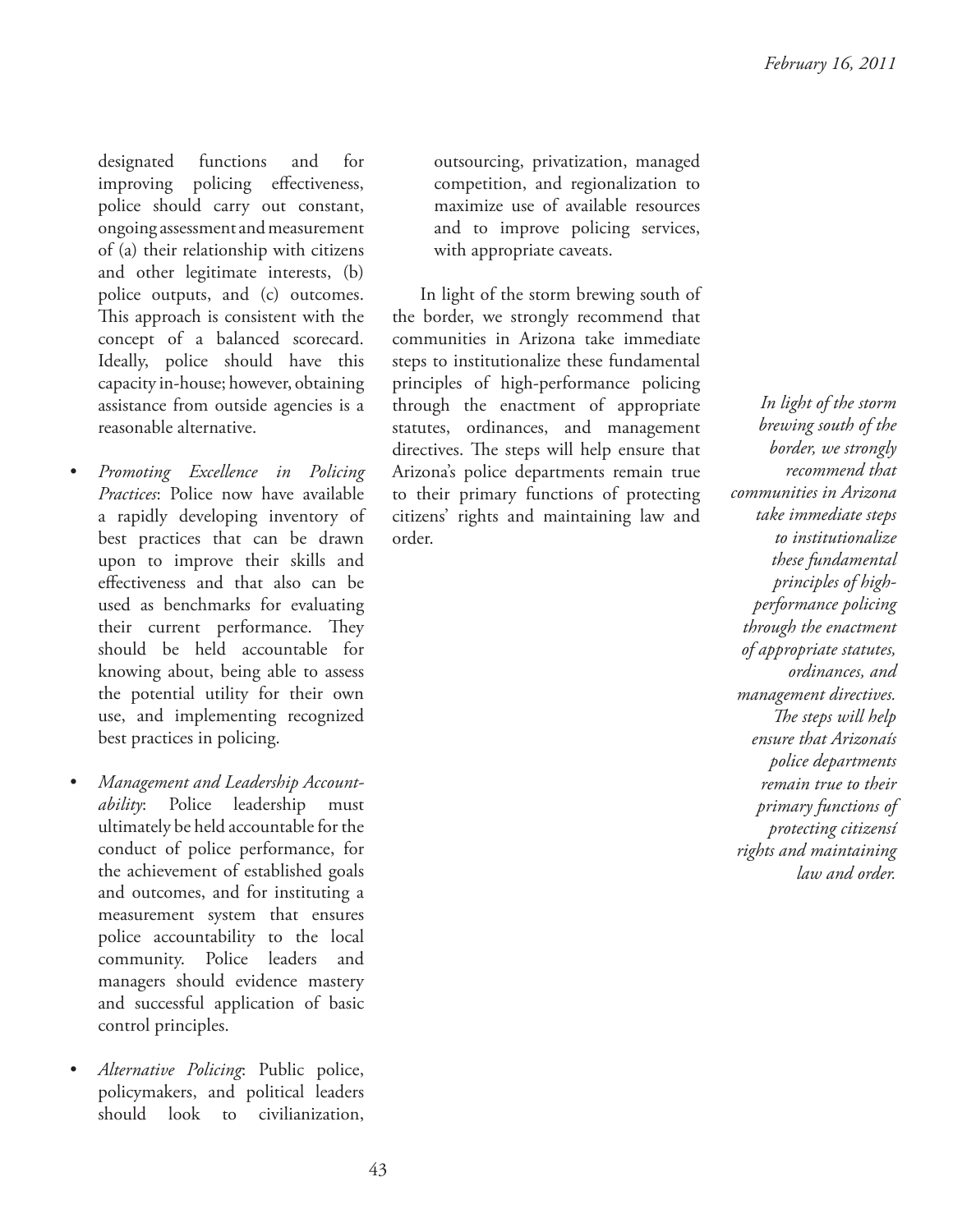designated functions and for improving policing effectiveness, police should carry out constant, ongoing assessment and measurement of (a) their relationship with citizens and other legitimate interests, (b) police outputs, and (c) outcomes. This approach is consistent with the concept of a balanced scorecard. Ideally, police should have this capacity in-house; however, obtaining assistance from outside agencies is a reasonable alternative.

- *Promoting Excellence in Policing Practices*: Police now have available a rapidly developing inventory of best practices that can be drawn upon to improve their skills and effectiveness and that also can be used as benchmarks for evaluating their current performance. They should be held accountable for knowing about, being able to assess the potential utility for their own use, and implementing recognized best practices in policing.

- *Management and Leadership Accountability*: Police leadership must ultimately be held accountable for the conduct of police performance, for the achievement of established goals and outcomes, and for instituting a measurement system that ensures police accountability to the local community. Police leaders and managers should evidence mastery and successful application of basic control principles.

- *Alternative Policing*: Public police, policymakers, and political leaders should look to civilianization, outsourcing, privatization, managed competition, and regionalization to maximize use of available resources and to improve policing services, with appropriate caveats.

In light of the storm brewing south of the border, we strongly recommend that communities in Arizona take immediate steps to institutionalize these fundamental principles of high-performance policing through the enactment of appropriate statutes, ordinances, and management directives. The steps will help ensure that Arizona's police departments remain true to their primary functions of protecting citizens' rights and maintaining law and order.

*In light of the storm brewing south of the border, we strongly recommend that communities in Arizona take immediate steps to institutionalize these fundamental principles of high-performance policing through the enactment of appropriate statutes, ordinances, and management directives. The steps will help ensure that Arizonaís police departments remain true to their primary functions of protecting citizensí rights and maintaining law and order.*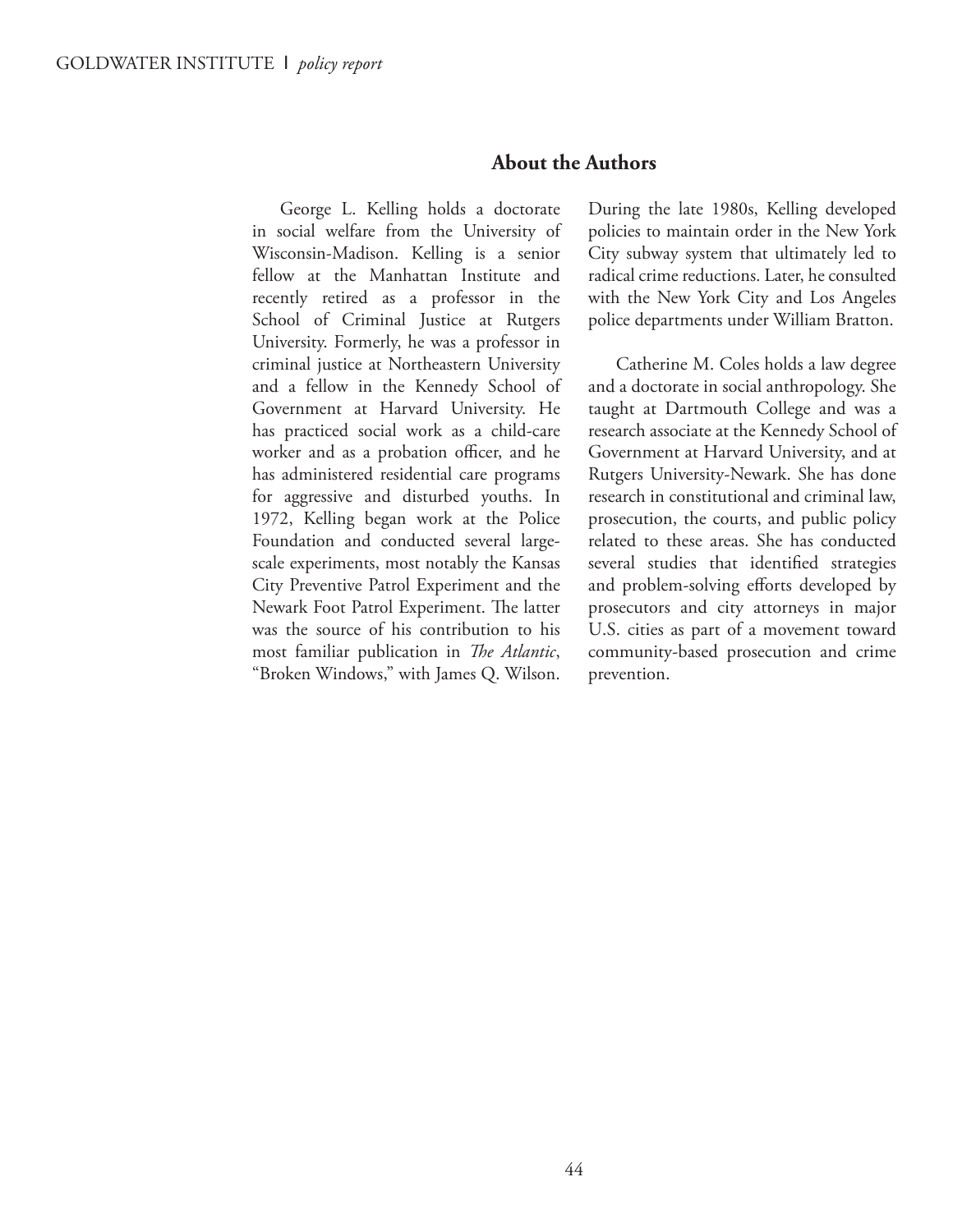## About the Authors

George L. Kelling holds a doctorate in social welfare from the University of Wisconsin-Madison. Kelling is a senior fellow at the Manhattan Institute and recently retired as a professor in the School of Criminal Justice at Rutgers University. Formerly, he was a professor in criminal justice at Northeastern University and a fellow in the Kennedy School of Government at Harvard University. He has practiced social work as a child-care worker and as a probation officer, and he has administered residential care programs for aggressive and disturbed youths. In 1972, Kelling began work at the Police Foundation and conducted several large-scale experiments, most notably the Kansas City Preventive Patrol Experiment and the Newark Foot Patrol Experiment. The latter was the source of his contribution to his most familiar publication in *The Atlantic*, "Broken Windows," with James Q. Wilson. During the late 1980s, Kelling developed policies to maintain order in the New York City subway system that ultimately led to radical crime reductions. Later, he consulted with the New York City and Los Angeles police departments under William Bratton.

Catherine M. Coles holds a law degree and a doctorate in social anthropology. She taught at Dartmouth College and was a research associate at the Kennedy School of Government at Harvard University, and at Rutgers University-Newark. She has done research in constitutional and criminal law, prosecution, the courts, and public policy related to these areas. She has conducted several studies that identified strategies and problem-solving efforts developed by prosecutors and city attorneys in major U.S. cities as part of a movement toward community-based prosecution and crime prevention.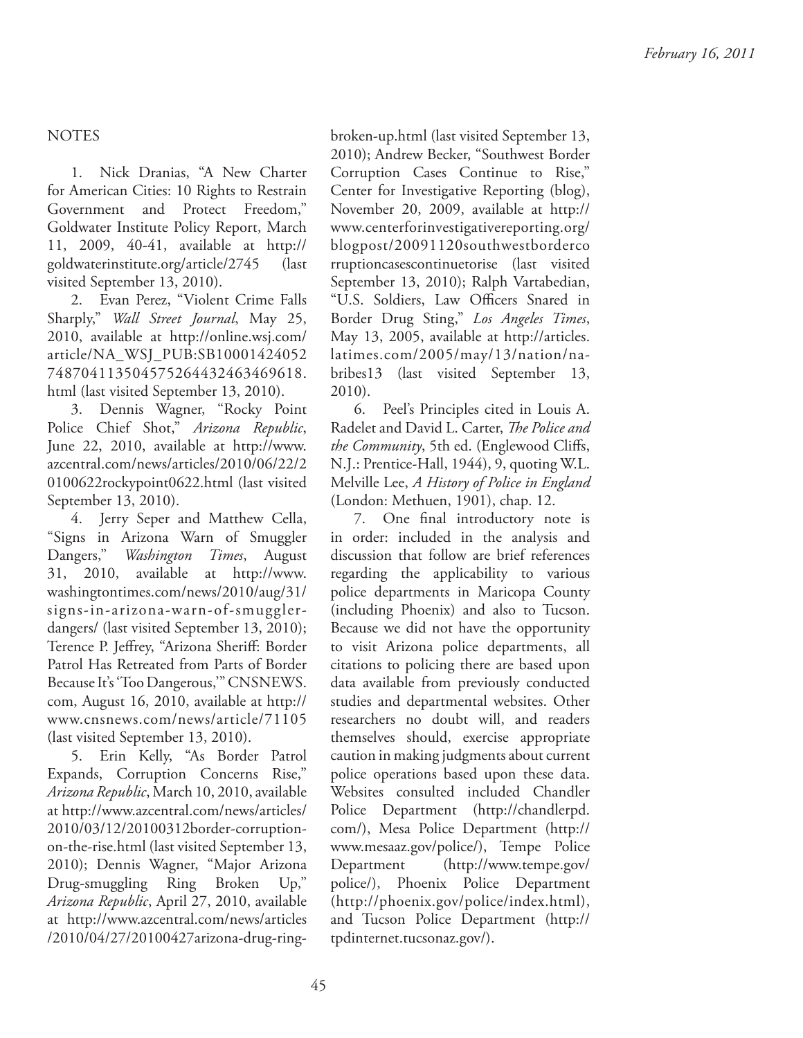## NOTES

1. Nick Dranias, "A New Charter for American Cities: 10 Rights to Restrain Government and Protect Freedom," Goldwater Institute Policy Report, March 11, 2009, 40-41, available at http://goldwaterinstitute.org/article/2745 (last visited September 13, 2010).

2. Evan Perez, "Violent Crime Falls Sharply," *Wall Street Journal*, May 25, 2010, available at http://online.wsj.com/article/NA_WSJ_PUB:SB10001424052748704113504575264432463469618.html (last visited September 13, 2010).

3. Dennis Wagner, "Rocky Point Police Chief Shot," *Arizona Republic*, June 22, 2010, available at http://www.azcentral.com/news/articles/2010/06/22/20100622rockypoint0622.html (last visited September 13, 2010).

4. Jerry Seper and Matthew Cella, "Signs in Arizona Warn of Smuggler Dangers," *Washington Times*, August 31, 2010, available at http://www.washingtontimes.com/news/2010/aug/31/signs-in-arizona-warn-of-smuggler-dangers/ (last visited September 13, 2010); Terence P. Jeffrey, "Arizona Sheriff: Border Patrol Has Retreated from Parts of Border Because It's 'Too Dangerous,'" CNSNEWS.com, August 16, 2010, available at http://www.cnsnews.com/news/article/71105 (last visited September 13, 2010).

5. Erin Kelly, "As Border Patrol Expands, Corruption Concerns Rise," *Arizona Republic*, March 10, 2010, available at http://www.azcentral.com/news/articles/2010/03/12/20100312border-corruption-on-the-rise.html (last visited September 13, 2010); Dennis Wagner, "Major Arizona Drug-smuggling Ring Broken Up," *Arizona Republic*, April 27, 2010, available at http://www.azcentral.com/news/articles/2010/04/27/20100427arizona-drug-ring-broken-up.html (last visited September 13, 2010); Andrew Becker, "Southwest Border Corruption Cases Continue to Rise," Center for Investigative Reporting (blog), November 20, 2009, available at http://www.centerforinvestigativereporting.org/blogpost/20091120southwestbordercorruptioncasescontinuetorise (last visited September 13, 2010); Ralph Vartabedian, "U.S. Soldiers, Law Officers Snared in Border Drug Sting," *Los Angeles Times*, May 13, 2005, available at http://articles.latimes.com/2005/may/13/nation/na-bribes13 (last visited September 13, 2010).

6. Peel's Principles cited in Louis A. Radelet and David L. Carter, *The Police and the Community*, 5th ed. (Englewood Cliffs, N.J.: Prentice-Hall, 1944), 9, quoting W.L. Melville Lee, *A History of Police in England* (London: Methuen, 1901), chap. 12.

7. One final introductory note is in order: included in the analysis and discussion that follow are brief references regarding the applicability to various police departments in Maricopa County (including Phoenix) and also to Tucson. Because we did not have the opportunity to visit Arizona police departments, all citations to policing there are based upon data available from previously conducted studies and departmental websites. Other researchers no doubt will, and readers themselves should, exercise appropriate caution in making judgments about current police operations based upon these data. Websites consulted included Chandler Police Department (http://chandlerpd.com/), Mesa Police Department (http://www.mesaaz.gov/police/), Tempe Police Department (http://www.tempe.gov/police/), Phoenix Police Department (http://phoenix.gov/police/index.html), and Tucson Police Department (http://tpdinternet.tucsonaz.gov/).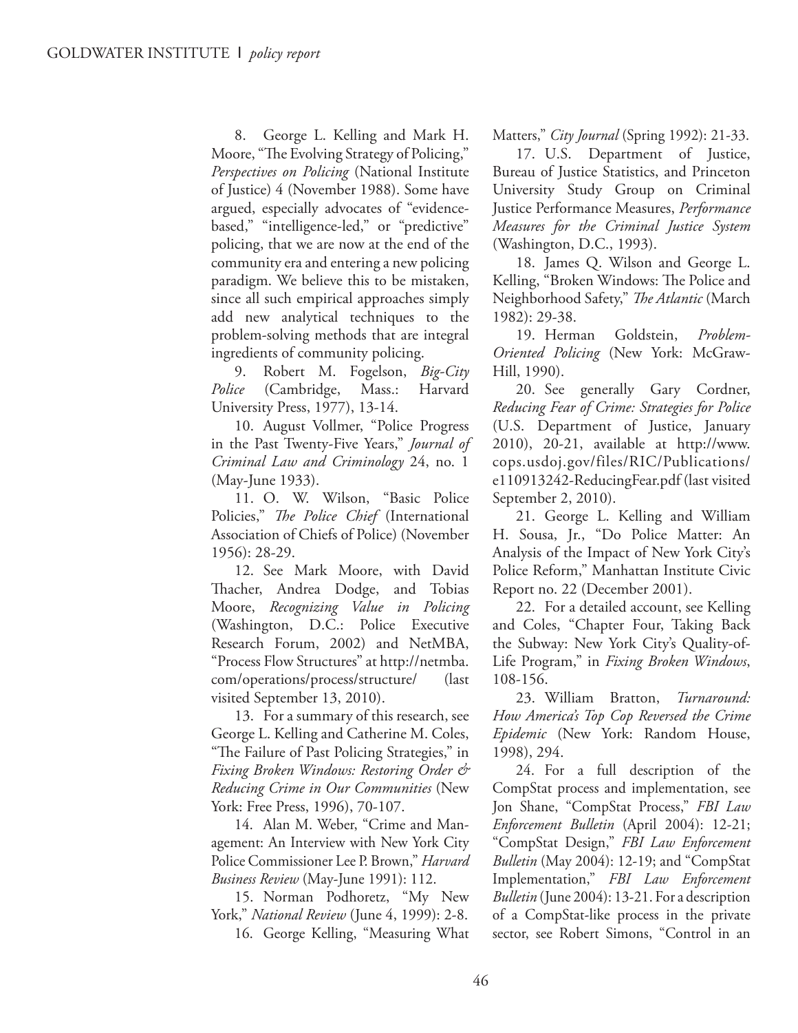8. George L. Kelling and Mark H. Moore, "The Evolving Strategy of Policing," *Perspectives on Policing* (National Institute of Justice) 4 (November 1988). Some have argued, especially advocates of "evidence-based," "intelligence-led," or "predictive" policing, that we are now at the end of the community era and entering a new policing paradigm. We believe this to be mistaken, since all such empirical approaches simply add new analytical techniques to the problem-solving methods that are integral ingredients of community policing.

9. Robert M. Fogelson, *Big-City Police* (Cambridge, Mass.: Harvard University Press, 1977), 13-14.

10. August Vollmer, "Police Progress in the Past Twenty-Five Years," *Journal of Criminal Law and Criminology* 24, no. 1 (May-June 1933).

11. O. W. Wilson, "Basic Police Policies," *The Police Chief* (International Association of Chiefs of Police) (November 1956): 28-29.

12. See Mark Moore, with David Thacher, Andrea Dodge, and Tobias Moore, *Recognizing Value in Policing* (Washington, D.C.: Police Executive Research Forum, 2002) and NetMBA, "Process Flow Structures" at http://netmba.com/operations/process/structure/ (last visited September 13, 2010).

13. For a summary of this research, see George L. Kelling and Catherine M. Coles, "The Failure of Past Policing Strategies," in *Fixing Broken Windows: Restoring Order & Reducing Crime in Our Communities* (New York: Free Press, 1996), 70-107.

14. Alan M. Weber, "Crime and Management: An Interview with New York City Police Commissioner Lee P. Brown," *Harvard Business Review* (May-June 1991): 112.

15. Norman Podhoretz, "My New York," *National Review* (June 4, 1999): 2-8.

16. George Kelling, "Measuring What Matters," *City Journal* (Spring 1992): 21-33.

17. U.S. Department of Justice, Bureau of Justice Statistics, and Princeton University Study Group on Criminal Justice Performance Measures, *Performance Measures for the Criminal Justice System* (Washington, D.C., 1993).

18. James Q. Wilson and George L. Kelling, "Broken Windows: The Police and Neighborhood Safety," *The Atlantic* (March 1982): 29-38.

19. Herman Goldstein, *Problem-Oriented Policing* (New York: McGraw-Hill, 1990).

20. See generally Gary Cordner, *Reducing Fear of Crime: Strategies for Police* (U.S. Department of Justice, January 2010), 20-21, available at http://www.cops.usdoj.gov/files/RIC/Publications/e110913242-ReducingFear.pdf (last visited September 2, 2010).

21. George L. Kelling and William H. Sousa, Jr., "Do Police Matter: An Analysis of the Impact of New York City's Police Reform," Manhattan Institute Civic Report no. 22 (December 2001).

22. For a detailed account, see Kelling and Coles, "Chapter Four, Taking Back the Subway: New York City's Quality-of-Life Program," in *Fixing Broken Windows*, 108-156.

23. William Bratton, *Turnaround: How America's Top Cop Reversed the Crime Epidemic* (New York: Random House, 1998), 294.

24. For a full description of the CompStat process and implementation, see Jon Shane, "CompStat Process," *FBI Law Enforcement Bulletin* (April 2004): 12-21; "CompStat Design," *FBI Law Enforcement Bulletin* (May 2004): 12-19; and "CompStat Implementation," *FBI Law Enforcement Bulletin* (June 2004): 13-21. For a description of a CompStat-like process in the private sector, see Robert Simons, "Control in an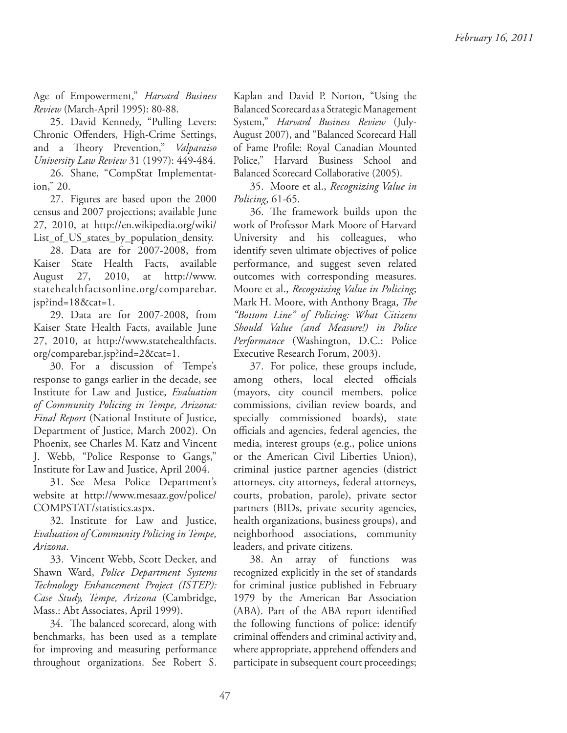Age of Empowerment," *Harvard Business Review* (March-April 1995): 80-88.

25. David Kennedy, "Pulling Levers: Chronic Offenders, High-Crime Settings, and a Theory Prevention," *Valparaiso University Law Review* 31 (1997): 449-484.

26. Shane, "CompStat Implementation," 20.

27. Figures are based upon the 2000 census and 2007 projections; available June 27, 2010, at http://en.wikipedia.org/wiki/List_of_US_states_by_population_density.

28. Data are for 2007-2008, from Kaiser State Health Facts, available August 27, 2010, at http://www.statehealthfactsonline.org/comparebar.jsp?ind=18&cat=1.

29. Data are for 2007-2008, from Kaiser State Health Facts, available June 27, 2010, at http://www.statehealthfacts.org/comparebar.jsp?ind=2&cat=1.

30. For a discussion of Tempe's response to gangs earlier in the decade, see Institute for Law and Justice, *Evaluation of Community Policing in Tempe, Arizona: Final Report* (National Institute of Justice, Department of Justice, March 2002). On Phoenix, see Charles M. Katz and Vincent J. Webb, "Police Response to Gangs," Institute for Law and Justice, April 2004.

31. See Mesa Police Department's website at http://www.mesaaz.gov/police/COMPSTAT/statistics.aspx.

32. Institute for Law and Justice, *Evaluation of Community Policing in Tempe, Arizona*.

33. Vincent Webb, Scott Decker, and Shawn Ward, *Police Department Systems Technology Enhancement Project (ISTEP): Case Study, Tempe, Arizona* (Cambridge, Mass.: Abt Associates, April 1999).

34. The balanced scorecard, along with benchmarks, has been used as a template for improving and measuring performance throughout organizations. See Robert S. Kaplan and David P. Norton, "Using the Balanced Scorecard as a Strategic Management System," *Harvard Business Review* (July-August 2007), and "Balanced Scorecard Hall of Fame Profile: Royal Canadian Mounted Police," Harvard Business School and Balanced Scorecard Collaborative (2005).

35. Moore et al., *Recognizing Value in Policing*, 61-65.

36. The framework builds upon the work of Professor Mark Moore of Harvard University and his colleagues, who identify seven ultimate objectives of police performance, and suggest seven related outcomes with corresponding measures. Moore et al., *Recognizing Value in Policing*; Mark H. Moore, with Anthony Braga, *The "Bottom Line" of Policing: What Citizens Should Value (and Measure!) in Police Performance* (Washington, D.C.: Police Executive Research Forum, 2003).

37. For police, these groups include, among others, local elected officials (mayors, city council members, police commissions, civilian review boards, and specially commissioned boards), state officials and agencies, federal agencies, the media, interest groups (e.g., police unions or the American Civil Liberties Union), criminal justice partner agencies (district attorneys, city attorneys, federal attorneys, courts, probation, parole), private sector partners (BIDs, private security agencies, health organizations, business groups), and neighborhood associations, community leaders, and private citizens.

38. An array of functions was recognized explicitly in the set of standards for criminal justice published in February 1979 by the American Bar Association (ABA). Part of the ABA report identified the following functions of police: identify criminal offenders and criminal activity and, where appropriate, apprehend offenders and participate in subsequent court proceedings;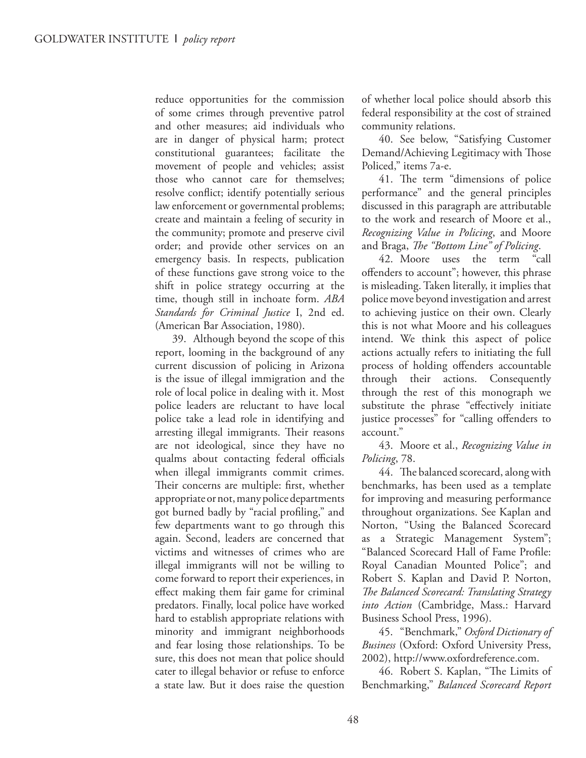reduce opportunities for the commission of some crimes through preventive patrol and other measures; aid individuals who are in danger of physical harm; protect constitutional guarantees; facilitate the movement of people and vehicles; assist those who cannot care for themselves; resolve conflict; identify potentially serious law enforcement or governmental problems; create and maintain a feeling of security in the community; promote and preserve civil order; and provide other services on an emergency basis. In respects, publication of these functions gave strong voice to the shift in police strategy occurring at the time, though still in inchoate form. *ABA Standards for Criminal Justice* I, 2nd ed. (American Bar Association, 1980).

39. Although beyond the scope of this report, looming in the background of any current discussion of policing in Arizona is the issue of illegal immigration and the role of local police in dealing with it. Most police leaders are reluctant to have local police take a lead role in identifying and arresting illegal immigrants. Their reasons are not ideological, since they have no qualms about contacting federal officials when illegal immigrants commit crimes. Their concerns are multiple: first, whether appropriate or not, many police departments got burned badly by "racial profiling," and few departments want to go through this again. Second, leaders are concerned that victims and witnesses of crimes who are illegal immigrants will not be willing to come forward to report their experiences, in effect making them fair game for criminal predators. Finally, local police have worked hard to establish appropriate relations with minority and immigrant neighborhoods and fear losing those relationships. To be sure, this does not mean that police should cater to illegal behavior or refuse to enforce a state law. But it does raise the question of whether local police should absorb this federal responsibility at the cost of strained community relations.

40. See below, "Satisfying Customer Demand/Achieving Legitimacy with Those Policed," items 7a-e.

41. The term "dimensions of police performance" and the general principles discussed in this paragraph are attributable to the work and research of Moore et al., *Recognizing Value in Policing*, and Moore and Braga, *The "Bottom Line" of Policing*.

42. Moore uses the term "call offenders to account"; however, this phrase is misleading. Taken literally, it implies that police move beyond investigation and arrest to achieving justice on their own. Clearly this is not what Moore and his colleagues intend. We think this aspect of police actions actually refers to initiating the full process of holding offenders accountable through their actions. Consequently through the rest of this monograph we substitute the phrase "effectively initiate justice processes" for "calling offenders to account."

43. Moore et al., *Recognizing Value in Policing*, 78.

44. The balanced scorecard, along with benchmarks, has been used as a template for improving and measuring performance throughout organizations. See Kaplan and Norton, "Using the Balanced Scorecard as a Strategic Management System"; "Balanced Scorecard Hall of Fame Profile: Royal Canadian Mounted Police"; and Robert S. Kaplan and David P. Norton, *The Balanced Scorecard: Translating Strategy into Action* (Cambridge, Mass.: Harvard Business School Press, 1996).

45. "Benchmark," *Oxford Dictionary of Business* (Oxford: Oxford University Press, 2002), http://www.oxfordreference.com.

46. Robert S. Kaplan, "The Limits of Benchmarking," *Balanced Scorecard Report*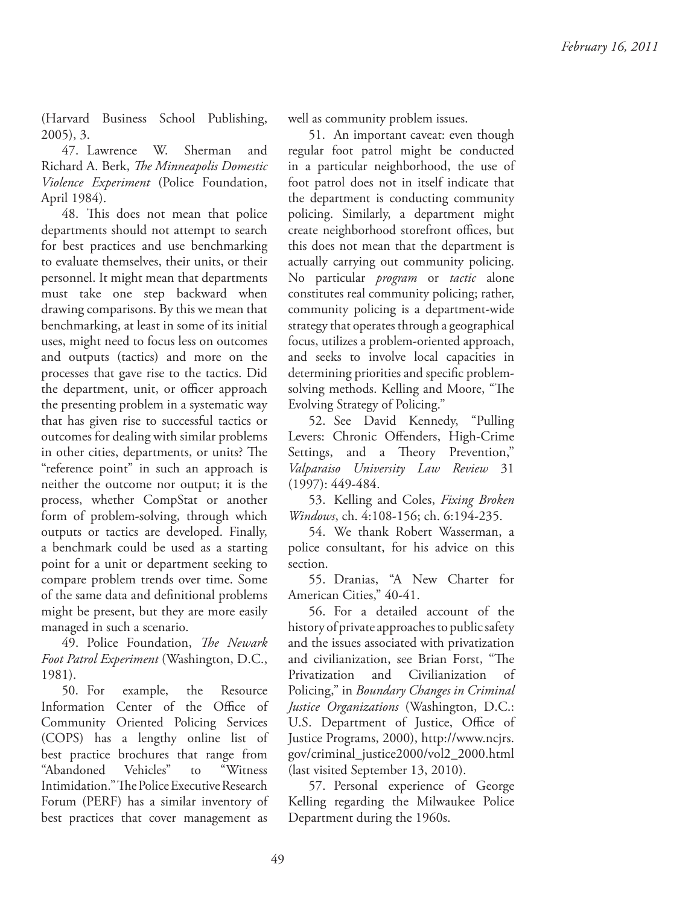(Harvard Business School Publishing, 2005), 3.

47. Lawrence W. Sherman and Richard A. Berk, *The Minneapolis Domestic Violence Experiment* (Police Foundation, April 1984).

48. This does not mean that police departments should not attempt to search for best practices and use benchmarking to evaluate themselves, their units, or their personnel. It might mean that departments must take one step backward when drawing comparisons. By this we mean that benchmarking, at least in some of its initial uses, might need to focus less on outcomes and outputs (tactics) and more on the processes that gave rise to the tactics. Did the department, unit, or officer approach the presenting problem in a systematic way that has given rise to successful tactics or outcomes for dealing with similar problems in other cities, departments, or units? The "reference point" in such an approach is neither the outcome nor output; it is the process, whether CompStat or another form of problem-solving, through which outputs or tactics are developed. Finally, a benchmark could be used as a starting point for a unit or department seeking to compare problem trends over time. Some of the same data and definitional problems might be present, but they are more easily managed in such a scenario.

49. Police Foundation, *The Newark Foot Patrol Experiment* (Washington, D.C., 1981).

50. For example, the Resource Information Center of the Office of Community Oriented Policing Services (COPS) has a lengthy online list of best practice brochures that range from "Abandoned Vehicles" to "Witness Intimidation." The Police Executive Research Forum (PERF) has a similar inventory of best practices that cover management as well as community problem issues.

51. An important caveat: even though regular foot patrol might be conducted in a particular neighborhood, the use of foot patrol does not in itself indicate that the department is conducting community policing. Similarly, a department might create neighborhood storefront offices, but this does not mean that the department is actually carrying out community policing. No particular *program* or *tactic* alone constitutes real community policing; rather, community policing is a department-wide strategy that operates through a geographical focus, utilizes a problem-oriented approach, and seeks to involve local capacities in determining priorities and specific problem-solving methods. Kelling and Moore, "The Evolving Strategy of Policing."

52. See David Kennedy, "Pulling Levers: Chronic Offenders, High-Crime Settings, and a Theory Prevention," *Valparaiso University Law Review* 31 (1997): 449-484.

53. Kelling and Coles, *Fixing Broken Windows*, ch. 4:108-156; ch. 6:194-235.

54. We thank Robert Wasserman, a police consultant, for his advice on this section.

55. Dranias, "A New Charter for American Cities," 40-41.

56. For a detailed account of the history of private approaches to public safety and the issues associated with privatization and civilianization, see Brian Forst, "The Privatization and Civilianization of Policing," in *Boundary Changes in Criminal Justice Organizations* (Washington, D.C.: U.S. Department of Justice, Office of Justice Programs, 2000), http://www.ncjrs.gov/criminal_justice2000/vol2_2000.html (last visited September 13, 2010).

57. Personal experience of George Kelling regarding the Milwaukee Police Department during the 1960s.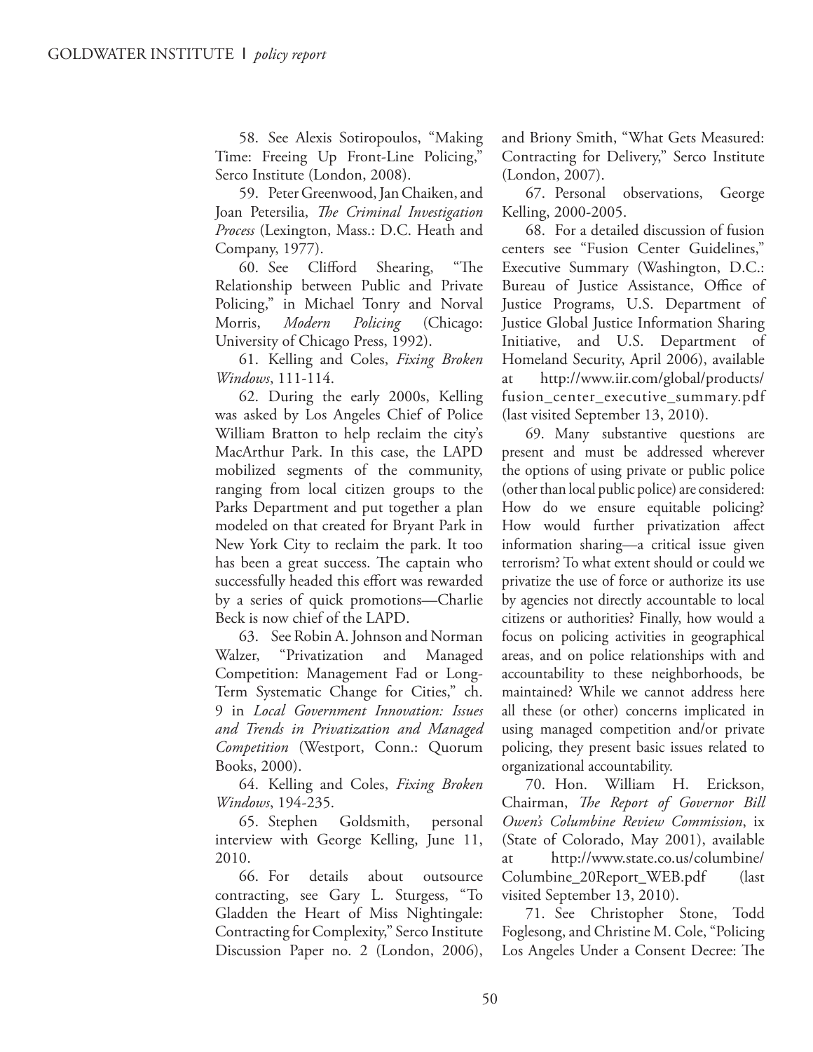58. See Alexis Sotiropoulos, "Making Time: Freeing Up Front-Line Policing," Serco Institute (London, 2008).

59. Peter Greenwood, Jan Chaiken, and Joan Petersilia, *The Criminal Investigation Process* (Lexington, Mass.: D.C. Heath and Company, 1977).

60. See Clifford Shearing, "The Relationship between Public and Private Policing," in Michael Tonry and Norval Morris, *Modern Policing* (Chicago: University of Chicago Press, 1992).

61. Kelling and Coles, *Fixing Broken Windows*, 111-114.

62. During the early 2000s, Kelling was asked by Los Angeles Chief of Police William Bratton to help reclaim the city's MacArthur Park. In this case, the LAPD mobilized segments of the community, ranging from local citizen groups to the Parks Department and put together a plan modeled on that created for Bryant Park in New York City to reclaim the park. It too has been a great success. The captain who successfully headed this effort was rewarded by a series of quick promotions—Charlie Beck is now chief of the LAPD.

63. See Robin A. Johnson and Norman Walzer, "Privatization and Managed Competition: Management Fad or Long-Term Systematic Change for Cities," ch. 9 in *Local Government Innovation: Issues and Trends in Privatization and Managed Competition* (Westport, Conn.: Quorum Books, 2000).

64. Kelling and Coles, *Fixing Broken Windows*, 194-235.

65. Stephen Goldsmith, personal interview with George Kelling, June 11, 2010.

66. For details about outsource contracting, see Gary L. Sturgess, "To Gladden the Heart of Miss Nightingale: Contracting for Complexity," Serco Institute Discussion Paper no. 2 (London, 2006), and Briony Smith, "What Gets Measured: Contracting for Delivery," Serco Institute (London, 2007).

67. Personal observations, George Kelling, 2000-2005.

68. For a detailed discussion of fusion centers see "Fusion Center Guidelines," Executive Summary (Washington, D.C.: Bureau of Justice Assistance, Office of Justice Programs, U.S. Department of Justice Global Justice Information Sharing Initiative, and U.S. Department of Homeland Security, April 2006), available at http://www.iir.com/global/products/fusion_center_executive_summary.pdf (last visited September 13, 2010).

69. Many substantive questions are present and must be addressed wherever the options of using private or public police (other than local public police) are considered: How do we ensure equitable policing? How would further privatization affect information sharing—a critical issue given terrorism? To what extent should or could we privatize the use of force or authorize its use by agencies not directly accountable to local citizens or authorities? Finally, how would a focus on policing activities in geographical areas, and on police relationships with and accountability to these neighborhoods, be maintained? While we cannot address here all these (or other) concerns implicated in using managed competition and/or private policing, they present basic issues related to organizational accountability.

70. Hon. William H. Erickson, Chairman, *The Report of Governor Bill Owen's Columbine Review Commission*, ix (State of Colorado, May 2001), available at http://www.state.co.us/columbine/Columbine_20Report_WEB.pdf (last visited September 13, 2010).

71. See Christopher Stone, Todd Foglesong, and Christine M. Cole, "Policing Los Angeles Under a Consent Decree: The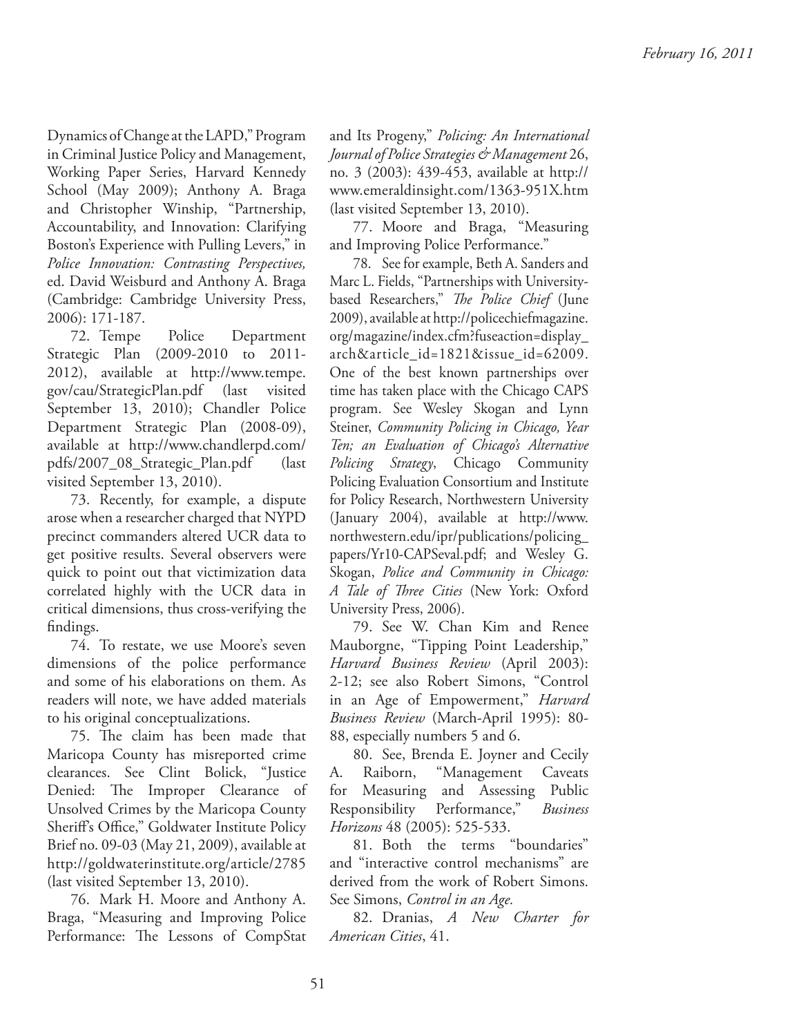Dynamics of Change at the LAPD," Program in Criminal Justice Policy and Management, Working Paper Series, Harvard Kennedy School (May 2009); Anthony A. Braga and Christopher Winship, "Partnership, Accountability, and Innovation: Clarifying Boston's Experience with Pulling Levers," in *Police Innovation: Contrasting Perspectives,* ed. David Weisburd and Anthony A. Braga (Cambridge: Cambridge University Press, 2006): 171-187.

72. Tempe Police Department Strategic Plan (2009-2010 to 2011-2012), available at http://www.tempe.gov/cau/StrategicPlan.pdf (last visited September 13, 2010); Chandler Police Department Strategic Plan (2008-09), available at http://www.chandlerpd.com/pdfs/2007_08_Strategic_Plan.pdf (last visited September 13, 2010).

73. Recently, for example, a dispute arose when a researcher charged that NYPD precinct commanders altered UCR data to get positive results. Several observers were quick to point out that victimization data correlated highly with the UCR data in critical dimensions, thus cross-verifying the findings.

74. To restate, we use Moore's seven dimensions of the police performance and some of his elaborations on them. As readers will note, we have added materials to his original conceptualizations.

75. The claim has been made that Maricopa County has misreported crime clearances. See Clint Bolick, "Justice Denied: The Improper Clearance of Unsolved Crimes by the Maricopa County Sheriff's Office," Goldwater Institute Policy Brief no. 09-03 (May 21, 2009), available at http://goldwaterinstitute.org/article/2785 (last visited September 13, 2010).

76. Mark H. Moore and Anthony A. Braga, "Measuring and Improving Police Performance: The Lessons of CompStat and Its Progeny," *Policing: An International Journal of Police Strategies & Management* 26, no. 3 (2003): 439-453, available at http://www.emeraldinsight.com/1363-951X.htm (last visited September 13, 2010).

77. Moore and Braga, "Measuring and Improving Police Performance."

78. See for example, Beth A. Sanders and Marc L. Fields, "Partnerships with University-based Researchers," *The Police Chief* (June 2009), available at http://policechiefmagazine.org/magazine/index.cfm?fuseaction=display_arch&article_id=1821&issue_id=62009. One of the best known partnerships over time has taken place with the Chicago CAPS program. See Wesley Skogan and Lynn Steiner, *Community Policing in Chicago, Year Ten; an Evaluation of Chicago's Alternative Policing Strategy*, Chicago Community Policing Evaluation Consortium and Institute for Policy Research, Northwestern University (January 2004), available at http://www.northwestern.edu/ipr/publications/policing_papers/Yr10-CAPSeval.pdf; and Wesley G. Skogan, *Police and Community in Chicago: A Tale of Three Cities* (New York: Oxford University Press, 2006).

79. See W. Chan Kim and Renee Mauborgne, "Tipping Point Leadership," *Harvard Business Review* (April 2003): 2-12; see also Robert Simons, "Control in an Age of Empowerment," *Harvard Business Review* (March-April 1995): 80-88, especially numbers 5 and 6.

80. See, Brenda E. Joyner and Cecily A. Raiborn, "Management Caveats for Measuring and Assessing Public Responsibility Performance," *Business Horizons* 48 (2005): 525-533.

81. Both the terms "boundaries" and "interactive control mechanisms" are derived from the work of Robert Simons. See Simons, *Control in an Age.*

82. Dranias, *A New Charter for American Cities*, 41.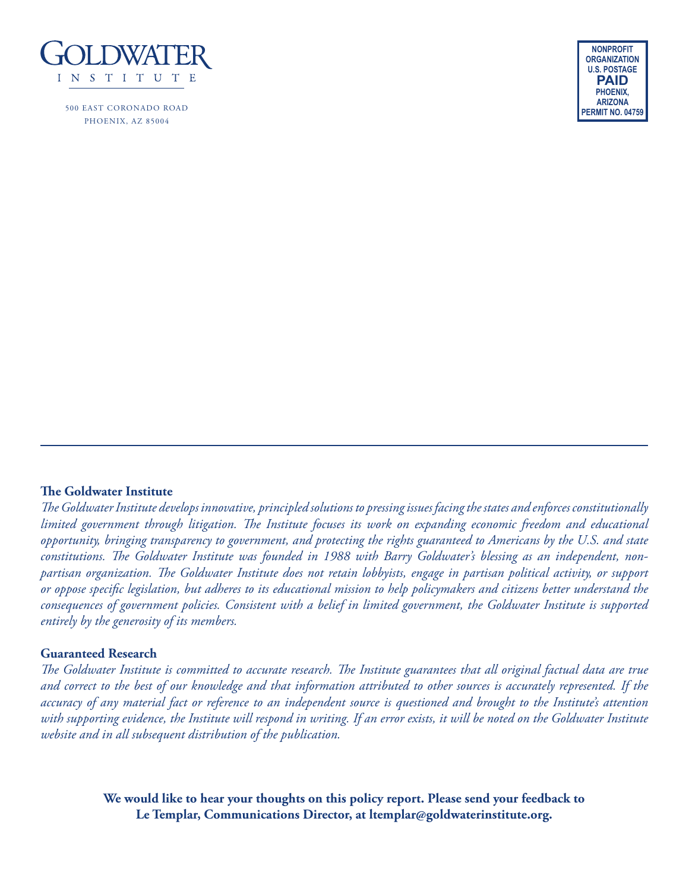GOLDWATER
INSTITUTE

500 EAST CORONADO ROAD
PHOENIX, AZ 85004

NONPROFIT
ORGANIZATION
U.S. POSTAGE
PAID
PHOENIX,
ARIZONA
PERMIT NO. 04759

---

**The Goldwater Institute**

*The Goldwater Institute develops innovative, principled solutions to pressing issues facing the states and enforces constitutionally limited government through litigation. The Institute focuses its work on expanding economic freedom and educational opportunity, bringing transparency to government, and protecting the rights guaranteed to Americans by the U.S. and state constitutions. The Goldwater Institute was founded in 1988 with Barry Goldwater's blessing as an independent, non-partisan organization. The Goldwater Institute does not retain lobbyists, engage in partisan political activity, or support or oppose specific legislation, but adheres to its educational mission to help policymakers and citizens better understand the consequences of government policies. Consistent with a belief in limited government, the Goldwater Institute is supported entirely by the generosity of its members.*

**Guaranteed Research**

*The Goldwater Institute is committed to accurate research. The Institute guarantees that all original factual data are true and correct to the best of our knowledge and that information attributed to other sources is accurately represented. If the accuracy of any material fact or reference to an independent source is questioned and brought to the Institute's attention with supporting evidence, the Institute will respond in writing. If an error exists, it will be noted on the Goldwater Institute website and in all subsequent distribution of the publication.*

**We would like to hear your thoughts on this policy report. Please send your feedback to Le Templar, Communications Director, at ltemplar@goldwaterinstitute.org.**